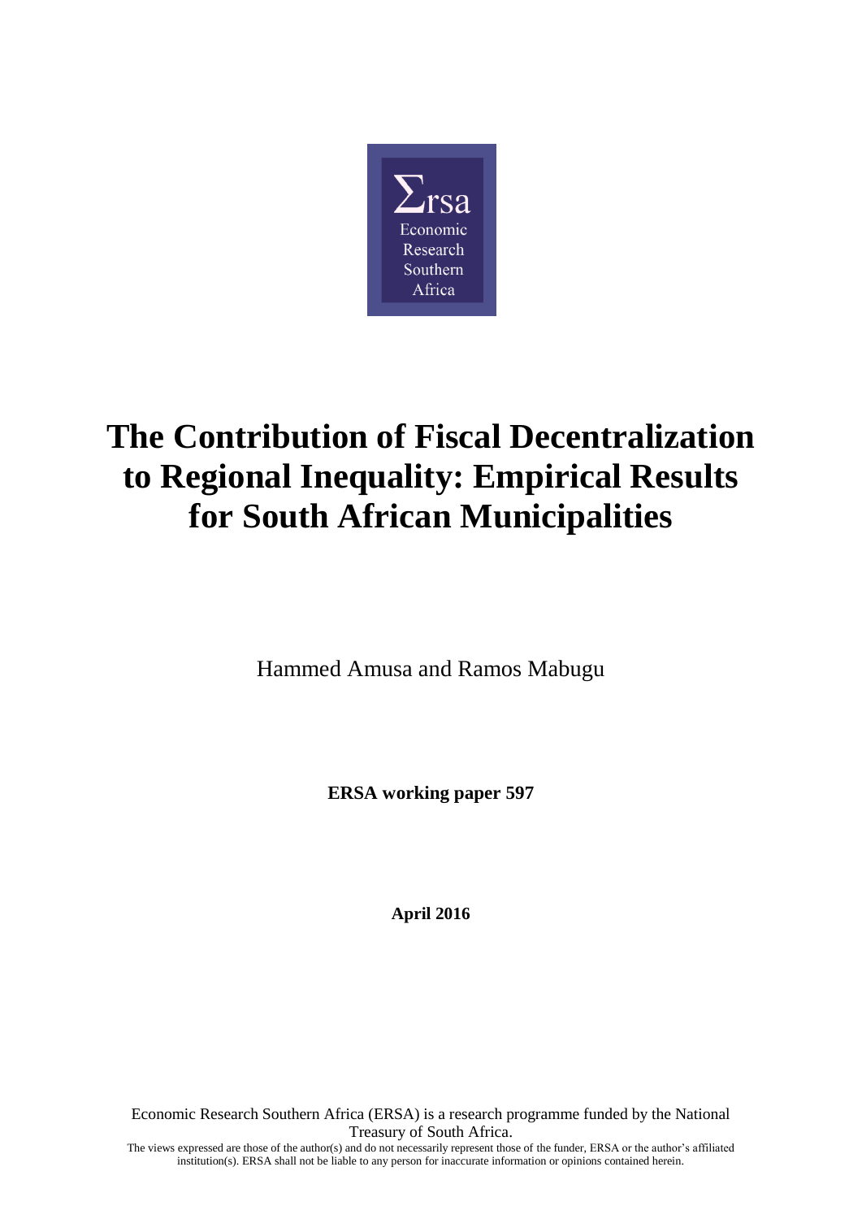Σrsa
Economic
Research
Southern
Africa

# The Contribution of Fiscal Decentralization to Regional Inequality: Empirical Results for South African Municipalities

Hammed Amusa and Ramos Mabugu

**ERSA working paper 597**

**April 2016**

Economic Research Southern Africa (ERSA) is a research programme funded by the National Treasury of South Africa.

The views expressed are those of the author(s) and do not necessarily represent those of the funder, ERSA or the author's affiliated institution(s). ERSA shall not be liable to any person for inaccurate information or opinions contained herein.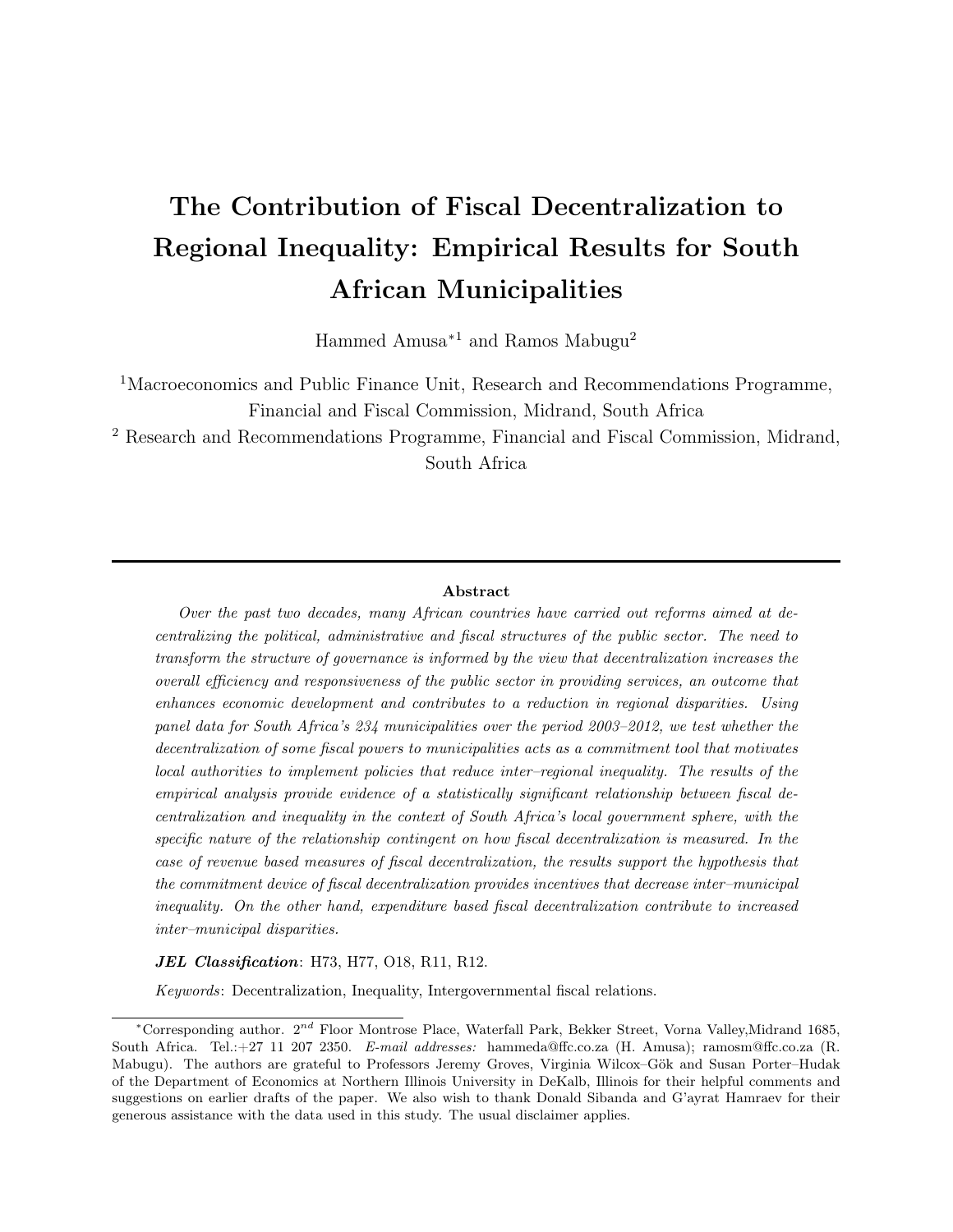# The Contribution of Fiscal Decentralization to Regional Inequality: Empirical Results for South African Municipalities

Hammed Amusa*[1] and Ramos Mabugu[2]

[1]Macroeconomics and Public Finance Unit, Research and Recommendations Programme, Financial and Fiscal Commission, Midrand, South Africa

[2] Research and Recommendations Programme, Financial and Fiscal Commission, Midrand, South Africa

---

**Abstract**

*Over the past two decades, many African countries have carried out reforms aimed at decentralizing the political, administrative and fiscal structures of the public sector. The need to transform the structure of governance is informed by the view that decentralization increases the overall efficiency and responsiveness of the public sector in providing services, an outcome that enhances economic development and contributes to a reduction in regional disparities. Using panel data for South Africa's 234 municipalities over the period 2003–2012, we test whether the decentralization of some fiscal powers to municipalities acts as a commitment tool that motivates local authorities to implement policies that reduce inter–regional inequality. The results of the empirical analysis provide evidence of a statistically significant relationship between fiscal decentralization and inequality in the context of South Africa's local government sphere, with the specific nature of the relationship contingent on how fiscal decentralization is measured. In the case of revenue based measures of fiscal decentralization, the results support the hypothesis that the commitment device of fiscal decentralization provides incentives that decrease inter–municipal inequality. On the other hand, expenditure based fiscal decentralization contribute to increased inter–municipal disparities.*

***JEL Classification***: H73, H77, O18, R11, R12.

*Keywords*: Decentralization, Inequality, Intergovernmental fiscal relations.

---

*Corresponding author. 2$^{nd}$ Floor Montrose Place, Waterfall Park, Bekker Street, Vorna Valley,Midrand 1685, South Africa. Tel.:+27 11 207 2350. *E-mail addresses:* hammeda@ffc.co.za (H. Amusa); ramosm@ffc.co.za (R. Mabugu). The authors are grateful to Professors Jeremy Groves, Virginia Wilcox–Gök and Susan Porter–Hudak of the Department of Economics at Northern Illinois University in DeKalb, Illinois for their helpful comments and suggestions on earlier drafts of the paper. We also wish to thank Donald Sibanda and G'ayrat Hamraev for their generous assistance with the data used in this study. The usual disclaimer applies.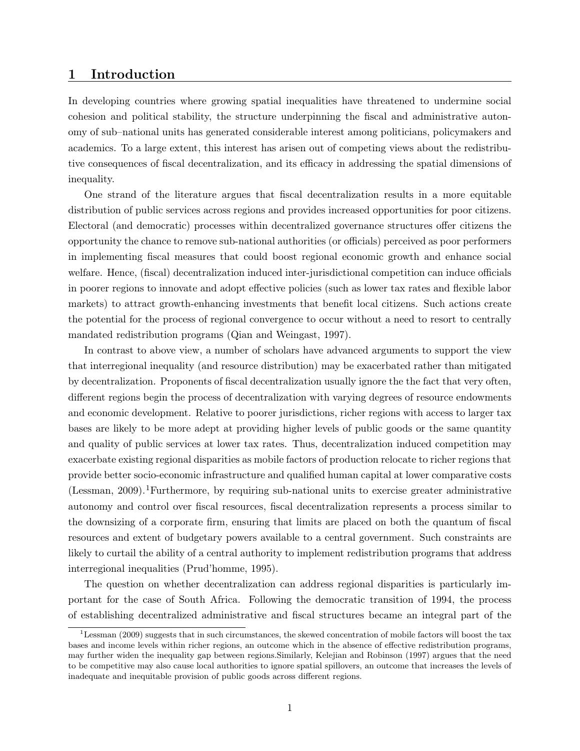## 1 Introduction

In developing countries where growing spatial inequalities have threatened to undermine social cohesion and political stability, the structure underpinning the fiscal and administrative autonomy of sub–national units has generated considerable interest among politicians, policymakers and academics. To a large extent, this interest has arisen out of competing views about the redistributive consequences of fiscal decentralization, and its efficacy in addressing the spatial dimensions of inequality.

One strand of the literature argues that fiscal decentralization results in a more equitable distribution of public services across regions and provides increased opportunities for poor citizens. Electoral (and democratic) processes within decentralized governance structures offer citizens the opportunity the chance to remove sub-national authorities (or officials) perceived as poor performers in implementing fiscal measures that could boost regional economic growth and enhance social welfare. Hence, (fiscal) decentralization induced inter-jurisdictional competition can induce officials in poorer regions to innovate and adopt effective policies (such as lower tax rates and flexible labor markets) to attract growth-enhancing investments that benefit local citizens. Such actions create the potential for the process of regional convergence to occur without a need to resort to centrally mandated redistribution programs (Qian and Weingast, 1997).

In contrast to above view, a number of scholars have advanced arguments to support the view that interregional inequality (and resource distribution) may be exacerbated rather than mitigated by decentralization. Proponents of fiscal decentralization usually ignore the the fact that very often, different regions begin the process of decentralization with varying degrees of resource endowments and economic development. Relative to poorer jurisdictions, richer regions with access to larger tax bases are likely to be more adept at providing higher levels of public goods or the same quantity and quality of public services at lower tax rates. Thus, decentralization induced competition may exacerbate existing regional disparities as mobile factors of production relocate to richer regions that provide better socio-economic infrastructure and qualified human capital at lower comparative costs (Lessman, 2009).[1]Furthermore, by requiring sub-national units to exercise greater administrative autonomy and control over fiscal resources, fiscal decentralization represents a process similar to the downsizing of a corporate firm, ensuring that limits are placed on both the quantum of fiscal resources and extent of budgetary powers available to a central government. Such constraints are likely to curtail the ability of a central authority to implement redistribution programs that address interregional inequalities (Prud'homme, 1995).

The question on whether decentralization can address regional disparities is particularly important for the case of South Africa. Following the democratic transition of 1994, the process of establishing decentralized administrative and fiscal structures became an integral part of the

[1] Lessman (2009) suggests that in such circumstances, the skewed concentration of mobile factors will boost the tax bases and income levels within richer regions, an outcome which in the absence of effective redistribution programs, may further widen the inequality gap between regions.Similarly, Kelejian and Robinson (1997) argues that the need to be competitive may also cause local authorities to ignore spatial spillovers, an outcome that increases the levels of inadequate and inequitable provision of public goods across different regions.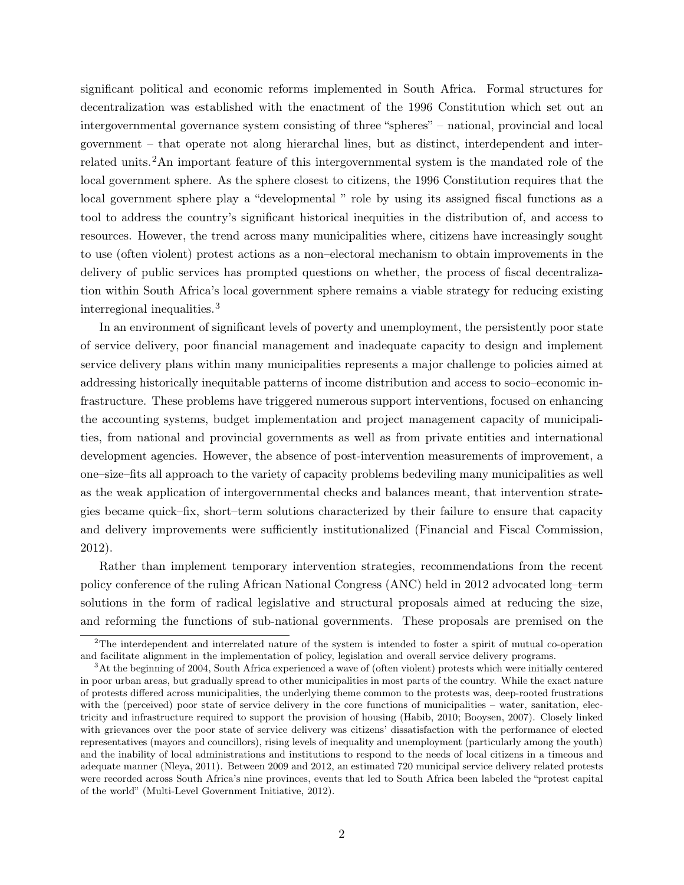significant political and economic reforms implemented in South Africa. Formal structures for decentralization was established with the enactment of the 1996 Constitution which set out an intergovernmental governance system consisting of three "spheres" – national, provincial and local government – that operate not along hierarchal lines, but as distinct, interdependent and interrelated units.[2] An important feature of this intergovernmental system is the mandated role of the local government sphere. As the sphere closest to citizens, the 1996 Constitution requires that the local government sphere play a "developmental " role by using its assigned fiscal functions as a tool to address the country's significant historical inequities in the distribution of, and access to resources. However, the trend across many municipalities where, citizens have increasingly sought to use (often violent) protest actions as a non–electoral mechanism to obtain improvements in the delivery of public services has prompted questions on whether, the process of fiscal decentralization within South Africa's local government sphere remains a viable strategy for reducing existing interregional inequalities.[3]

In an environment of significant levels of poverty and unemployment, the persistently poor state of service delivery, poor financial management and inadequate capacity to design and implement service delivery plans within many municipalities represents a major challenge to policies aimed at addressing historically inequitable patterns of income distribution and access to socio–economic infrastructure. These problems have triggered numerous support interventions, focused on enhancing the accounting systems, budget implementation and project management capacity of municipalities, from national and provincial governments as well as from private entities and international development agencies. However, the absence of post-intervention measurements of improvement, a one–size–fits all approach to the variety of capacity problems bedeviling many municipalities as well as the weak application of intergovernmental checks and balances meant, that intervention strategies became quick–fix, short–term solutions characterized by their failure to ensure that capacity and delivery improvements were sufficiently institutionalized (Financial and Fiscal Commission, 2012).

Rather than implement temporary intervention strategies, recommendations from the recent policy conference of the ruling African National Congress (ANC) held in 2012 advocated long–term solutions in the form of radical legislative and structural proposals aimed at reducing the size, and reforming the functions of sub-national governments. These proposals are premised on the

---

[2] The interdependent and interrelated nature of the system is intended to foster a spirit of mutual co-operation and facilitate alignment in the implementation of policy, legislation and overall service delivery programs.

[3] At the beginning of 2004, South Africa experienced a wave of (often violent) protests which were initially centered in poor urban areas, but gradually spread to other municipalities in most parts of the country. While the exact nature of protests differed across municipalities, the underlying theme common to the protests was, deep-rooted frustrations with the (perceived) poor state of service delivery in the core functions of municipalities – water, sanitation, electricity and infrastructure required to support the provision of housing (Habib, 2010; Booysen, 2007). Closely linked with grievances over the poor state of service delivery was citizens' dissatisfaction with the performance of elected representatives (mayors and councillors), rising levels of inequality and unemployment (particularly among the youth) and the inability of local administrations and institutions to respond to the needs of local citizens in a timeous and adequate manner (Nleya, 2011). Between 2009 and 2012, an estimated 720 municipal service delivery related protests were recorded across South Africa's nine provinces, events that led to South Africa been labeled the "protest capital of the world" (Multi-Level Government Initiative, 2012).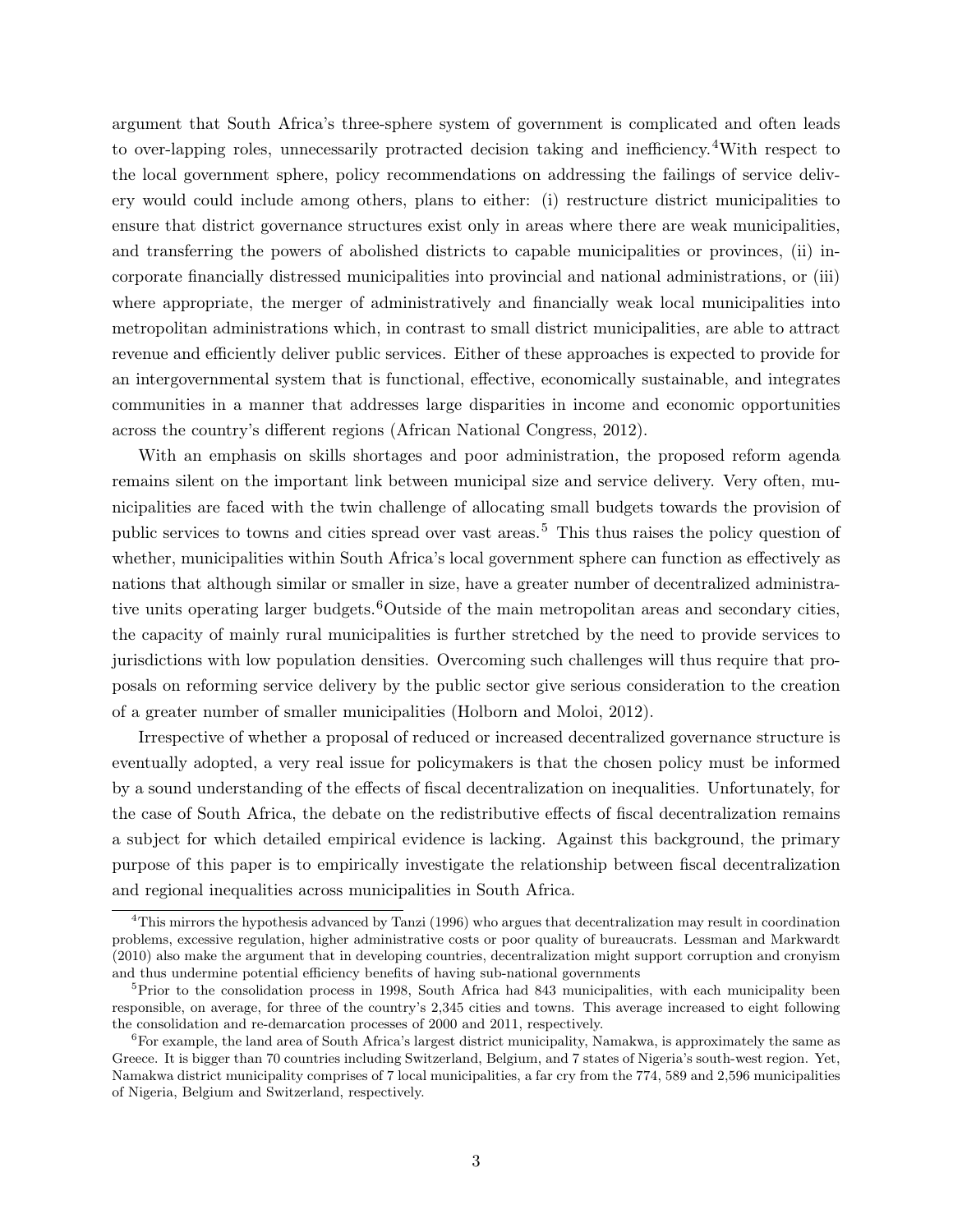argument that South Africa's three-sphere system of government is complicated and often leads to over-lapping roles, unnecessarily protracted decision taking and inefficiency.[4]With respect to the local government sphere, policy recommendations on addressing the failings of service delivery would could include among others, plans to either: (i) restructure district municipalities to ensure that district governance structures exist only in areas where there are weak municipalities, and transferring the powers of abolished districts to capable municipalities or provinces, (ii) incorporate financially distressed municipalities into provincial and national administrations, or (iii) where appropriate, the merger of administratively and financially weak local municipalities into metropolitan administrations which, in contrast to small district municipalities, are able to attract revenue and efficiently deliver public services. Either of these approaches is expected to provide for an intergovernmental system that is functional, effective, economically sustainable, and integrates communities in a manner that addresses large disparities in income and economic opportunities across the country's different regions (African National Congress, 2012).

With an emphasis on skills shortages and poor administration, the proposed reform agenda remains silent on the important link between municipal size and service delivery. Very often, municipalities are faced with the twin challenge of allocating small budgets towards the provision of public services to towns and cities spread over vast areas.[5] This thus raises the policy question of whether, municipalities within South Africa's local government sphere can function as effectively as nations that although similar or smaller in size, have a greater number of decentralized administrative units operating larger budgets.[6]Outside of the main metropolitan areas and secondary cities, the capacity of mainly rural municipalities is further stretched by the need to provide services to jurisdictions with low population densities. Overcoming such challenges will thus require that proposals on reforming service delivery by the public sector give serious consideration to the creation of a greater number of smaller municipalities (Holborn and Moloi, 2012).

Irrespective of whether a proposal of reduced or increased decentralized governance structure is eventually adopted, a very real issue for policymakers is that the chosen policy must be informed by a sound understanding of the effects of fiscal decentralization on inequalities. Unfortunately, for the case of South Africa, the debate on the redistributive effects of fiscal decentralization remains a subject for which detailed empirical evidence is lacking. Against this background, the primary purpose of this paper is to empirically investigate the relationship between fiscal decentralization and regional inequalities across municipalities in South Africa.

[4]This mirrors the hypothesis advanced by Tanzi (1996) who argues that decentralization may result in coordination problems, excessive regulation, higher administrative costs or poor quality of bureaucrats. Lessman and Markwardt (2010) also make the argument that in developing countries, decentralization might support corruption and cronyism and thus undermine potential efficiency benefits of having sub-national governments

[5]Prior to the consolidation process in 1998, South Africa had 843 municipalities, with each municipality been responsible, on average, for three of the country's 2,345 cities and towns. This average increased to eight following the consolidation and re-demarcation processes of 2000 and 2011, respectively.

[6]For example, the land area of South Africa's largest district municipality, Namakwa, is approximately the same as Greece. It is bigger than 70 countries including Switzerland, Belgium, and 7 states of Nigeria's south-west region. Yet, Namakwa district municipality comprises of 7 local municipalities, a far cry from the 774, 589 and 2,596 municipalities of Nigeria, Belgium and Switzerland, respectively.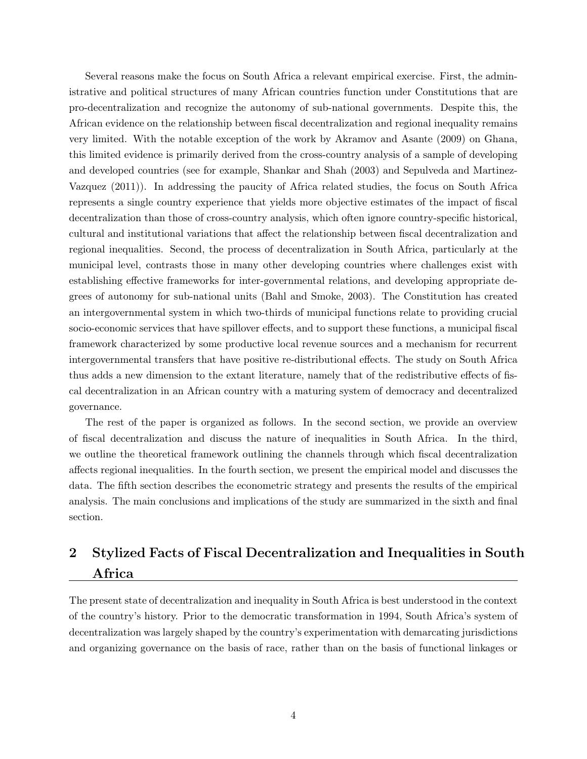Several reasons make the focus on South Africa a relevant empirical exercise. First, the administrative and political structures of many African countries function under Constitutions that are pro-decentralization and recognize the autonomy of sub-national governments. Despite this, the African evidence on the relationship between fiscal decentralization and regional inequality remains very limited. With the notable exception of the work by Akramov and Asante (2009) on Ghana, this limited evidence is primarily derived from the cross-country analysis of a sample of developing and developed countries (see for example, Shankar and Shah (2003) and Sepulveda and Martinez-Vazquez (2011)). In addressing the paucity of Africa related studies, the focus on South Africa represents a single country experience that yields more objective estimates of the impact of fiscal decentralization than those of cross-country analysis, which often ignore country-specific historical, cultural and institutional variations that affect the relationship between fiscal decentralization and regional inequalities. Second, the process of decentralization in South Africa, particularly at the municipal level, contrasts those in many other developing countries where challenges exist with establishing effective frameworks for inter-governmental relations, and developing appropriate degrees of autonomy for sub-national units (Bahl and Smoke, 2003). The Constitution has created an intergovernmental system in which two-thirds of municipal functions relate to providing crucial socio-economic services that have spillover effects, and to support these functions, a municipal fiscal framework characterized by some productive local revenue sources and a mechanism for recurrent intergovernmental transfers that have positive re-distributional effects. The study on South Africa thus adds a new dimension to the extant literature, namely that of the redistributive effects of fiscal decentralization in an African country with a maturing system of democracy and decentralized governance.

The rest of the paper is organized as follows. In the second section, we provide an overview of fiscal decentralization and discuss the nature of inequalities in South Africa. In the third, we outline the theoretical framework outlining the channels through which fiscal decentralization affects regional inequalities. In the fourth section, we present the empirical model and discusses the data. The fifth section describes the econometric strategy and presents the results of the empirical analysis. The main conclusions and implications of the study are summarized in the sixth and final section.

## 2 Stylized Facts of Fiscal Decentralization and Inequalities in South Africa

The present state of decentralization and inequality in South Africa is best understood in the context of the country's history. Prior to the democratic transformation in 1994, South Africa's system of decentralization was largely shaped by the country's experimentation with demarcating jurisdictions and organizing governance on the basis of race, rather than on the basis of functional linkages or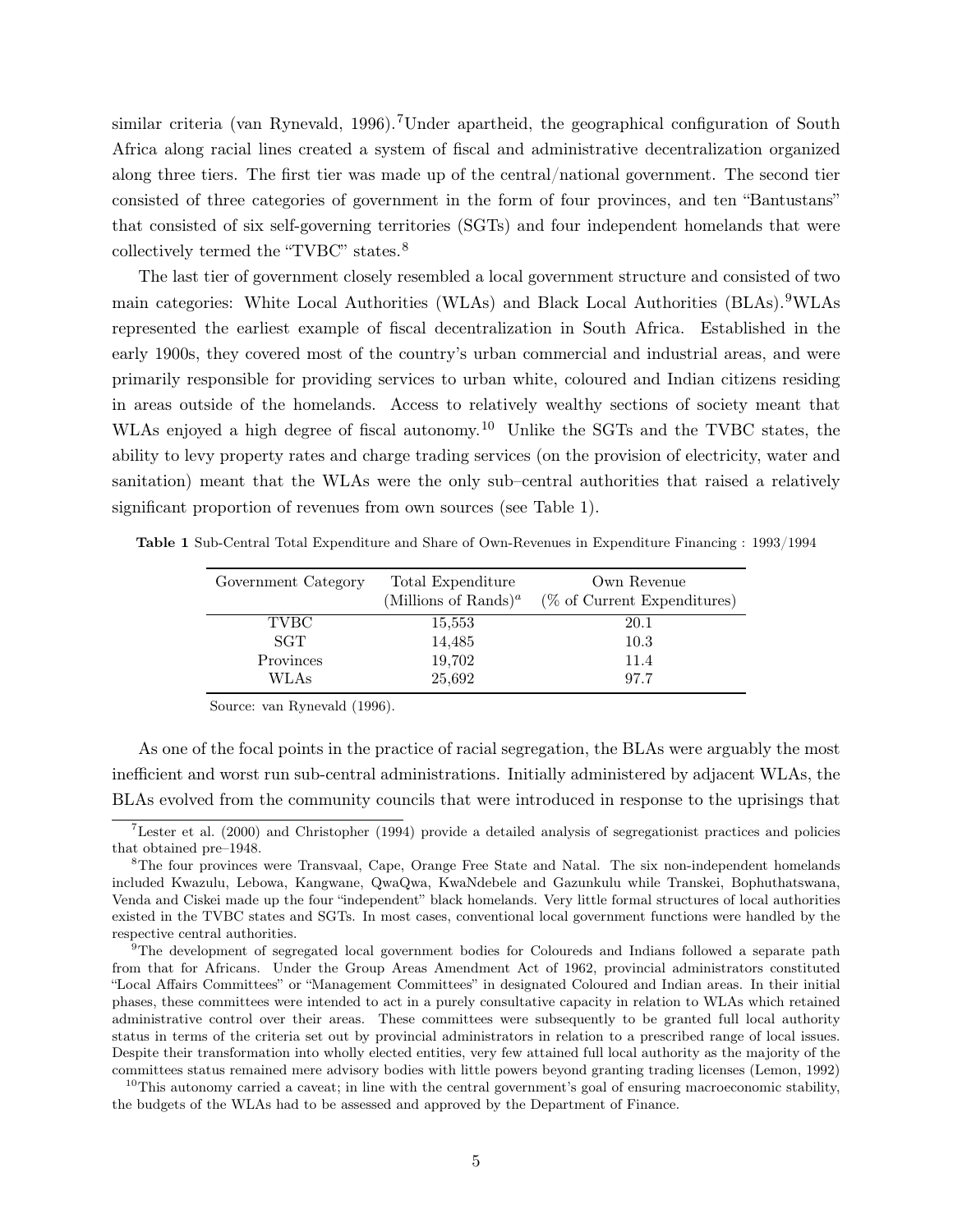similar criteria (van Rynevald, 1996).[7] Under apartheid, the geographical configuration of South Africa along racial lines created a system of fiscal and administrative decentralization organized along three tiers. The first tier was made up of the central/national government. The second tier consisted of three categories of government in the form of four provinces, and ten "Bantustans" that consisted of six self-governing territories (SGTs) and four independent homelands that were collectively termed the "TVBC" states.[8]

The last tier of government closely resembled a local government structure and consisted of two main categories: White Local Authorities (WLAs) and Black Local Authorities (BLAs).[9] WLAs represented the earliest example of fiscal decentralization in South Africa. Established in the early 1900s, they covered most of the country's urban commercial and industrial areas, and were primarily responsible for providing services to urban white, coloured and Indian citizens residing in areas outside of the homelands. Access to relatively wealthy sections of society meant that WLAs enjoyed a high degree of fiscal autonomy.[10] Unlike the SGTs and the TVBC states, the ability to levy property rates and charge trading services (on the provision of electricity, water and sanitation) meant that the WLAs were the only sub–central authorities that raised a relatively significant proportion of revenues from own sources (see Table 1).

**Table 1** Sub-Central Total Expenditure and Share of Own-Revenues in Expenditure Financing : 1993/1994

| Government Category | Total Expenditure (Millions of Rands)[a] | Own Revenue (% of Current Expenditures) |
|---|---|---|
| TVBC | 15,553 | 20.1 |
| SGT | 14,485 | 10.3 |
| Provinces | 19,702 | 11.4 |
| WLAs | 25,692 | 97.7 |

Source: van Rynevald (1996).

As one of the focal points in the practice of racial segregation, the BLAs were arguably the most inefficient and worst run sub-central administrations. Initially administered by adjacent WLAs, the BLAs evolved from the community councils that were introduced in response to the uprisings that

[7] Lester et al. (2000) and Christopher (1994) provide a detailed analysis of segregationist practices and policies that obtained pre–1948.

[8] The four provinces were Transvaal, Cape, Orange Free State and Natal. The six non-independent homelands included Kwazulu, Lebowa, Kangwane, QwaQwa, KwaNdebele and Gazunkulu while Transkei, Bophuthatswana, Venda and Ciskei made up the four "independent" black homelands. Very little formal structures of local authorities existed in the TVBC states and SGTs. In most cases, conventional local government functions were handled by the respective central authorities.

[9] The development of segregated local government bodies for Coloureds and Indians followed a separate path from that for Africans. Under the Group Areas Amendment Act of 1962, provincial administrators constituted "Local Affairs Committees" or "Management Committees" in designated Coloured and Indian areas. In their initial phases, these committees were intended to act in a purely consultative capacity in relation to WLAs which retained administrative control over their areas. These committees were subsequently to be granted full local authority status in terms of the criteria set out by provincial administrators in relation to a prescribed range of local issues. Despite their transformation into wholly elected entities, very few attained full local authority as the majority of the committees status remained mere advisory bodies with little powers beyond granting trading licenses (Lemon, 1992)

[10] This autonomy carried a caveat; in line with the central government's goal of ensuring macroeconomic stability, the budgets of the WLAs had to be assessed and approved by the Department of Finance.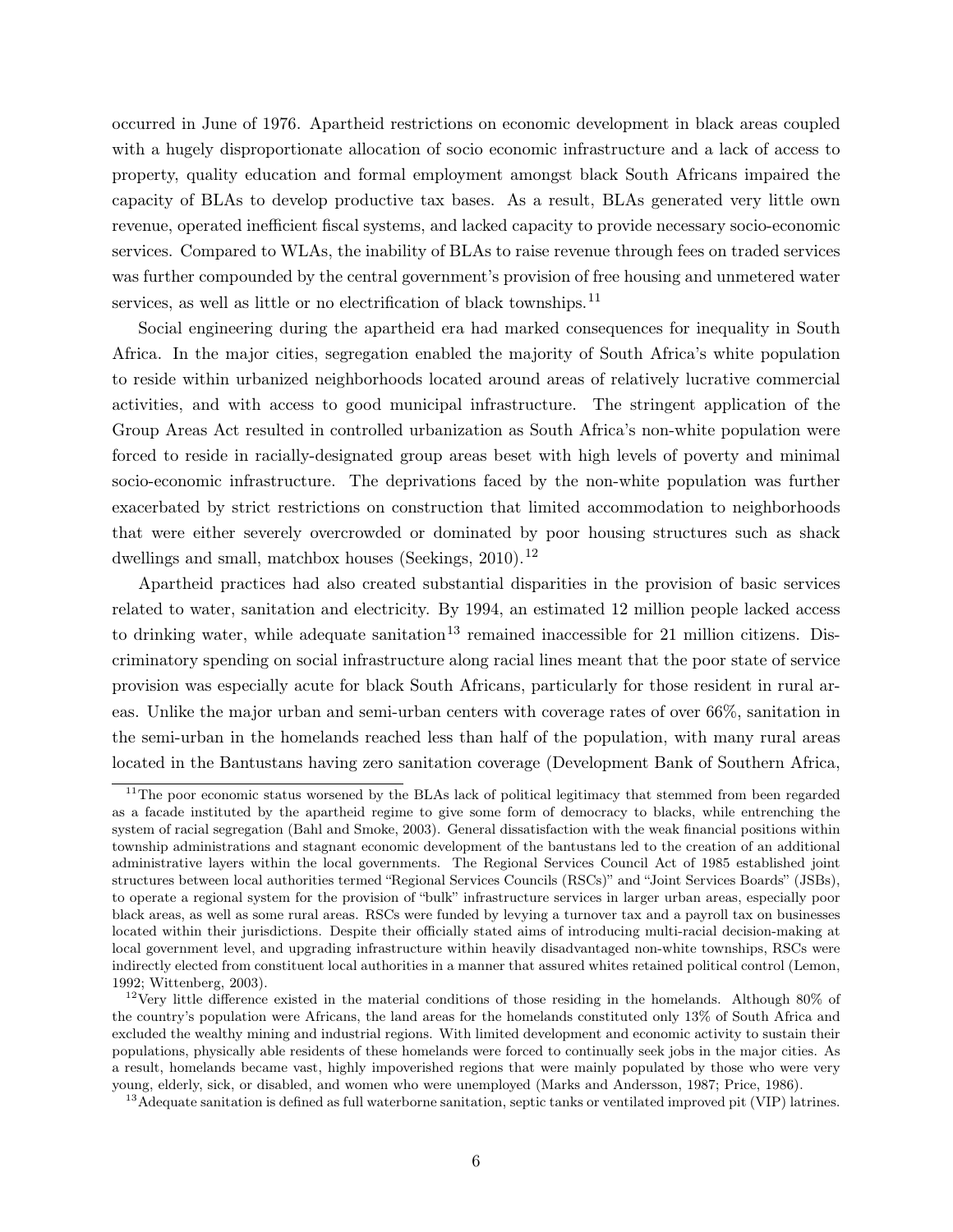occurred in June of 1976. Apartheid restrictions on economic development in black areas coupled with a hugely disproportionate allocation of socio economic infrastructure and a lack of access to property, quality education and formal employment amongst black South Africans impaired the capacity of BLAs to develop productive tax bases. As a result, BLAs generated very little own revenue, operated inefficient fiscal systems, and lacked capacity to provide necessary socio-economic services. Compared to WLAs, the inability of BLAs to raise revenue through fees on traded services was further compounded by the central government's provision of free housing and unmetered water services, as well as little or no electrification of black townships.[11]

Social engineering during the apartheid era had marked consequences for inequality in South Africa. In the major cities, segregation enabled the majority of South Africa's white population to reside within urbanized neighborhoods located around areas of relatively lucrative commercial activities, and with access to good municipal infrastructure. The stringent application of the Group Areas Act resulted in controlled urbanization as South Africa's non-white population were forced to reside in racially-designated group areas beset with high levels of poverty and minimal socio-economic infrastructure. The deprivations faced by the non-white population was further exacerbated by strict restrictions on construction that limited accommodation to neighborhoods that were either severely overcrowded or dominated by poor housing structures such as shack dwellings and small, matchbox houses (Seekings, 2010).[12]

Apartheid practices had also created substantial disparities in the provision of basic services related to water, sanitation and electricity. By 1994, an estimated 12 million people lacked access to drinking water, while adequate sanitation[13] remained inaccessible for 21 million citizens. Discriminatory spending on social infrastructure along racial lines meant that the poor state of service provision was especially acute for black South Africans, particularly for those resident in rural areas. Unlike the major urban and semi-urban centers with coverage rates of over 66%, sanitation in the semi-urban in the homelands reached less than half of the population, with many rural areas located in the Bantustans having zero sanitation coverage (Development Bank of Southern Africa,

[11] The poor economic status worsened by the BLAs lack of political legitimacy that stemmed from been regarded as a facade instituted by the apartheid regime to give some form of democracy to blacks, while entrenching the system of racial segregation (Bahl and Smoke, 2003). General dissatisfaction with the weak financial positions within township administrations and stagnant economic development of the bantustans led to the creation of an additional administrative layers within the local governments. The Regional Services Council Act of 1985 established joint structures between local authorities termed "Regional Services Councils (RSCs)" and "Joint Services Boards" (JSBs), to operate a regional system for the provision of "bulk" infrastructure services in larger urban areas, especially poor black areas, as well as some rural areas. RSCs were funded by levying a turnover tax and a payroll tax on businesses located within their jurisdictions. Despite their officially stated aims of introducing multi-racial decision-making at local government level, and upgrading infrastructure within heavily disadvantaged non-white townships, RSCs were indirectly elected from constituent local authorities in a manner that assured whites retained political control (Lemon, 1992; Wittenberg, 2003).

[12] Very little difference existed in the material conditions of those residing in the homelands. Although 80% of the country's population were Africans, the land areas for the homelands constituted only 13% of South Africa and excluded the wealthy mining and industrial regions. With limited development and economic activity to sustain their populations, physically able residents of these homelands were forced to continually seek jobs in the major cities. As a result, homelands became vast, highly impoverished regions that were mainly populated by those who were very young, elderly, sick, or disabled, and women who were unemployed (Marks and Andersson, 1987; Price, 1986).

[13] Adequate sanitation is defined as full waterborne sanitation, septic tanks or ventilated improved pit (VIP) latrines.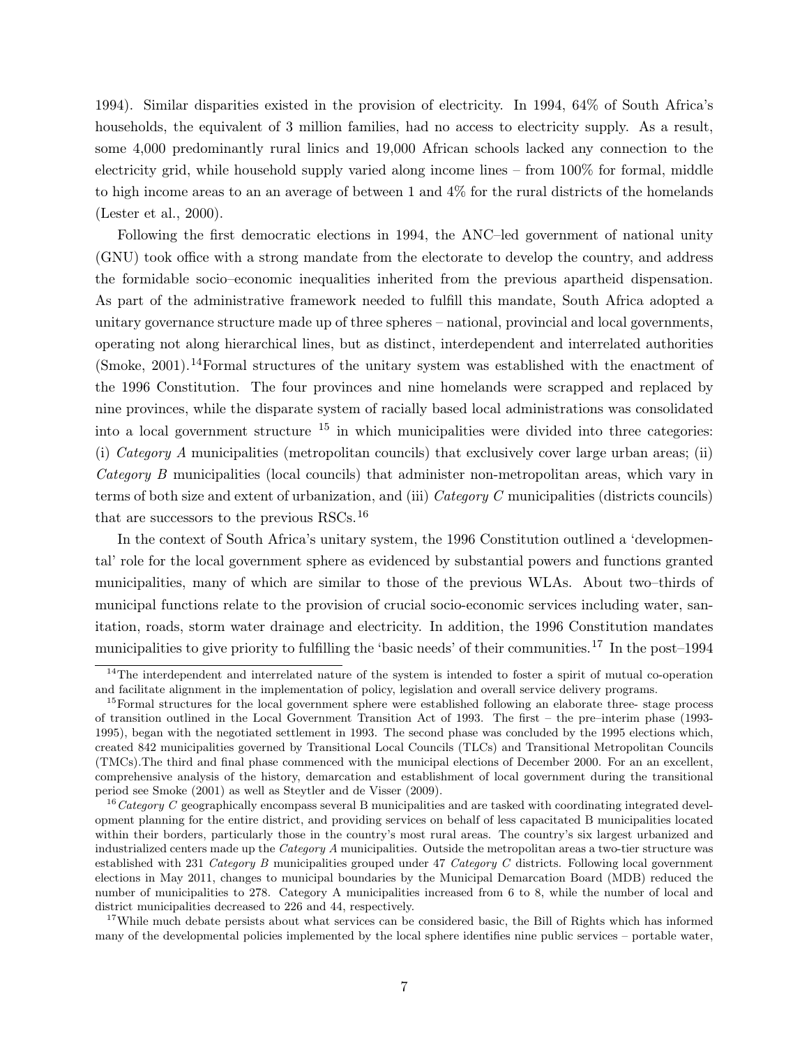1994). Similar disparities existed in the provision of electricity. In 1994, 64% of South Africa's households, the equivalent of 3 million families, had no access to electricity supply. As a result, some 4,000 predominantly rural linics and 19,000 African schools lacked any connection to the electricity grid, while household supply varied along income lines – from 100% for formal, middle to high income areas to an an average of between 1 and 4% for the rural districts of the homelands (Lester et al., 2000).

Following the first democratic elections in 1994, the ANC–led government of national unity (GNU) took office with a strong mandate from the electorate to develop the country, and address the formidable socio–economic inequalities inherited from the previous apartheid dispensation. As part of the administrative framework needed to fulfill this mandate, South Africa adopted a unitary governance structure made up of three spheres – national, provincial and local governments, operating not along hierarchical lines, but as distinct, interdependent and interrelated authorities (Smoke, 2001).[14]Formal structures of the unitary system was established with the enactment of the 1996 Constitution. The four provinces and nine homelands were scrapped and replaced by nine provinces, while the disparate system of racially based local administrations was consolidated into a local government structure [15] in which municipalities were divided into three categories: (i) *Category A* municipalities (metropolitan councils) that exclusively cover large urban areas; (ii) *Category B* municipalities (local councils) that administer non-metropolitan areas, which vary in terms of both size and extent of urbanization, and (iii) *Category C* municipalities (districts councils) that are successors to the previous RSCs.[16]

In the context of South Africa's unitary system, the 1996 Constitution outlined a 'developmental' role for the local government sphere as evidenced by substantial powers and functions granted municipalities, many of which are similar to those of the previous WLAs. About two–thirds of municipal functions relate to the provision of crucial socio-economic services including water, sanitation, roads, storm water drainage and electricity. In addition, the 1996 Constitution mandates municipalities to give priority to fulfilling the 'basic needs' of their communities.[17] In the post–1994

---

[14]The interdependent and interrelated nature of the system is intended to foster a spirit of mutual co-operation and facilitate alignment in the implementation of policy, legislation and overall service delivery programs.

[15]Formal structures for the local government sphere were established following an elaborate three- stage process of transition outlined in the Local Government Transition Act of 1993. The first – the pre–interim phase (1993-1995), began with the negotiated settlement in 1993. The second phase was concluded by the 1995 elections which, created 842 municipalities governed by Transitional Local Councils (TLCs) and Transitional Metropolitan Councils (TMCs).The third and final phase commenced with the municipal elections of December 2000. For an an excellent, comprehensive analysis of the history, demarcation and establishment of local government during the transitional period see Smoke (2001) as well as Steytler and de Visser (2009).

[16]*Category C* geographically encompass several B municipalities and are tasked with coordinating integrated development planning for the entire district, and providing services on behalf of less capacitated B municipalities located within their borders, particularly those in the country's most rural areas. The country's six largest urbanized and industrialized centers made up the *Category A* municipalities. Outside the metropolitan areas a two-tier structure was established with 231 *Category B* municipalities grouped under 47 *Category C* districts. Following local government elections in May 2011, changes to municipal boundaries by the Municipal Demarcation Board (MDB) reduced the number of municipalities to 278. Category A municipalities increased from 6 to 8, while the number of local and district municipalities decreased to 226 and 44, respectively.

[17]While much debate persists about what services can be considered basic, the Bill of Rights which has informed many of the developmental policies implemented by the local sphere identifies nine public services – portable water,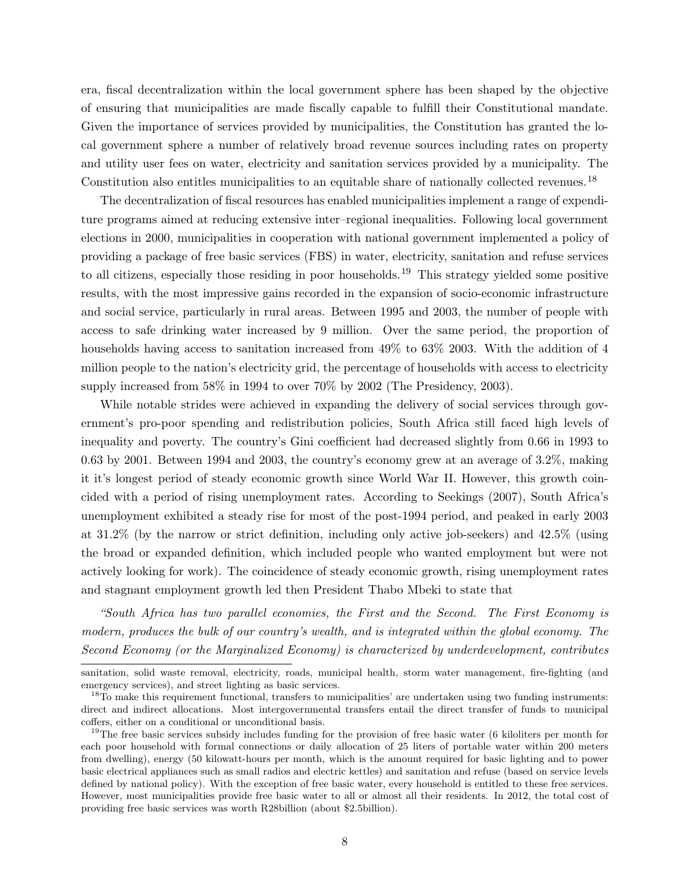era, fiscal decentralization within the local government sphere has been shaped by the objective of ensuring that municipalities are made fiscally capable to fulfill their Constitutional mandate. Given the importance of services provided by municipalities, the Constitution has granted the local government sphere a number of relatively broad revenue sources including rates on property and utility user fees on water, electricity and sanitation services provided by a municipality. The Constitution also entitles municipalities to an equitable share of nationally collected revenues.[18]

The decentralization of fiscal resources has enabled municipalities implement a range of expenditure programs aimed at reducing extensive inter–regional inequalities. Following local government elections in 2000, municipalities in cooperation with national government implemented a policy of providing a package of free basic services (FBS) in water, electricity, sanitation and refuse services to all citizens, especially those residing in poor households.[19] This strategy yielded some positive results, with the most impressive gains recorded in the expansion of socio-economic infrastructure and social service, particularly in rural areas. Between 1995 and 2003, the number of people with access to safe drinking water increased by 9 million. Over the same period, the proportion of households having access to sanitation increased from 49% to 63% 2003. With the addition of 4 million people to the nation's electricity grid, the percentage of households with access to electricity supply increased from 58% in 1994 to over 70% by 2002 (The Presidency, 2003).

While notable strides were achieved in expanding the delivery of social services through government's pro-poor spending and redistribution policies, South Africa still faced high levels of inequality and poverty. The country's Gini coefficient had decreased slightly from 0.66 in 1993 to 0.63 by 2001. Between 1994 and 2003, the country's economy grew at an average of 3.2%, making it it's longest period of steady economic growth since World War II. However, this growth coincided with a period of rising unemployment rates. According to Seekings (2007), South Africa's unemployment exhibited a steady rise for most of the post-1994 period, and peaked in early 2003 at 31.2% (by the narrow or strict definition, including only active job-seekers) and 42.5% (using the broad or expanded definition, which included people who wanted employment but were not actively looking for work). The coincidence of steady economic growth, rising unemployment rates and stagnant employment growth led then President Thabo Mbeki to state that

*"South Africa has two parallel economies, the First and the Second. The First Economy is modern, produces the bulk of our country's wealth, and is integrated within the global economy. The Second Economy (or the Marginalized Economy) is characterized by underdevelopment, contributes*

---

sanitation, solid waste removal, electricity, roads, municipal health, storm water management, fire-fighting (and emergency services), and street lighting as basic services.

[18]To make this requirement functional, transfers to municipalities' are undertaken using two funding instruments: direct and indirect allocations. Most intergovernmental transfers entail the direct transfer of funds to municipal coffers, either on a conditional or unconditional basis.

[19]The free basic services subsidy includes funding for the provision of free basic water (6 kiloliters per month for each poor household with formal connections or daily allocation of 25 liters of portable water within 200 meters from dwelling), energy (50 kilowatt-hours per month, which is the amount required for basic lighting and to power basic electrical appliances such as small radios and electric kettles) and sanitation and refuse (based on service levels defined by national policy). With the exception of free basic water, every household is entitled to these free services. However, most municipalities provide free basic water to all or almost all their residents. In 2012, the total cost of providing free basic services was worth R28billion (about $2.5billion).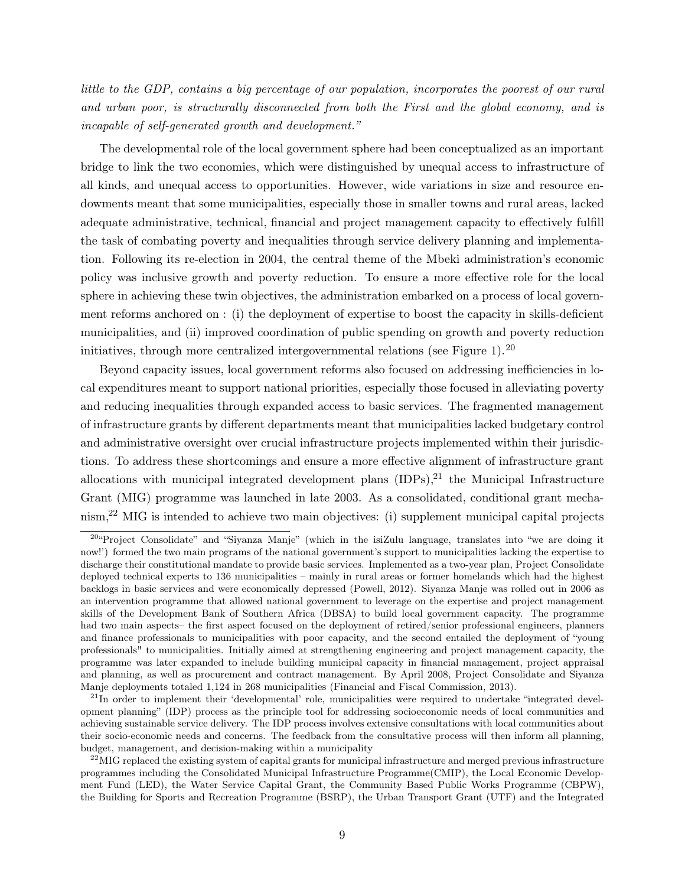*little to the GDP, contains a big percentage of our population, incorporates the poorest of our rural and urban poor, is structurally disconnected from both the First and the global economy, and is incapable of self-generated growth and development."*

The developmental role of the local government sphere had been conceptualized as an important bridge to link the two economies, which were distinguished by unequal access to infrastructure of all kinds, and unequal access to opportunities. However, wide variations in size and resource endowments meant that some municipalities, especially those in smaller towns and rural areas, lacked adequate administrative, technical, financial and project management capacity to effectively fulfill the task of combating poverty and inequalities through service delivery planning and implementation. Following its re-election in 2004, the central theme of the Mbeki administration's economic policy was inclusive growth and poverty reduction. To ensure a more effective role for the local sphere in achieving these twin objectives, the administration embarked on a process of local government reforms anchored on : (i) the deployment of expertise to boost the capacity in skills-deficient municipalities, and (ii) improved coordination of public spending on growth and poverty reduction initiatives, through more centralized intergovernmental relations (see Figure 1).[20]

Beyond capacity issues, local government reforms also focused on addressing inefficiencies in local expenditures meant to support national priorities, especially those focused in alleviating poverty and reducing inequalities through expanded access to basic services. The fragmented management of infrastructure grants by different departments meant that municipalities lacked budgetary control and administrative oversight over crucial infrastructure projects implemented within their jurisdictions. To address these shortcomings and ensure a more effective alignment of infrastructure grant allocations with municipal integrated development plans (IDPs),[21] the Municipal Infrastructure Grant (MIG) programme was launched in late 2003. As a consolidated, conditional grant mechanism,[22] MIG is intended to achieve two main objectives: (i) supplement municipal capital projects

[20]"Project Consolidate" and "Siyanza Manje" (which in the isiZulu language, translates into "we are doing it now!') formed the two main programs of the national government's support to municipalities lacking the expertise to discharge their constitutional mandate to provide basic services. Implemented as a two-year plan, Project Consolidate deployed technical experts to 136 municipalities – mainly in rural areas or former homelands which had the highest backlogs in basic services and were economically depressed (Powell, 2012). Siyanza Manje was rolled out in 2006 as an intervention programme that allowed national government to leverage on the expertise and project management skills of the Development Bank of Southern Africa (DBSA) to build local government capacity. The programme had two main aspects– the first aspect focused on the deployment of retired/senior professional engineers, planners and finance professionals to municipalities with poor capacity, and the second entailed the deployment of "young professionals" to municipalities. Initially aimed at strengthening engineering and project management capacity, the programme was later expanded to include building municipal capacity in financial management, project appraisal and planning, as well as procurement and contract management. By April 2008, Project Consolidate and Siyanza Manje deployments totaled 1,124 in 268 municipalities (Financial and Fiscal Commission, 2013).

[21]In order to implement their 'developmental' role, municipalities were required to undertake "integrated development planning" (IDP) process as the principle tool for addressing socioeconomic needs of local communities and achieving sustainable service delivery. The IDP process involves extensive consultations with local communities about their socio-economic needs and concerns. The feedback from the consultative process will then inform all planning, budget, management, and decision-making within a municipality

[22]MIG replaced the existing system of capital grants for municipal infrastructure and merged previous infrastructure programmes including the Consolidated Municipal Infrastructure Programme(CMIP), the Local Economic Development Fund (LED), the Water Service Capital Grant, the Community Based Public Works Programme (CBPW), the Building for Sports and Recreation Programme (BSRP), the Urban Transport Grant (UTF) and the Integrated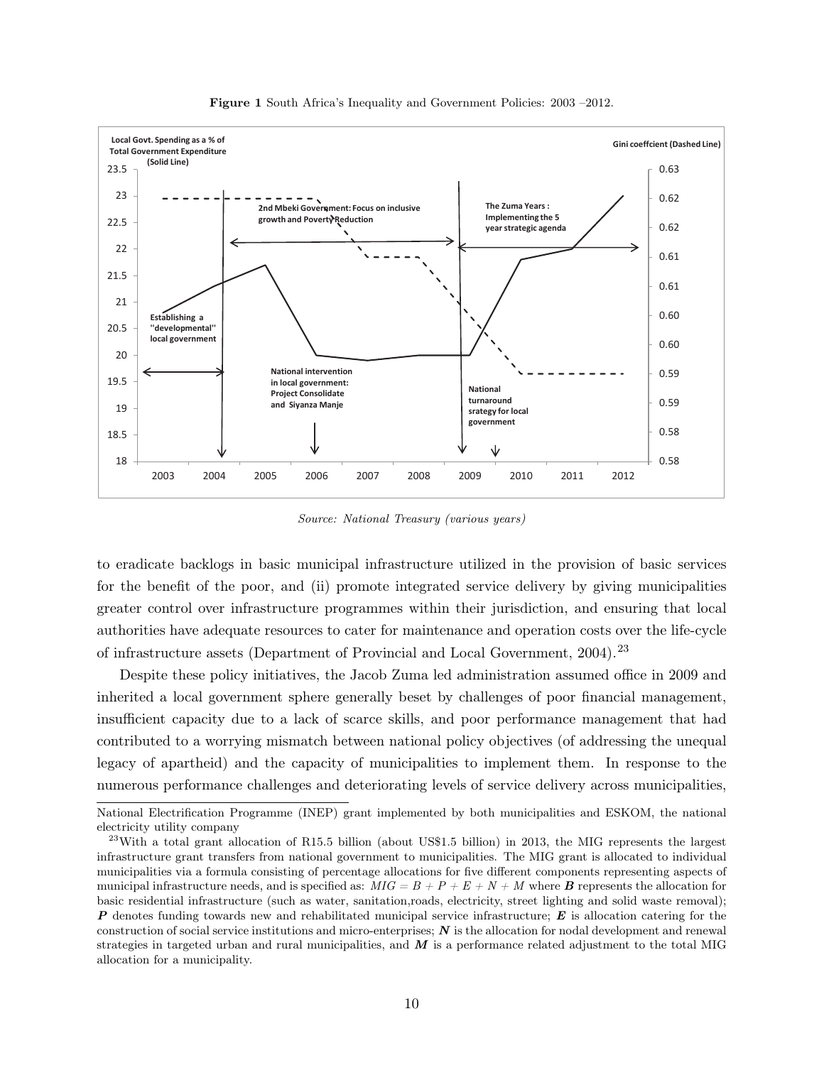**Figure 1** South Africa's Inequality and Government Policies: 2003 –2012.

*Source: National Treasury (various years)*

to eradicate backlogs in basic municipal infrastructure utilized in the provision of basic services for the benefit of the poor, and (ii) promote integrated service delivery by giving municipalities greater control over infrastructure programmes within their jurisdiction, and ensuring that local authorities have adequate resources to cater for maintenance and operation costs over the life-cycle of infrastructure assets (Department of Provincial and Local Government, 2004).[23]

Despite these policy initiatives, the Jacob Zuma led administration assumed office in 2009 and inherited a local government sphere generally beset by challenges of poor financial management, insufficient capacity due to a lack of scarce skills, and poor performance management that had contributed to a worrying mismatch between national policy objectives (of addressing the unequal legacy of apartheid) and the capacity of municipalities to implement them. In response to the numerous performance challenges and deteriorating levels of service delivery across municipalities,

---

National Electrification Programme (INEP) grant implemented by both municipalities and ESKOM, the national electricity utility company

[23] With a total grant allocation of R15.5 billion (about US$1.5 billion) in 2013, the MIG represents the largest infrastructure grant transfers from national government to municipalities. The MIG grant is allocated to individual municipalities via a formula consisting of percentage allocations for five different components representing aspects of municipal infrastructure needs, and is specified as: $MIG = B + P + E + N + M$ where $\boldsymbol{B}$ represents the allocation for basic residential infrastructure (such as water, sanitation,roads, electricity, street lighting and solid waste removal); $\boldsymbol{P}$ denotes funding towards new and rehabilitated municipal service infrastructure; $\boldsymbol{E}$ is allocation catering for the construction of social service institutions and micro-enterprises; $\boldsymbol{N}$ is the allocation for nodal development and renewal strategies in targeted urban and rural municipalities, and $\boldsymbol{M}$ is a performance related adjustment to the total MIG allocation for a municipality.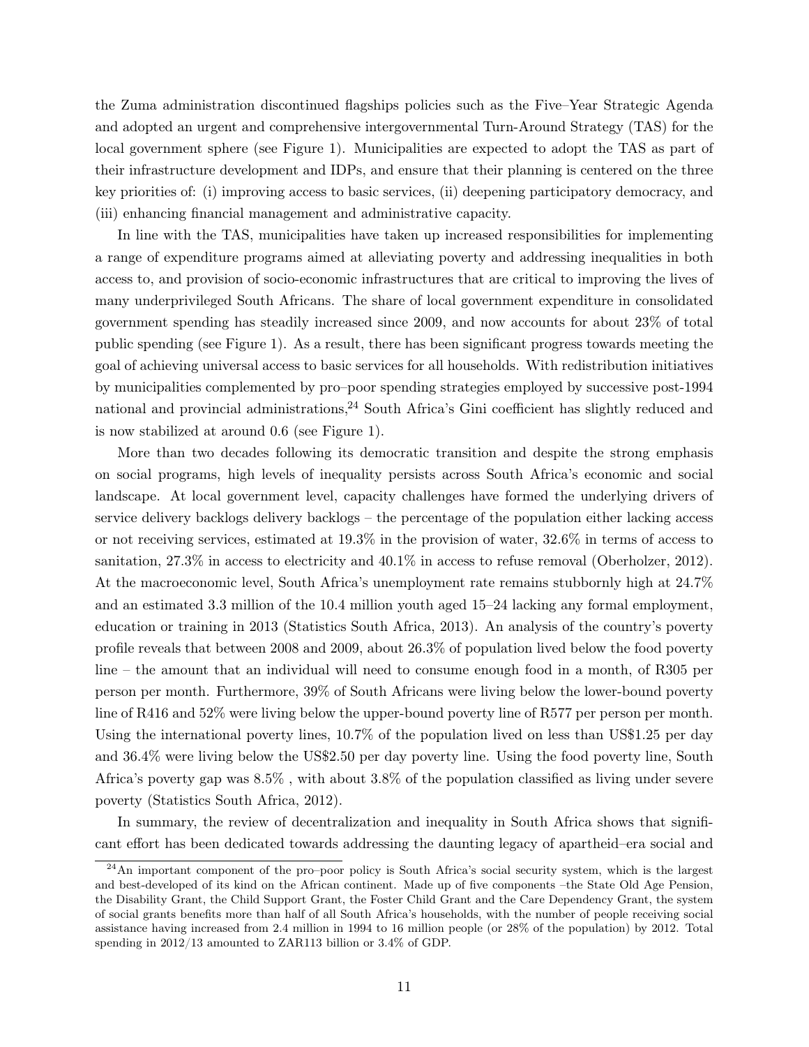the Zuma administration discontinued flagships policies such as the Five–Year Strategic Agenda and adopted an urgent and comprehensive intergovernmental Turn-Around Strategy (TAS) for the local government sphere (see Figure 1). Municipalities are expected to adopt the TAS as part of their infrastructure development and IDPs, and ensure that their planning is centered on the three key priorities of: (i) improving access to basic services, (ii) deepening participatory democracy, and (iii) enhancing financial management and administrative capacity.

In line with the TAS, municipalities have taken up increased responsibilities for implementing a range of expenditure programs aimed at alleviating poverty and addressing inequalities in both access to, and provision of socio-economic infrastructures that are critical to improving the lives of many underprivileged South Africans. The share of local government expenditure in consolidated government spending has steadily increased since 2009, and now accounts for about 23% of total public spending (see Figure 1). As a result, there has been significant progress towards meeting the goal of achieving universal access to basic services for all households. With redistribution initiatives by municipalities complemented by pro–poor spending strategies employed by successive post-1994 national and provincial administrations,[24] South Africa's Gini coefficient has slightly reduced and is now stabilized at around 0.6 (see Figure 1).

More than two decades following its democratic transition and despite the strong emphasis on social programs, high levels of inequality persists across South Africa's economic and social landscape. At local government level, capacity challenges have formed the underlying drivers of service delivery backlogs delivery backlogs – the percentage of the population either lacking access or not receiving services, estimated at 19.3% in the provision of water, 32.6% in terms of access to sanitation, 27.3% in access to electricity and 40.1% in access to refuse removal (Oberholzer, 2012). At the macroeconomic level, South Africa's unemployment rate remains stubbornly high at 24.7% and an estimated 3.3 million of the 10.4 million youth aged 15–24 lacking any formal employment, education or training in 2013 (Statistics South Africa, 2013). An analysis of the country's poverty profile reveals that between 2008 and 2009, about 26.3% of population lived below the food poverty line – the amount that an individual will need to consume enough food in a month, of R305 per person per month. Furthermore, 39% of South Africans were living below the lower-bound poverty line of R416 and 52% were living below the upper-bound poverty line of R577 per person per month. Using the international poverty lines, 10.7% of the population lived on less than US$1.25 per day and 36.4% were living below the US$2.50 per day poverty line. Using the food poverty line, South Africa's poverty gap was 8.5% , with about 3.8% of the population classified as living under severe poverty (Statistics South Africa, 2012).

In summary, the review of decentralization and inequality in South Africa shows that significant effort has been dedicated towards addressing the daunting legacy of apartheid–era social and

[24] An important component of the pro–poor policy is South Africa's social security system, which is the largest and best-developed of its kind on the African continent. Made up of five components –the State Old Age Pension, the Disability Grant, the Child Support Grant, the Foster Child Grant and the Care Dependency Grant, the system of social grants benefits more than half of all South Africa's households, with the number of people receiving social assistance having increased from 2.4 million in 1994 to 16 million people (or 28% of the population) by 2012. Total spending in 2012/13 amounted to ZAR113 billion or 3.4% of GDP.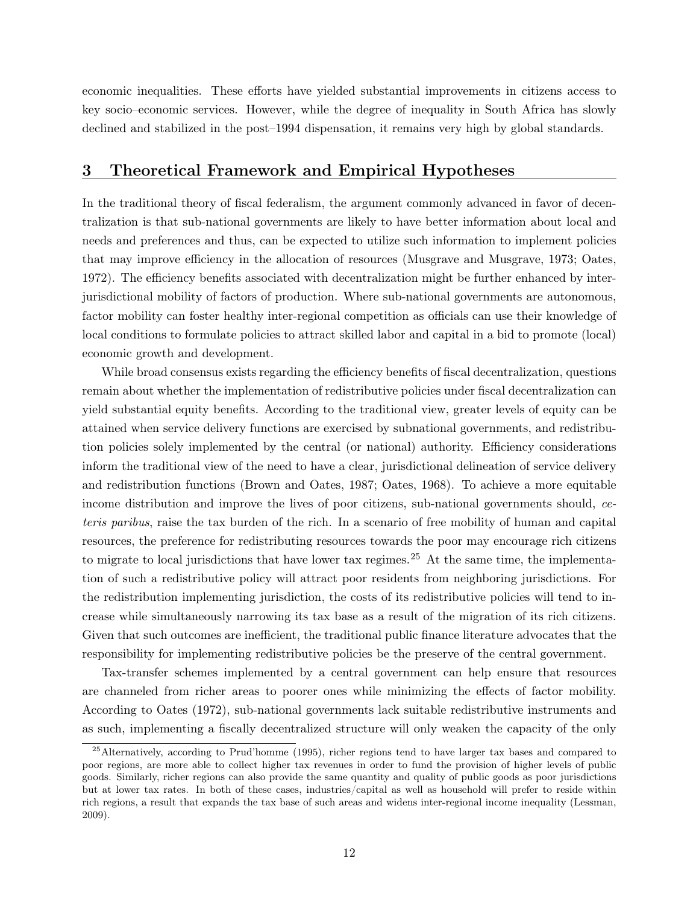economic inequalities. These efforts have yielded substantial improvements in citizens access to key socio–economic services. However, while the degree of inequality in South Africa has slowly declined and stabilized in the post–1994 dispensation, it remains very high by global standards.

## 3 Theoretical Framework and Empirical Hypotheses

In the traditional theory of fiscal federalism, the argument commonly advanced in favor of decentralization is that sub-national governments are likely to have better information about local and needs and preferences and thus, can be expected to utilize such information to implement policies that may improve efficiency in the allocation of resources (Musgrave and Musgrave, 1973; Oates, 1972). The efficiency benefits associated with decentralization might be further enhanced by inter-jurisdictional mobility of factors of production. Where sub-national governments are autonomous, factor mobility can foster healthy inter-regional competition as officials can use their knowledge of local conditions to formulate policies to attract skilled labor and capital in a bid to promote (local) economic growth and development.

While broad consensus exists regarding the efficiency benefits of fiscal decentralization, questions remain about whether the implementation of redistributive policies under fiscal decentralization can yield substantial equity benefits. According to the traditional view, greater levels of equity can be attained when service delivery functions are exercised by subnational governments, and redistribution policies solely implemented by the central (or national) authority. Efficiency considerations inform the traditional view of the need to have a clear, jurisdictional delineation of service delivery and redistribution functions (Brown and Oates, 1987; Oates, 1968). To achieve a more equitable income distribution and improve the lives of poor citizens, sub-national governments should, *ceteris paribus*, raise the tax burden of the rich. In a scenario of free mobility of human and capital resources, the preference for redistributing resources towards the poor may encourage rich citizens to migrate to local jurisdictions that have lower tax regimes.[25] At the same time, the implementation of such a redistributive policy will attract poor residents from neighboring jurisdictions. For the redistribution implementing jurisdiction, the costs of its redistributive policies will tend to increase while simultaneously narrowing its tax base as a result of the migration of its rich citizens. Given that such outcomes are inefficient, the traditional public finance literature advocates that the responsibility for implementing redistributive policies be the preserve of the central government.

Tax-transfer schemes implemented by a central government can help ensure that resources are channeled from richer areas to poorer ones while minimizing the effects of factor mobility. According to Oates (1972), sub-national governments lack suitable redistributive instruments and as such, implementing a fiscally decentralized structure will only weaken the capacity of the only

[25] Alternatively, according to Prud'homme (1995), richer regions tend to have larger tax bases and compared to poor regions, are more able to collect higher tax revenues in order to fund the provision of higher levels of public goods. Similarly, richer regions can also provide the same quantity and quality of public goods as poor jurisdictions but at lower tax rates. In both of these cases, industries/capital as well as household will prefer to reside within rich regions, a result that expands the tax base of such areas and widens inter-regional income inequality (Lessman, 2009).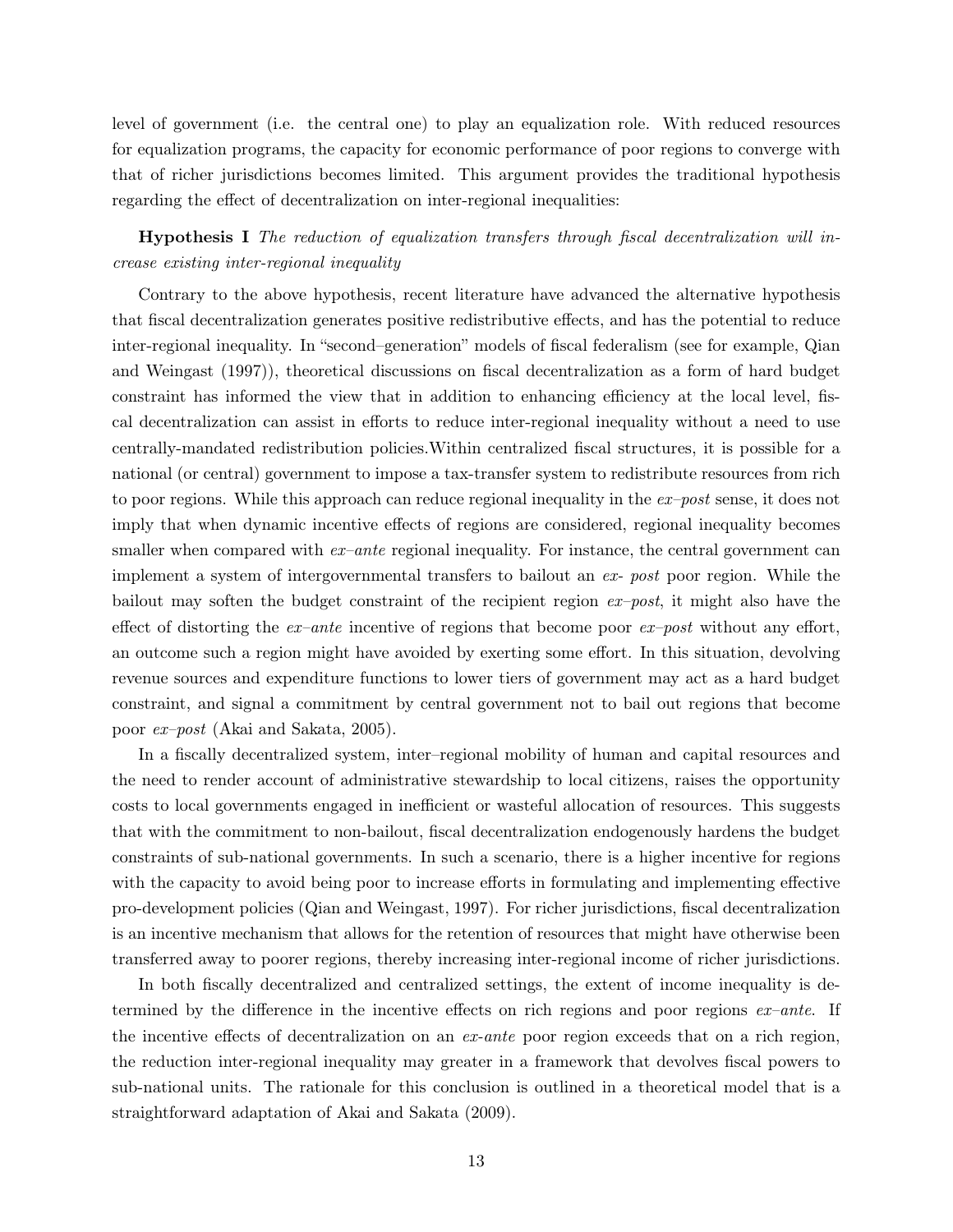level of government (i.e. the central one) to play an equalization role. With reduced resources for equalization programs, the capacity for economic performance of poor regions to converge with that of richer jurisdictions becomes limited. This argument provides the traditional hypothesis regarding the effect of decentralization on inter-regional inequalities:

**Hypothesis I** *The reduction of equalization transfers through fiscal decentralization will increase existing inter-regional inequality*

Contrary to the above hypothesis, recent literature have advanced the alternative hypothesis that fiscal decentralization generates positive redistributive effects, and has the potential to reduce inter-regional inequality. In "second–generation" models of fiscal federalism (see for example, Qian and Weingast (1997)), theoretical discussions on fiscal decentralization as a form of hard budget constraint has informed the view that in addition to enhancing efficiency at the local level, fiscal decentralization can assist in efforts to reduce inter-regional inequality without a need to use centrally-mandated redistribution policies.Within centralized fiscal structures, it is possible for a national (or central) government to impose a tax-transfer system to redistribute resources from rich to poor regions. While this approach can reduce regional inequality in the *ex–post* sense, it does not imply that when dynamic incentive effects of regions are considered, regional inequality becomes smaller when compared with *ex–ante* regional inequality. For instance, the central government can implement a system of intergovernmental transfers to bailout an *ex- post* poor region. While the bailout may soften the budget constraint of the recipient region *ex–post*, it might also have the effect of distorting the *ex–ante* incentive of regions that become poor *ex–post* without any effort, an outcome such a region might have avoided by exerting some effort. In this situation, devolving revenue sources and expenditure functions to lower tiers of government may act as a hard budget constraint, and signal a commitment by central government not to bail out regions that become poor *ex–post* (Akai and Sakata, 2005).

In a fiscally decentralized system, inter–regional mobility of human and capital resources and the need to render account of administrative stewardship to local citizens, raises the opportunity costs to local governments engaged in inefficient or wasteful allocation of resources. This suggests that with the commitment to non-bailout, fiscal decentralization endogenously hardens the budget constraints of sub-national governments. In such a scenario, there is a higher incentive for regions with the capacity to avoid being poor to increase efforts in formulating and implementing effective pro-development policies (Qian and Weingast, 1997). For richer jurisdictions, fiscal decentralization is an incentive mechanism that allows for the retention of resources that might have otherwise been transferred away to poorer regions, thereby increasing inter-regional income of richer jurisdictions.

In both fiscally decentralized and centralized settings, the extent of income inequality is determined by the difference in the incentive effects on rich regions and poor regions *ex–ante*. If the incentive effects of decentralization on an *ex-ante* poor region exceeds that on a rich region, the reduction inter-regional inequality may greater in a framework that devolves fiscal powers to sub-national units. The rationale for this conclusion is outlined in a theoretical model that is a straightforward adaptation of Akai and Sakata (2009).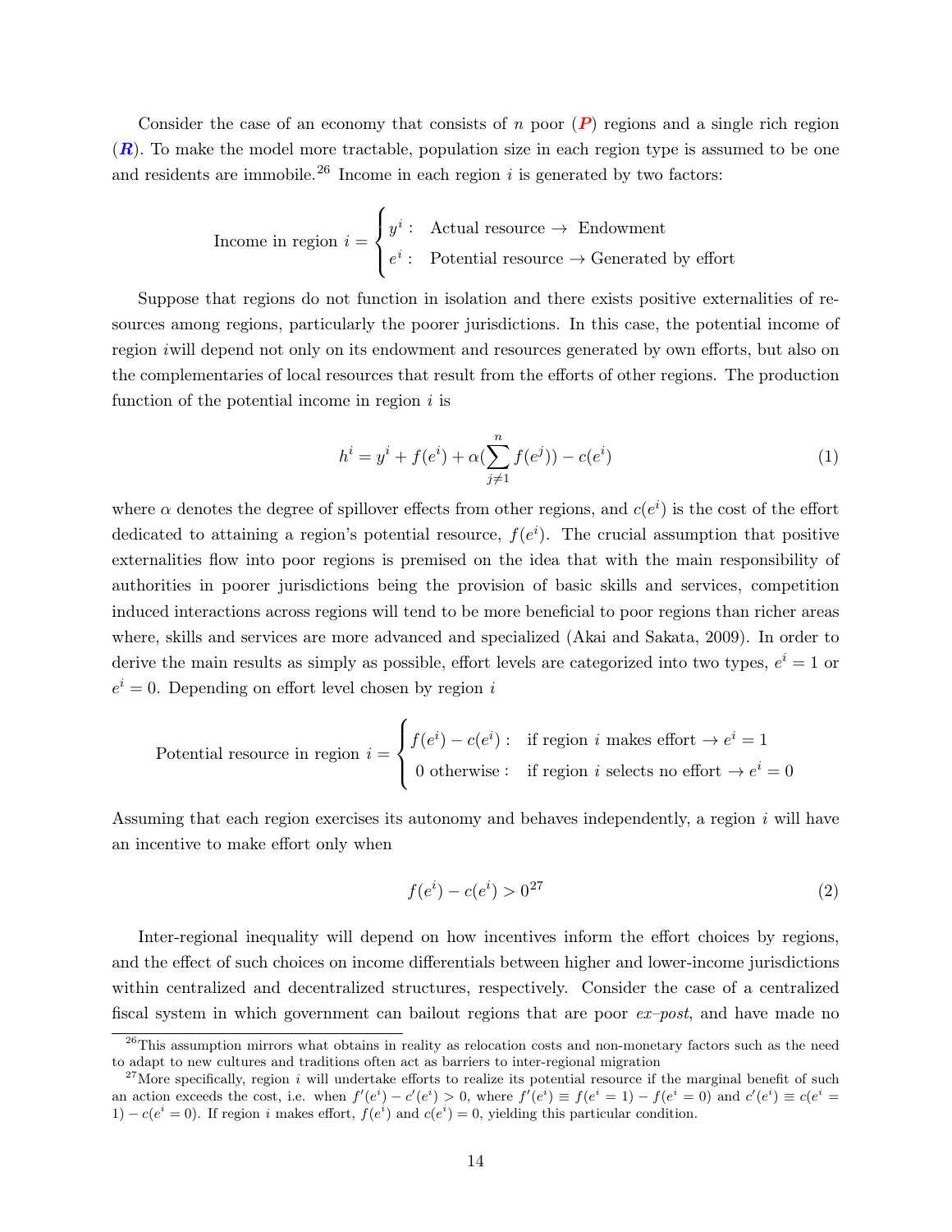Consider the case of an economy that consists of $n$ poor (***P***) regions and a single rich region (***R***). To make the model more tractable, population size in each region type is assumed to be one and residents are immobile.[26] Income in each region $i$ is generated by two factors:

$$\text{Income in region } i = \begin{cases} y^i: & \text{Actual resource} \rightarrow \text{ Endowment} \\ e^i: & \text{Potential resource} \rightarrow \text{Generated by effort} \end{cases}$$

Suppose that regions do not function in isolation and there exists positive externalities of resources among regions, particularly the poorer jurisdictions. In this case, the potential income of region $i$will depend not only on its endowment and resources generated by own efforts, but also on the complementaries of local resources that result from the efforts of other regions. The production function of the potential income in region $i$ is

$$h^i = y^i + f(e^i) + \alpha(\sum_{j\neq 1}^{n} f(e^j)) - c(e^i) \tag{1}$$

where $\alpha$ denotes the degree of spillover effects from other regions, and $c(e^i)$ is the cost of the effort dedicated to attaining a region's potential resource, $f(e^i)$. The crucial assumption that positive externalities flow into poor regions is premised on the idea that with the main responsibility of authorities in poorer jurisdictions being the provision of basic skills and services, competition induced interactions across regions will tend to be more beneficial to poor regions than richer areas where, skills and services are more advanced and specialized (Akai and Sakata, 2009). In order to derive the main results as simply as possible, effort levels are categorized into two types, $e^i = 1$ or $e^i = 0$. Depending on effort level chosen by region $i$

$$\text{Potential resource in region } i = \begin{cases} f(e^i) - c(e^i): & \text{if region } i \text{ makes effort} \rightarrow e^i = 1 \\ 0 \text{ otherwise}: & \text{if region } i \text{ selects no effort} \rightarrow e^i = 0 \end{cases}$$

Assuming that each region exercises its autonomy and behaves independently, a region $i$ will have an incentive to make effort only when

$$f(e^i) - c(e^i) > 0^{27} \tag{2}$$

Inter-regional inequality will depend on how incentives inform the effort choices by regions, and the effect of such choices on income differentials between higher and lower-income jurisdictions within centralized and decentralized structures, respectively. Consider the case of a centralized fiscal system in which government can bailout regions that are poor *ex–post*, and have made no

[26] This assumption mirrors what obtains in reality as relocation costs and non-monetary factors such as the need to adapt to new cultures and traditions often act as barriers to inter-regional migration

[27] More specifically, region $i$ will undertake efforts to realize its potential resource if the marginal benefit of such an action exceeds the cost, i.e. when $f'(e^i) - c'(e^i) > 0$, where $f'(e^i) \equiv f(e^i = 1) - f(e^i = 0)$ and $c'(e^i) \equiv c(e^i = 1) - c(e^i = 0)$. If region $i$ makes effort, $f(e^i)$ and $c(e^i) = 0$, yielding this particular condition.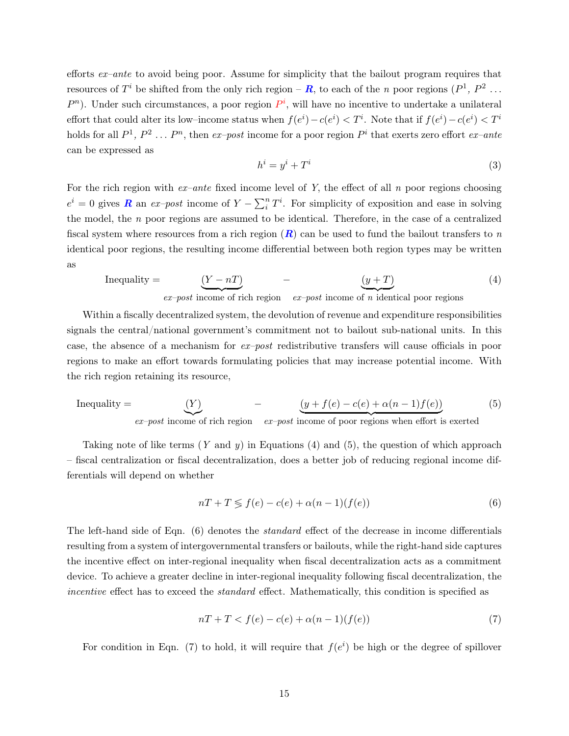efforts *ex–ante* to avoid being poor. Assume for simplicity that the bailout program requires that resources of $T^i$ be shifted from the only rich region – $\boldsymbol{R}$, to each of the $n$ poor regions ($P^1$, $P^2$ ... $P^n$). Under such circumstances, a poor region $P^i$, will have no incentive to undertake a unilateral effort that could alter its low–income status when $f(e^i) - c(e^i) < T^i$. Note that if $f(e^i) - c(e^i) < T^i$ holds for all $P^1$, $P^2$ ... $P^n$, then *ex–post* income for a poor region $P^i$ that exerts zero effort *ex–ante* can be expressed as

$$h^i = y^i + T^i \tag{3}$$

For the rich region with *ex–ante* fixed income level of $Y$, the effect of all $n$ poor regions choosing $e^i = 0$ gives $\boldsymbol{R}$ an *ex–post* income of $Y - \sum_i^n T^i$. For simplicity of exposition and ease in solving the model, the $n$ poor regions are assumed to be identical. Therefore, in the case of a centralized fiscal system where resources from a rich region ($\boldsymbol{R}$) can be used to fund the bailout transfers to $n$ identical poor regions, the resulting income differential between both region types may be written as

$$\text{Inequality} = \underbrace{(Y - nT)}_{\textit{ex–post} \text{ income of rich region}} - \underbrace{(y + T)}_{\textit{ex–post} \text{ income of } n \text{ identical poor regions}} \tag{4}$$

Within a fiscally decentralized system, the devolution of revenue and expenditure responsibilities signals the central/national government's commitment not to bailout sub-national units. In this case, the absence of a mechanism for *ex–post* redistributive transfers will cause officials in poor regions to make an effort towards formulating policies that may increase potential income. With the rich region retaining its resource,

$$\text{Inequality} = \underbrace{(Y)}_{\textit{ex–post} \text{ income of rich region}} - \underbrace{(y + f(e) - c(e) + \alpha(n-1)f(e))}_{\textit{ex–post} \text{ income of poor regions when effort is exerted}} \tag{5}$$

Taking note of like terms ($Y$ and $y$) in Equations (4) and (5), the question of which approach – fiscal centralization or fiscal decentralization, does a better job of reducing regional income differentials will depend on whether

$$nT + T \lesseqgtr f(e) - c(e) + \alpha(n-1)(f(e)) \tag{6}$$

The left-hand side of Eqn. (6) denotes the *standard* effect of the decrease in income differentials resulting from a system of intergovernmental transfers or bailouts, while the right-hand side captures the incentive effect on inter-regional inequality when fiscal decentralization acts as a commitment device. To achieve a greater decline in inter-regional inequality following fiscal decentralization, the *incentive* effect has to exceed the *standard* effect. Mathematically, this condition is specified as

$$nT + T < f(e) - c(e) + \alpha(n-1)(f(e)) \tag{7}$$

For condition in Eqn. (7) to hold, it will require that $f(e^i)$ be high or the degree of spillover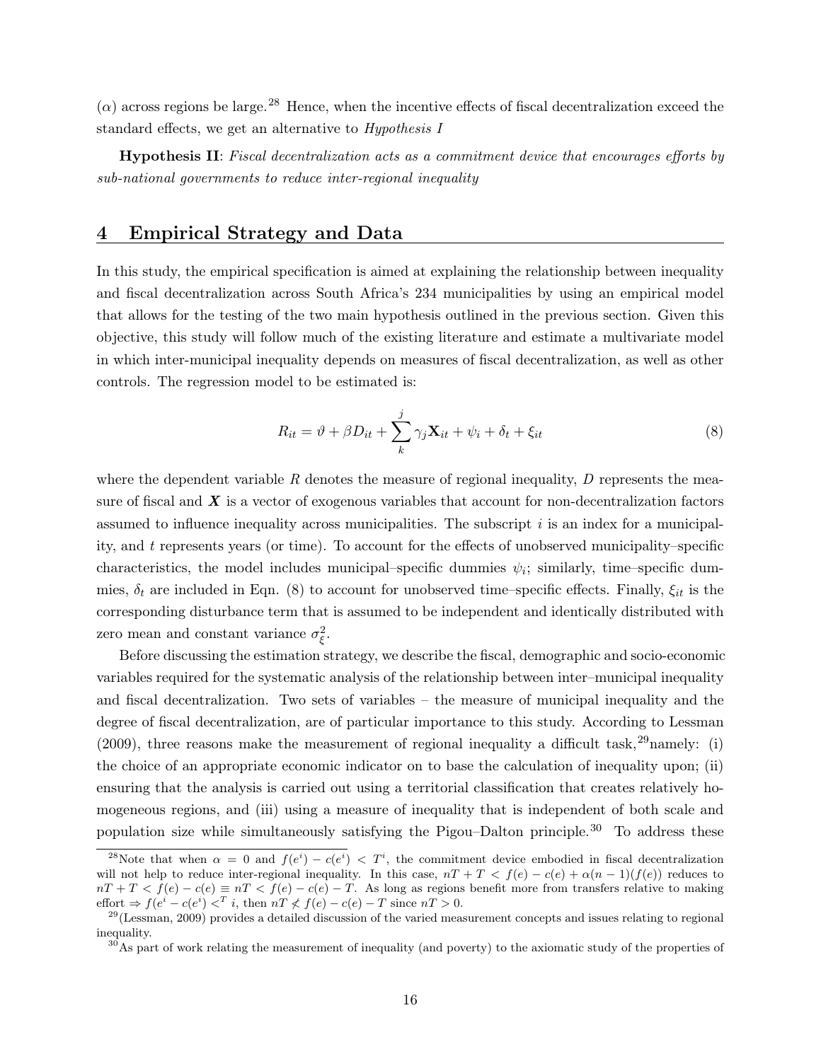($\alpha$) across regions be large.[28] Hence, when the incentive effects of fiscal decentralization exceed the standard effects, we get an alternative to *Hypothesis I*

**Hypothesis II**: *Fiscal decentralization acts as a commitment device that encourages efforts by sub-national governments to reduce inter-regional inequality*

## 4 Empirical Strategy and Data

In this study, the empirical specification is aimed at explaining the relationship between inequality and fiscal decentralization across South Africa's 234 municipalities by using an empirical model that allows for the testing of the two main hypothesis outlined in the previous section. Given this objective, this study will follow much of the existing literature and estimate a multivariate model in which inter-municipal inequality depends on measures of fiscal decentralization, as well as other controls. The regression model to be estimated is:

$$R_{it} = \vartheta + \beta D_{it} + \sum_{k}^{j} \gamma_j \mathbf{X}_{it} + \psi_i + \delta_t + \xi_{it} \tag{8}$$

where the dependent variable $R$ denotes the measure of regional inequality, $D$ represents the measure of fiscal and $\boldsymbol{X}$ is a vector of exogenous variables that account for non-decentralization factors assumed to influence inequality across municipalities. The subscript $i$ is an index for a municipality, and $t$ represents years (or time). To account for the effects of unobserved municipality–specific characteristics, the model includes municipal–specific dummies $\psi_i$; similarly, time–specific dummies, $\delta_t$ are included in Eqn. (8) to account for unobserved time–specific effects. Finally, $\xi_{it}$ is the corresponding disturbance term that is assumed to be independent and identically distributed with zero mean and constant variance $\sigma_\xi^2$.

Before discussing the estimation strategy, we describe the fiscal, demographic and socio-economic variables required for the systematic analysis of the relationship between inter–municipal inequality and fiscal decentralization. Two sets of variables – the measure of municipal inequality and the degree of fiscal decentralization, are of particular importance to this study. According to Lessman (2009), three reasons make the measurement of regional inequality a difficult task,[29]namely: (i) the choice of an appropriate economic indicator on to base the calculation of inequality upon; (ii) ensuring that the analysis is carried out using a territorial classification that creates relatively homogeneous regions, and (iii) using a measure of inequality that is independent of both scale and population size while simultaneously satisfying the Pigou–Dalton principle.[30] To address these

---

[28]Note that when $\alpha = 0$ and $f(e^i) - c(e^i) < T^i$, the commitment device embodied in fiscal decentralization will not help to reduce inter-regional inequality. In this case, $nT + T < f(e) - c(e) + \alpha(n-1)(f(e))$ reduces to $nT + T < f(e) - c(e) \equiv nT < f(e) - c(e) - T$. As long as regions benefit more from transfers relative to making effort $\Rightarrow f(e^i - c(e^i) <^T i$, then $nT \not< f(e) - c(e) - T$ since $nT > 0$.

[29](Lessman, 2009) provides a detailed discussion of the varied measurement concepts and issues relating to regional inequality.

[30]As part of work relating the measurement of inequality (and poverty) to the axiomatic study of the properties of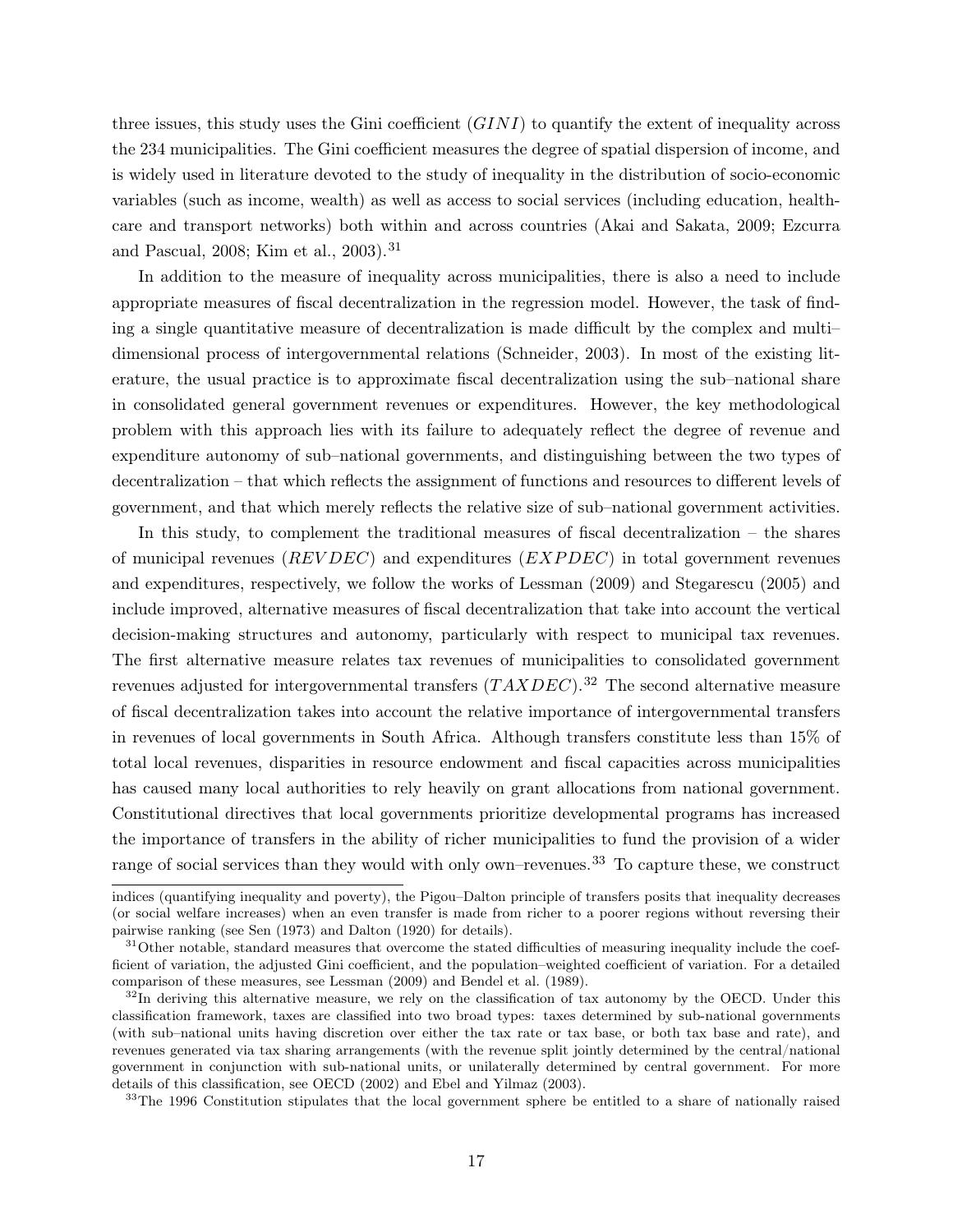three issues, this study uses the Gini coefficient ($GINI$) to quantify the extent of inequality across the 234 municipalities. The Gini coefficient measures the degree of spatial dispersion of income, and is widely used in literature devoted to the study of inequality in the distribution of socio-economic variables (such as income, wealth) as well as access to social services (including education, healthcare and transport networks) both within and across countries (Akai and Sakata, 2009; Ezcurra and Pascual, 2008; Kim et al., 2003).[31]

In addition to the measure of inequality across municipalities, there is also a need to include appropriate measures of fiscal decentralization in the regression model. However, the task of finding a single quantitative measure of decentralization is made difficult by the complex and multi–dimensional process of intergovernmental relations (Schneider, 2003). In most of the existing literature, the usual practice is to approximate fiscal decentralization using the sub–national share in consolidated general government revenues or expenditures. However, the key methodological problem with this approach lies with its failure to adequately reflect the degree of revenue and expenditure autonomy of sub–national governments, and distinguishing between the two types of decentralization – that which reflects the assignment of functions and resources to different levels of government, and that which merely reflects the relative size of sub–national government activities.

In this study, to complement the traditional measures of fiscal decentralization – the shares of municipal revenues ($REVDEC$) and expenditures ($EXPDEC$) in total government revenues and expenditures, respectively, we follow the works of Lessman (2009) and Stegarescu (2005) and include improved, alternative measures of fiscal decentralization that take into account the vertical decision-making structures and autonomy, particularly with respect to municipal tax revenues. The first alternative measure relates tax revenues of municipalities to consolidated government revenues adjusted for intergovernmental transfers ($TAXDEC$).[32] The second alternative measure of fiscal decentralization takes into account the relative importance of intergovernmental transfers in revenues of local governments in South Africa. Although transfers constitute less than 15% of total local revenues, disparities in resource endowment and fiscal capacities across municipalities has caused many local authorities to rely heavily on grant allocations from national government. Constitutional directives that local governments prioritize developmental programs has increased the importance of transfers in the ability of richer municipalities to fund the provision of a wider range of social services than they would with only own–revenues.[33] To capture these, we construct

---

indices (quantifying inequality and poverty), the Pigou–Dalton principle of transfers posits that inequality decreases (or social welfare increases) when an even transfer is made from richer to a poorer regions without reversing their pairwise ranking (see Sen (1973) and Dalton (1920) for details).

[31] Other notable, standard measures that overcome the stated difficulties of measuring inequality include the coefficient of variation, the adjusted Gini coefficient, and the population–weighted coefficient of variation. For a detailed comparison of these measures, see Lessman (2009) and Bendel et al. (1989).

[32] In deriving this alternative measure, we rely on the classification of tax autonomy by the OECD. Under this classification framework, taxes are classified into two broad types: taxes determined by sub-national governments (with sub–national units having discretion over either the tax rate or tax base, or both tax base and rate), and revenues generated via tax sharing arrangements (with the revenue split jointly determined by the central/national government in conjunction with sub-national units, or unilaterally determined by central government. For more details of this classification, see OECD (2002) and Ebel and Yilmaz (2003).

[33] The 1996 Constitution stipulates that the local government sphere be entitled to a share of nationally raised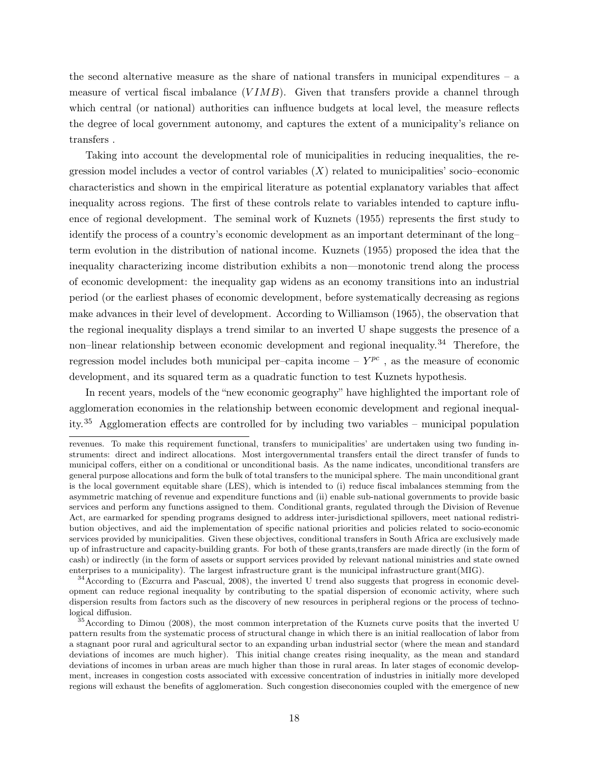the second alternative measure as the share of national transfers in municipal expenditures – a measure of vertical fiscal imbalance ($VIMB$). Given that transfers provide a channel through which central (or national) authorities can influence budgets at local level, the measure reflects the degree of local government autonomy, and captures the extent of a municipality's reliance on transfers .

Taking into account the developmental role of municipalities in reducing inequalities, the regression model includes a vector of control variables ($X$) related to municipalities' socio–economic characteristics and shown in the empirical literature as potential explanatory variables that affect inequality across regions. The first of these controls relate to variables intended to capture influence of regional development. The seminal work of Kuznets (1955) represents the first study to identify the process of a country's economic development as an important determinant of the long–term evolution in the distribution of national income. Kuznets (1955) proposed the idea that the inequality characterizing income distribution exhibits a non—monotonic trend along the process of economic development: the inequality gap widens as an economy transitions into an industrial period (or the earliest phases of economic development, before systematically decreasing as regions make advances in their level of development. According to Williamson (1965), the observation that the regional inequality displays a trend similar to an inverted U shape suggests the presence of a non–linear relationship between economic development and regional inequality.[34] Therefore, the regression model includes both municipal per–capita income – $Y^{pc}$ , as the measure of economic development, and its squared term as a quadratic function to test Kuznets hypothesis.

In recent years, models of the "new economic geography" have highlighted the important role of agglomeration economies in the relationship between economic development and regional inequality.[35] Agglomeration effects are controlled for by including two variables – municipal population

---

revenues. To make this requirement functional, transfers to municipalities' are undertaken using two funding instruments: direct and indirect allocations. Most intergovernmental transfers entail the direct transfer of funds to municipal coffers, either on a conditional or unconditional basis. As the name indicates, unconditional transfers are general purpose allocations and form the bulk of total transfers to the municipal sphere. The main unconditional grant is the local government equitable share (LES), which is intended to (i) reduce fiscal imbalances stemming from the asymmetric matching of revenue and expenditure functions and (ii) enable sub-national governments to provide basic services and perform any functions assigned to them. Conditional grants, regulated through the Division of Revenue Act, are earmarked for spending programs designed to address inter-jurisdictional spillovers, meet national redistribution objectives, and aid the implementation of specific national priorities and policies related to socio-economic services provided by municipalities. Given these objectives, conditional transfers in South Africa are exclusively made up of infrastructure and capacity-building grants. For both of these grants,transfers are made directly (in the form of cash) or indirectly (in the form of assets or support services provided by relevant national ministries and state owned enterprises to a municipality). The largest infrastructure grant is the municipal infrastructure grant(MIG).

[34] According to (Ezcurra and Pascual, 2008), the inverted U trend also suggests that progress in economic development can reduce regional inequality by contributing to the spatial dispersion of economic activity, where such dispersion results from factors such as the discovery of new resources in peripheral regions or the process of technological diffusion.

[35] According to Dimou (2008), the most common interpretation of the Kuznets curve posits that the inverted U pattern results from the systematic process of structural change in which there is an initial reallocation of labor from a stagnant poor rural and agricultural sector to an expanding urban industrial sector (where the mean and standard deviations of incomes are much higher). This initial change creates rising inequality, as the mean and standard deviations of incomes in urban areas are much higher than those in rural areas. In later stages of economic development, increases in congestion costs associated with excessive concentration of industries in initially more developed regions will exhaust the benefits of agglomeration. Such congestion diseconomies coupled with the emergence of new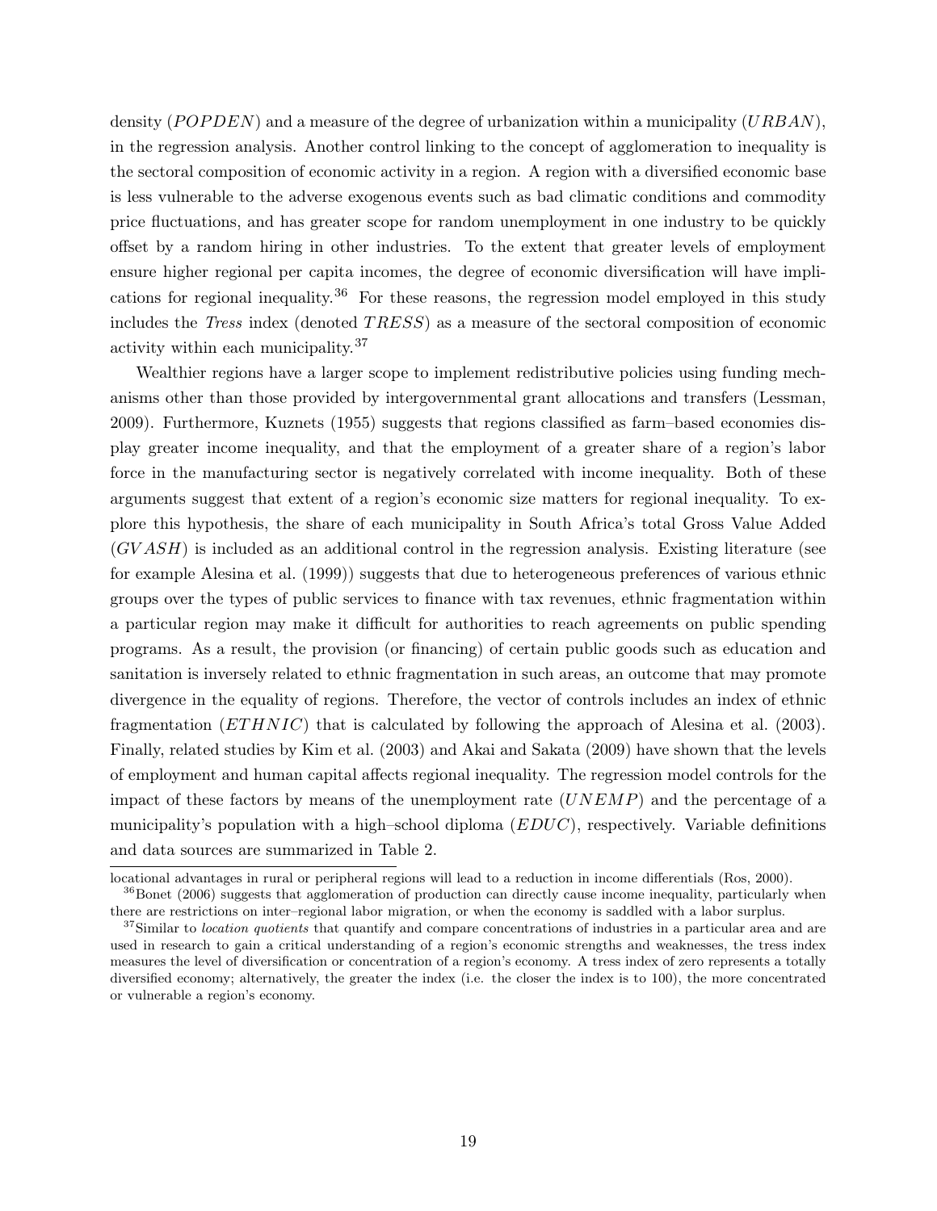density ($POPDEN$) and a measure of the degree of urbanization within a municipality ($URBAN$), in the regression analysis. Another control linking to the concept of agglomeration to inequality is the sectoral composition of economic activity in a region. A region with a diversified economic base is less vulnerable to the adverse exogenous events such as bad climatic conditions and commodity price fluctuations, and has greater scope for random unemployment in one industry to be quickly offset by a random hiring in other industries. To the extent that greater levels of employment ensure higher regional per capita incomes, the degree of economic diversification will have implications for regional inequality.[36] For these reasons, the regression model employed in this study includes the *Tress* index (denoted $TRESS$) as a measure of the sectoral composition of economic activity within each municipality.[37]

Wealthier regions have a larger scope to implement redistributive policies using funding mechanisms other than those provided by intergovernmental grant allocations and transfers (Lessman, 2009). Furthermore, Kuznets (1955) suggests that regions classified as farm–based economies display greater income inequality, and that the employment of a greater share of a region's labor force in the manufacturing sector is negatively correlated with income inequality. Both of these arguments suggest that extent of a region's economic size matters for regional inequality. To explore this hypothesis, the share of each municipality in South Africa's total Gross Value Added ($GVASH$) is included as an additional control in the regression analysis. Existing literature (see for example Alesina et al. (1999)) suggests that due to heterogeneous preferences of various ethnic groups over the types of public services to finance with tax revenues, ethnic fragmentation within a particular region may make it difficult for authorities to reach agreements on public spending programs. As a result, the provision (or financing) of certain public goods such as education and sanitation is inversely related to ethnic fragmentation in such areas, an outcome that may promote divergence in the equality of regions. Therefore, the vector of controls includes an index of ethnic fragmentation ($ETHNIC$) that is calculated by following the approach of Alesina et al. (2003). Finally, related studies by Kim et al. (2003) and Akai and Sakata (2009) have shown that the levels of employment and human capital affects regional inequality. The regression model controls for the impact of these factors by means of the unemployment rate ($UNEMP$) and the percentage of a municipality's population with a high–school diploma ($EDUC$), respectively. Variable definitions and data sources are summarized in Table 2.

---

locational advantages in rural or peripheral regions will lead to a reduction in income differentials (Ros, 2000).

[36] Bonet (2006) suggests that agglomeration of production can directly cause income inequality, particularly when there are restrictions on inter–regional labor migration, or when the economy is saddled with a labor surplus.

[37] Similar to *location quotients* that quantify and compare concentrations of industries in a particular area and are used in research to gain a critical understanding of a region's economic strengths and weaknesses, the tress index measures the level of diversification or concentration of a region's economy. A tress index of zero represents a totally diversified economy; alternatively, the greater the index (i.e. the closer the index is to 100), the more concentrated or vulnerable a region's economy.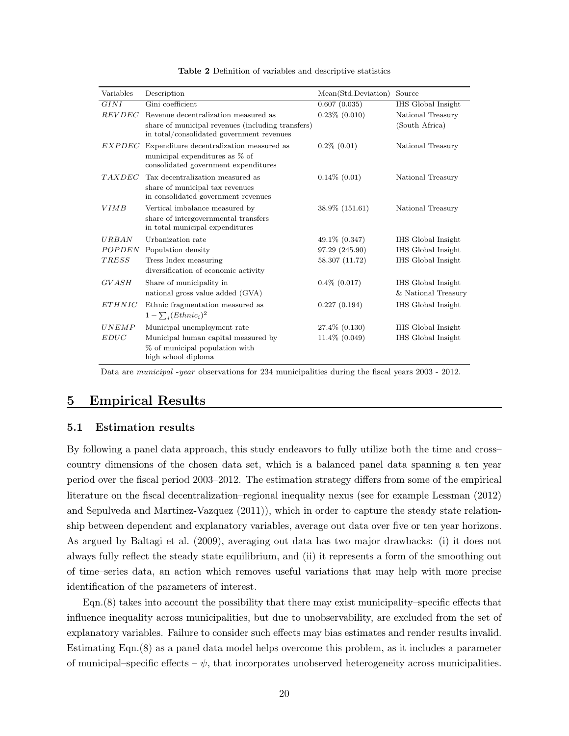**Table 2** Definition of variables and descriptive statistics

| Variables | Description | Mean(Std.Deviation) | Source |
|---|---|---|---|
| $GINI$ | Gini coefficient | 0.607 (0.035) | IHS Global Insight |
| $REVDEC$ | Revenue decentralization measured as share of municipal revenues (including transfers) in total/consolidated government revenues | 0.23% (0.010) | National Treasury (South Africa) |
| $EXPDEC$ | Expenditure decentralization measured as municipal expenditures as % of consolidated government expenditures | 0.2% (0.01) | National Treasury |
| $TAXDEC$ | Tax decentralization measured as share of municipal tax revenues in consolidated government revenues | 0.14% (0.01) | National Treasury |
| $VIMB$ | Vertical imbalance measured by share of intergovernmental transfers in total municipal expenditures | 38.9% (151.61) | National Treasury |
| $URBAN$ | Urbanization rate | 49.1% (0.347) | IHS Global Insight |
| $POPDEN$ | Population density | 97.29 (245.90) | IHS Global Insight |
| $TRESS$ | Tress Index measuring diversification of economic activity | 58.307 (11.72) | IHS Global Insight |
| $GVASH$ | Share of municipality in national gross value added (GVA) | 0.4% (0.017) | IHS Global Insight & National Treasury |
| $ETHNIC$ | Ethnic fragmentation measured as $1 - \sum_i (Ethnic_i)^2$ | 0.227 (0.194) | IHS Global Insight |
| $UNEMP$ | Municipal unemployment rate | 27.4% (0.130) | IHS Global Insight |
| $EDUC$ | Municipal human capital measured by % of municipal population with high school diploma | 11.4% (0.049) | IHS Global Insight |

Data are *municipal -year* observations for 234 municipalities during the fiscal years 2003 - 2012.

## 5 Empirical Results

### 5.1 Estimation results

By following a panel data approach, this study endeavors to fully utilize both the time and cross–country dimensions of the chosen data set, which is a balanced panel data spanning a ten year period over the fiscal period 2003–2012. The estimation strategy differs from some of the empirical literature on the fiscal decentralization–regional inequality nexus (see for example Lessman (2012) and Sepulveda and Martinez-Vazquez (2011)), which in order to capture the steady state relationship between dependent and explanatory variables, average out data over five or ten year horizons. As argued by Baltagi et al. (2009), averaging out data has two major drawbacks: (i) it does not always fully reflect the steady state equilibrium, and (ii) it represents a form of the smoothing out of time–series data, an action which removes useful variations that may help with more precise identification of the parameters of interest.

Eqn.(8) takes into account the possibility that there may exist municipality–specific effects that influence inequality across municipalities, but due to unobservability, are excluded from the set of explanatory variables. Failure to consider such effects may bias estimates and render results invalid. Estimating Eqn.(8) as a panel data model helps overcome this problem, as it includes a parameter of municipal–specific effects – $\psi$, that incorporates unobserved heterogeneity across municipalities.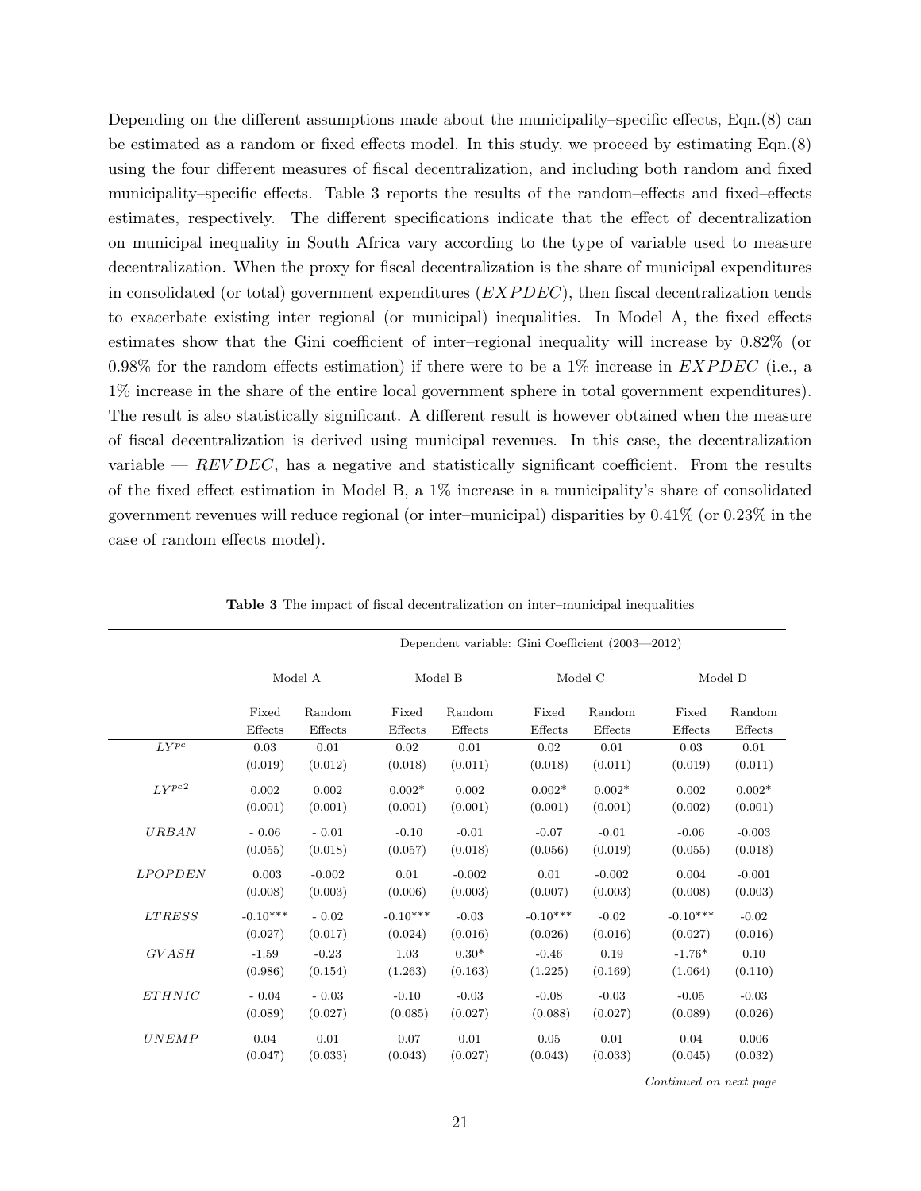Depending on the different assumptions made about the municipality–specific effects, Eqn.(8) can be estimated as a random or fixed effects model. In this study, we proceed by estimating Eqn.(8) using the four different measures of fiscal decentralization, and including both random and fixed municipality–specific effects. Table 3 reports the results of the random–effects and fixed–effects estimates, respectively. The different specifications indicate that the effect of decentralization on municipal inequality in South Africa vary according to the type of variable used to measure decentralization. When the proxy for fiscal decentralization is the share of municipal expenditures in consolidated (or total) government expenditures ($EXPDEC$), then fiscal decentralization tends to exacerbate existing inter–regional (or municipal) inequalities. In Model A, the fixed effects estimates show that the Gini coefficient of inter–regional inequality will increase by 0.82% (or 0.98% for the random effects estimation) if there were to be a 1% increase in $EXPDEC$ (i.e., a 1% increase in the share of the entire local government sphere in total government expenditures). The result is also statistically significant. A different result is however obtained when the measure of fiscal decentralization is derived using municipal revenues. In this case, the decentralization variable — $REVDEC$, has a negative and statistically significant coefficient. From the results of the fixed effect estimation in Model B, a 1% increase in a municipality's share of consolidated government revenues will reduce regional (or inter–municipal) disparities by 0.41% (or 0.23% in the case of random effects model).

**Table 3** The impact of fiscal decentralization on inter–municipal inequalities

| | Dependent variable: Gini Coefficient (2003—2012) | | | | | | | |
|---|---|---|---|---|---|---|---|---|
| | Model A | | Model B | | Model C | | Model D | |
| | Fixed Effects | Random Effects | Fixed Effects | Random Effects | Fixed Effects | Random Effects | Fixed Effects | Random Effects |
| $LY^{pc}$ | 0.03 | 0.01 | 0.02 | 0.01 | 0.02 | 0.01 | 0.03 | 0.01 |
| | (0.019) | (0.012) | (0.018) | (0.011) | (0.018) | (0.011) | (0.019) | (0.011) |
| $LY^{pc2}$ | 0.002 | 0.002 | 0.002* | 0.002 | 0.002* | 0.002* | 0.002 | 0.002* |
| | (0.001) | (0.001) | (0.001) | (0.001) | (0.001) | (0.001) | (0.002) | (0.001) |
| $URBAN$ | - 0.06 | - 0.01 | -0.10 | -0.01 | -0.07 | -0.01 | -0.06 | -0.003 |
| | (0.055) | (0.018) | (0.057) | (0.018) | (0.056) | (0.019) | (0.055) | (0.018) |
| $LPOPDEN$ | 0.003 | -0.002 | 0.01 | -0.002 | 0.01 | -0.002 | 0.004 | -0.001 |
| | (0.008) | (0.003) | (0.006) | (0.003) | (0.007) | (0.003) | (0.008) | (0.003) |
| $LTRESS$ | -0.10*** | - 0.02 | -0.10*** | -0.03 | -0.10*** | -0.02 | -0.10*** | -0.02 |
| | (0.027) | (0.017) | (0.024) | (0.016) | (0.026) | (0.016) | (0.027) | (0.016) |
| $GVASH$ | -1.59 | -0.23 | 1.03 | 0.30* | -0.46 | 0.19 | -1.76* | 0.10 |
| | (0.986) | (0.154) | (1.263) | (0.163) | (1.225) | (0.169) | (1.064) | (0.110) |
| $ETHNIC$ | - 0.04 | - 0.03 | -0.10 | -0.03 | -0.08 | -0.03 | -0.05 | -0.03 |
| | (0.089) | (0.027) | (0.085) | (0.027) | (0.088) | (0.027) | (0.089) | (0.026) |
| $UNEMP$ | 0.04 | 0.01 | 0.07 | 0.01 | 0.05 | 0.01 | 0.04 | 0.006 |
| | (0.047) | (0.033) | (0.043) | (0.027) | (0.043) | (0.033) | (0.045) | (0.032) |

*Continued on next page*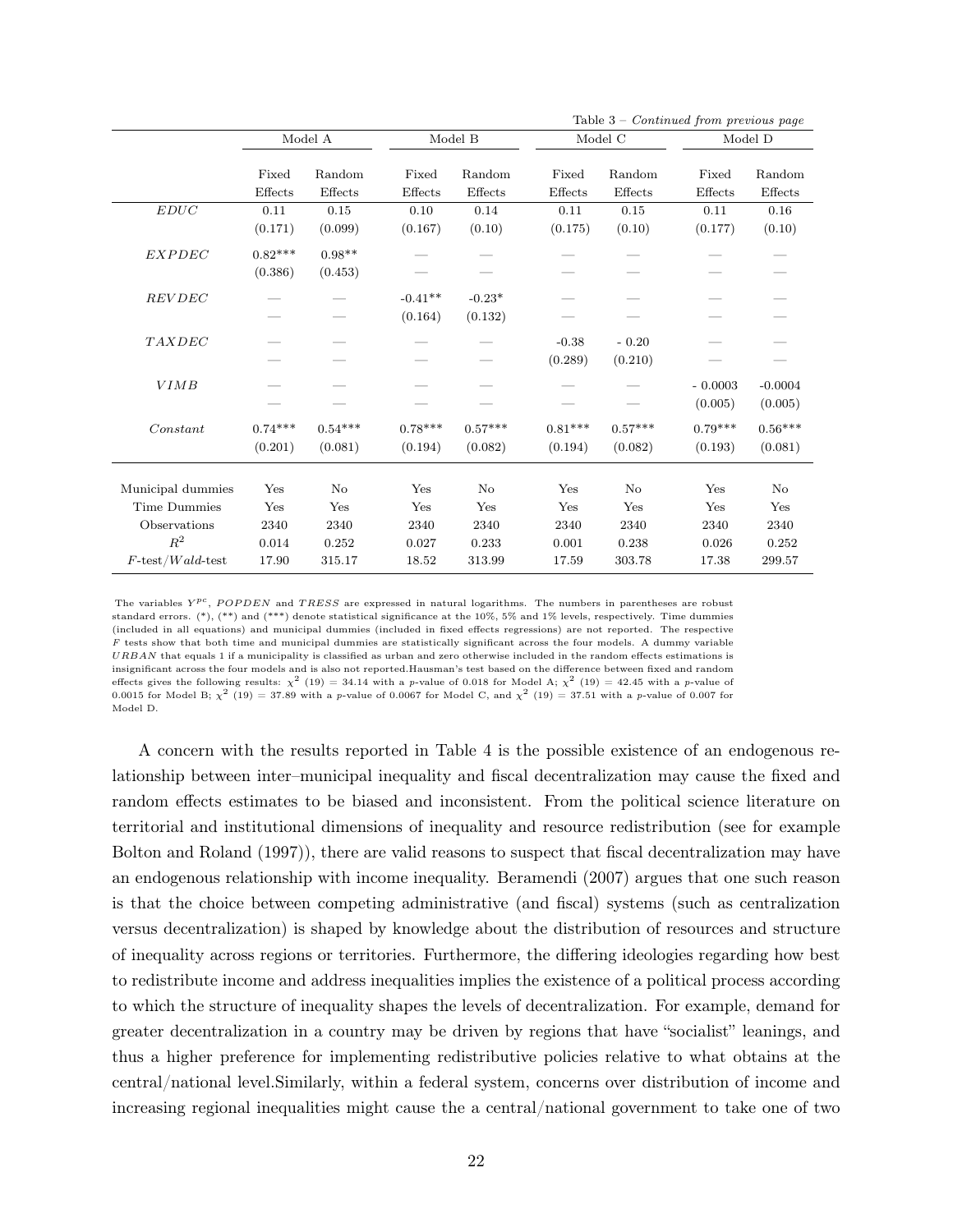Table 3 – *Continued from previous page*

| | Model A | | Model B | | Model C | | Model D | |
|---|---|---|---|---|---|---|---|---|
| | Fixed Effects | Random Effects | Fixed Effects | Random Effects | Fixed Effects | Random Effects | Fixed Effects | Random Effects |
| $EDUC$ | 0.11 | 0.15 | 0.10 | 0.14 | 0.11 | 0.15 | 0.11 | 0.16 |
| | (0.171) | (0.099) | (0.167) | (0.10) | (0.175) | (0.10) | (0.177) | (0.10) |
| $EXPDEC$ | 0.82*** | 0.98** | — | — | — | — | — | — |
| | (0.386) | (0.453) | — | — | — | — | — | — |
| $REVDEC$ | — | — | -0.41** | -0.23* | — | — | — | — |
| | — | — | (0.164) | (0.132) | — | — | — | — |
| $TAXDEC$ | — | — | — | — | -0.38 | - 0.20 | — | — |
| | — | — | — | — | (0.289) | (0.210) | — | — |
| $VIMB$ | — | — | — | — | — | — | - 0.0003 | -0.0004 |
| | — | — | — | — | — | — | (0.005) | (0.005) |
| $Constant$ | 0.74*** | 0.54*** | 0.78*** | 0.57*** | 0.81*** | 0.57*** | 0.79*** | 0.56*** |
| | (0.201) | (0.081) | (0.194) | (0.082) | (0.194) | (0.082) | (0.193) | (0.081) |
| Municipal dummies | Yes | No | Yes | No | Yes | No | Yes | No |
| Time Dummies | Yes | Yes | Yes | Yes | Yes | Yes | Yes | Yes |
| Observations | 2340 | 2340 | 2340 | 2340 | 2340 | 2340 | 2340 | 2340 |
| $R^2$ | 0.014 | 0.252 | 0.027 | 0.233 | 0.001 | 0.238 | 0.026 | 0.252 |
| $F$-test/$Wald$-test | 17.90 | 315.17 | 18.52 | 313.99 | 17.59 | 303.78 | 17.38 | 299.57 |

The variables $Y^{pc}$, $POPDEN$ and $TRESS$ are expressed in natural logarithms. The numbers in parentheses are robust standard errors. (*), (**) and (***) denote statistical significance at the 10%, 5% and 1% levels, respectively. Time dummies (included in all equations) and municipal dummies (included in fixed effects regressions) are not reported. The respective $F$ tests show that both time and municipal dummies are statistically significant across the four models. A dummy variable $URBAN$ that equals 1 if a municipality is classified as urban and zero otherwise included in the random effects estimations is insignificant across the four models and is also not reported.Hausman's test based on the difference between fixed and random effects gives the following results: $\chi^2$ (19) = 34.14 with a $p$-value of 0.018 for Model A; $\chi^2$ (19) = 42.45 with a $p$-value of 0.0015 for Model B; $\chi^2$ (19) = 37.89 with a $p$-value of 0.0067 for Model C, and $\chi^2$ (19) = 37.51 with a $p$-value of 0.007 for Model D.

A concern with the results reported in Table 4 is the possible existence of an endogenous relationship between inter–municipal inequality and fiscal decentralization may cause the fixed and random effects estimates to be biased and inconsistent. From the political science literature on territorial and institutional dimensions of inequality and resource redistribution (see for example Bolton and Roland (1997)), there are valid reasons to suspect that fiscal decentralization may have an endogenous relationship with income inequality. Beramendi (2007) argues that one such reason is that the choice between competing administrative (and fiscal) systems (such as centralization versus decentralization) is shaped by knowledge about the distribution of resources and structure of inequality across regions or territories. Furthermore, the differing ideologies regarding how best to redistribute income and address inequalities implies the existence of a political process according to which the structure of inequality shapes the levels of decentralization. For example, demand for greater decentralization in a country may be driven by regions that have "socialist" leanings, and thus a higher preference for implementing redistributive policies relative to what obtains at the central/national level.Similarly, within a federal system, concerns over distribution of income and increasing regional inequalities might cause the a central/national government to take one of two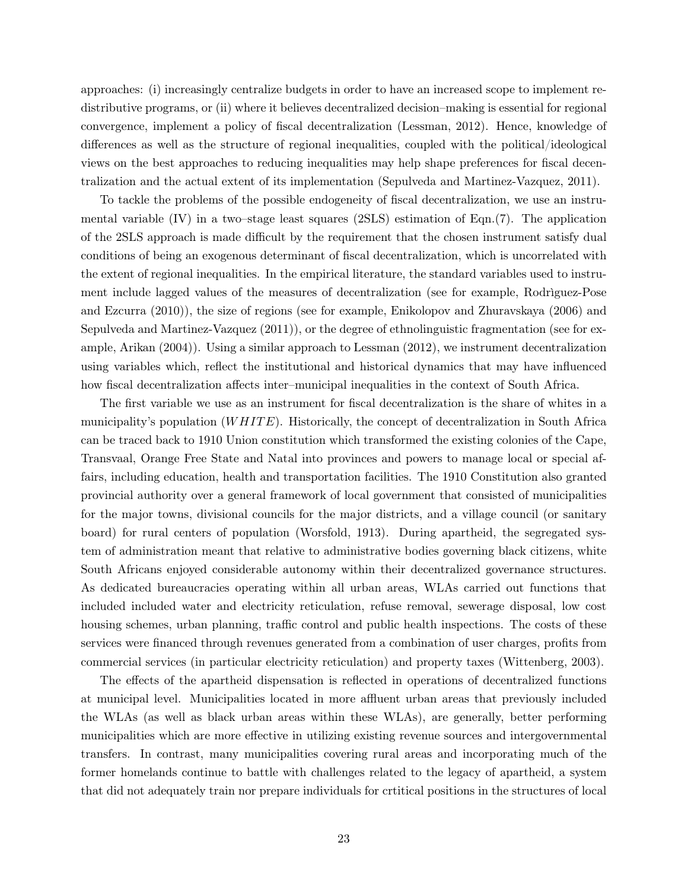approaches: (i) increasingly centralize budgets in order to have an increased scope to implement redistributive programs, or (ii) where it believes decentralized decision–making is essential for regional convergence, implement a policy of fiscal decentralization (Lessman, 2012). Hence, knowledge of differences as well as the structure of regional inequalities, coupled with the political/ideological views on the best approaches to reducing inequalities may help shape preferences for fiscal decentralization and the actual extent of its implementation (Sepulveda and Martinez-Vazquez, 2011).

To tackle the problems of the possible endogeneity of fiscal decentralization, we use an instrumental variable (IV) in a two–stage least squares (2SLS) estimation of Eqn.(7). The application of the 2SLS approach is made difficult by the requirement that the chosen instrument satisfy dual conditions of being an exogenous determinant of fiscal decentralization, which is uncorrelated with the extent of regional inequalities. In the empirical literature, the standard variables used to instrument include lagged values of the measures of decentralization (see for example, Rodrìguez-Pose and Ezcurra (2010)), the size of regions (see for example, Enikolopov and Zhuravskaya (2006) and Sepulveda and Martinez-Vazquez (2011)), or the degree of ethnolinguistic fragmentation (see for example, Arikan (2004)). Using a similar approach to Lessman (2012), we instrument decentralization using variables which, reflect the institutional and historical dynamics that may have influenced how fiscal decentralization affects inter–municipal inequalities in the context of South Africa.

The first variable we use as an instrument for fiscal decentralization is the share of whites in a municipality's population ($WHITE$). Historically, the concept of decentralization in South Africa can be traced back to 1910 Union constitution which transformed the existing colonies of the Cape, Transvaal, Orange Free State and Natal into provinces and powers to manage local or special affairs, including education, health and transportation facilities. The 1910 Constitution also granted provincial authority over a general framework of local government that consisted of municipalities for the major towns, divisional councils for the major districts, and a village council (or sanitary board) for rural centers of population (Worsfold, 1913). During apartheid, the segregated system of administration meant that relative to administrative bodies governing black citizens, white South Africans enjoyed considerable autonomy within their decentralized governance structures. As dedicated bureaucracies operating within all urban areas, WLAs carried out functions that included included water and electricity reticulation, refuse removal, sewerage disposal, low cost housing schemes, urban planning, traffic control and public health inspections. The costs of these services were financed through revenues generated from a combination of user charges, profits from commercial services (in particular electricity reticulation) and property taxes (Wittenberg, 2003).

The effects of the apartheid dispensation is reflected in operations of decentralized functions at municipal level. Municipalities located in more affluent urban areas that previously included the WLAs (as well as black urban areas within these WLAs), are generally, better performing municipalities which are more effective in utilizing existing revenue sources and intergovernmental transfers. In contrast, many municipalities covering rural areas and incorporating much of the former homelands continue to battle with challenges related to the legacy of apartheid, a system that did not adequately train nor prepare individuals for crtitical positions in the structures of local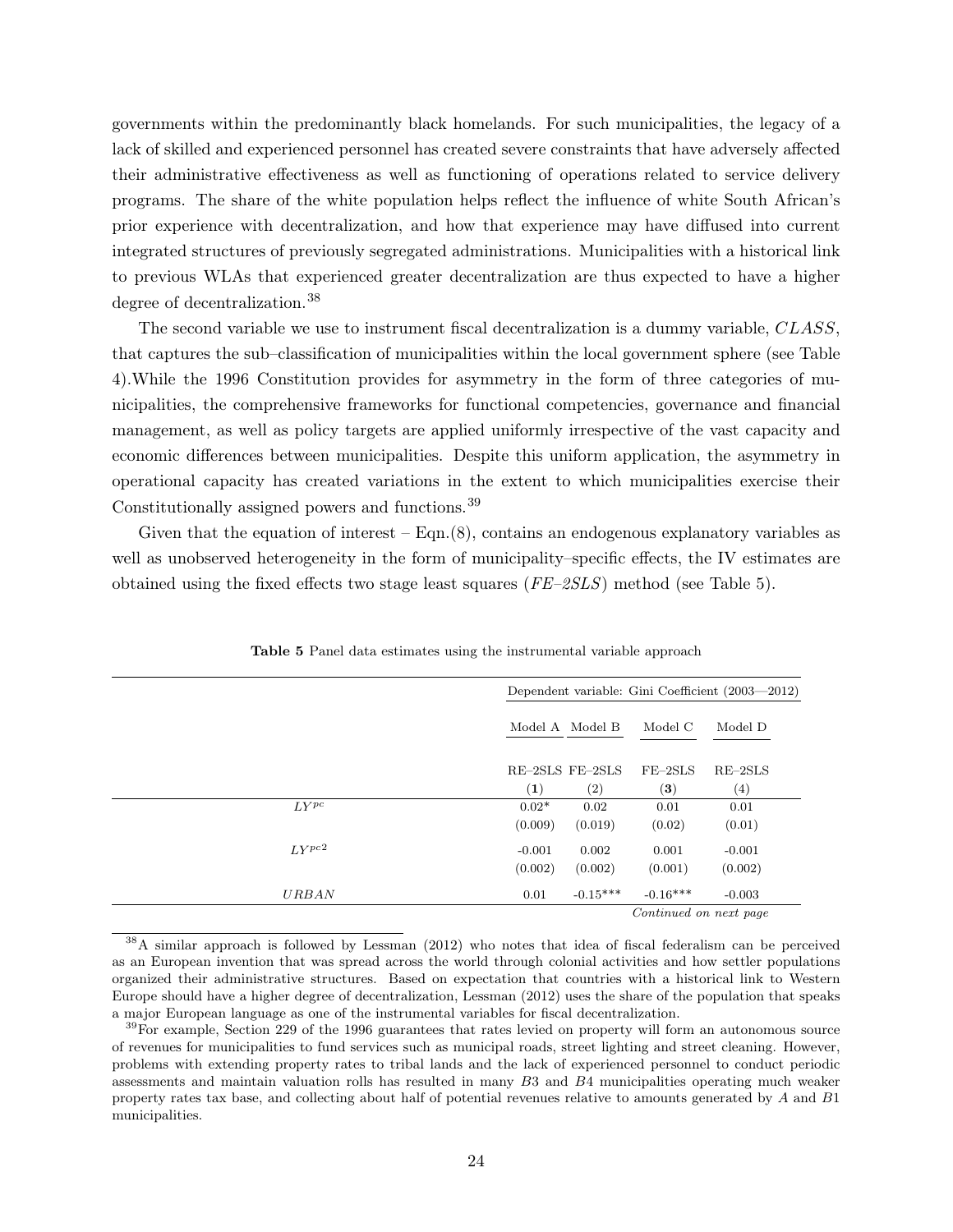governments within the predominantly black homelands. For such municipalities, the legacy of a lack of skilled and experienced personnel has created severe constraints that have adversely affected their administrative effectiveness as well as functioning of operations related to service delivery programs. The share of the white population helps reflect the influence of white South African's prior experience with decentralization, and how that experience may have diffused into current integrated structures of previously segregated administrations. Municipalities with a historical link to previous WLAs that experienced greater decentralization are thus expected to have a higher degree of decentralization.[38]

The second variable we use to instrument fiscal decentralization is a dummy variable, $CLASS$, that captures the sub–classification of municipalities within the local government sphere (see Table 4).While the 1996 Constitution provides for asymmetry in the form of three categories of municipalities, the comprehensive frameworks for functional competencies, governance and financial management, as well as policy targets are applied uniformly irrespective of the vast capacity and economic differences between municipalities. Despite this uniform application, the asymmetry in operational capacity has created variations in the extent to which municipalities exercise their Constitutionally assigned powers and functions.[39]

Given that the equation of interest – Eqn.(8), contains an endogenous explanatory variables as well as unobserved heterogeneity in the form of municipality–specific effects, the IV estimates are obtained using the fixed effects two stage least squares (*FE–2SLS*) method (see Table 5).

**Table 5** Panel data estimates using the instrumental variable approach

| | Dependent variable: Gini Coefficient (2003—2012) | | | |
|---|---|---|---|---|
| | Model A | Model B | Model C | Model D |
| | RE–2SLS | FE–2SLS | FE–2SLS | RE–2SLS |
| | **(1)** | (2) | **(3)** | (4) |
| $LY^{pc}$ | 0.02* | 0.02 | 0.01 | 0.01 |
| | (0.009) | (0.019) | (0.02) | (0.01) |
| $LY^{pc2}$ | -0.001 | 0.002 | 0.001 | -0.001 |
| | (0.002) | (0.002) | (0.001) | (0.002) |
| $URBAN$ | 0.01 | -0.15*** | -0.16*** | -0.003 |

*Continued on next page*

[38] A similar approach is followed by Lessman (2012) who notes that idea of fiscal federalism can be perceived as an European invention that was spread across the world through colonial activities and how settler populations organized their administrative structures. Based on expectation that countries with a historical link to Western Europe should have a higher degree of decentralization, Lessman (2012) uses the share of the population that speaks a major European language as one of the instrumental variables for fiscal decentralization.

[39] For example, Section 229 of the 1996 guarantees that rates levied on property will form an autonomous source of revenues for municipalities to fund services such as municipal roads, street lighting and street cleaning. However, problems with extending property rates to tribal lands and the lack of experienced personnel to conduct periodic assessments and maintain valuation rolls has resulted in many $B3$ and $B4$ municipalities operating much weaker property rates tax base, and collecting about half of potential revenues relative to amounts generated by $A$ and $B1$ municipalities.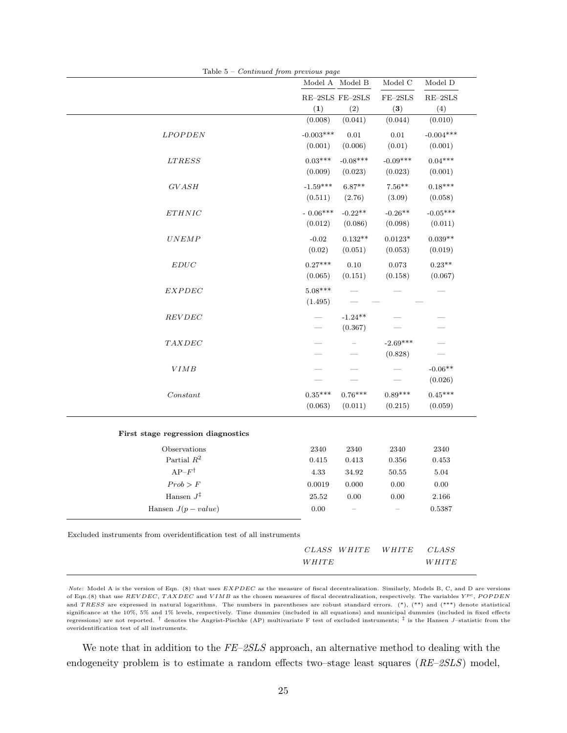Table 5 – *Continued from previous page*

| | Model A | Model B | Model C | Model D |
|---|---|---|---|---|
| | RE–2SLS | FE–2SLS | FE–2SLS | RE–2SLS |
| | **(1)** | (2) | **(3)** | (4) |
| | (0.008) | (0.041) | (0.044) | (0.010) |
| $LPOPDEN$ | -0.003*** | 0.01 | 0.01 | -0.004*** |
| | (0.001) | (0.006) | (0.01) | (0.001) |
| $LTRESS$ | 0.03*** | -0.08*** | -0.09*** | 0.04*** |
| | (0.009) | (0.023) | (0.023) | (0.001) |
| $GVASH$ | -1.59*** | 6.87** | 7.56** | 0.18*** |
| | (0.511) | (2.76) | (3.09) | (0.058) |
| $ETHNIC$ | - 0.06*** | -0.22** | -0.26** | -0.05*** |
| | (0.012) | (0.086) | (0.098) | (0.011) |
| $UNEMP$ | -0.02 | 0.132** | 0.0123* | 0.039** |
| | (0.02) | (0.051) | (0.053) | (0.019) |
| $EDUC$ | 0.27*** | 0.10 | 0.073 | 0.23** |
| | (0.065) | (0.151) | (0.158) | (0.067) |
| $EXPDEC$ | 5.08*** | — | — | — |
| | (1.495) | — | — | — |
| $REVDEC$ | — | -1.24** | — | — |
| | — | (0.367) | — | — |
| $TAXDEC$ | — | – | -2.69*** | — |
| | — | — | (0.828) | — |
| $VIMB$ | — | — | — | -0.06** |
| | — | — | — | (0.026) |
| $Constant$ | 0.35*** | 0.76*** | 0.89*** | 0.45*** |
| | (0.063) | (0.011) | (0.215) | (0.059) |
| **First stage regression diagnostics** | | | | |
| Observations | 2340 | 2340 | 2340 | 2340 |
| Partial $R^2$ | 0.415 | 0.413 | 0.356 | 0.453 |
| AP–$F^{\dagger}$ | 4.33 | 34.92 | 50.55 | 5.04 |
| $Prob > F$ | 0.0019 | 0.000 | 0.00 | 0.00 |
| Hansen $J^{\ddagger}$ | 25.52 | 0.00 | 0.00 | 2.166 |
| Hansen $J(p-value)$ | 0.00 | – | – | 0.5387 |
| Excluded instruments from overidentification test of all instruments | | | | |
| | $CLASS$ $WHITE$ | $WHITE$ | $WHITE$ | $CLASS$ $WHITE$ |

*Note*: Model A is the version of Eqn. (8) that uses $EXPDEC$ as the measure of fiscal decentralization. Similarly, Models B, C, and D are versions of Eqn.(8) that use $REVDEC$, $TAXDEC$ and $VIMB$ as the chosen measures of fiscal decentralization, respectively. The variables $Y^{pc}$, $POPDEN$ and $TRESS$ are expressed in natural logarithms. The numbers in parentheses are robust standard errors. (*), (**) and (***) denote statistical significance at the 10%, 5% and 1% levels, respectively. Time dummies (included in all equations) and municipal dummies (included in fixed effects regressions) are not reported. † denotes the Angrist-Pischke (AP) multivariate F test of excluded instruments; ‡ is the Hansen $J$–statistic from the overidentification test of all instruments.

We note that in addition to the *FE–2SLS* approach, an alternative method to dealing with the endogeneity problem is to estimate a random effects two–stage least squares (*RE–2SLS*) model,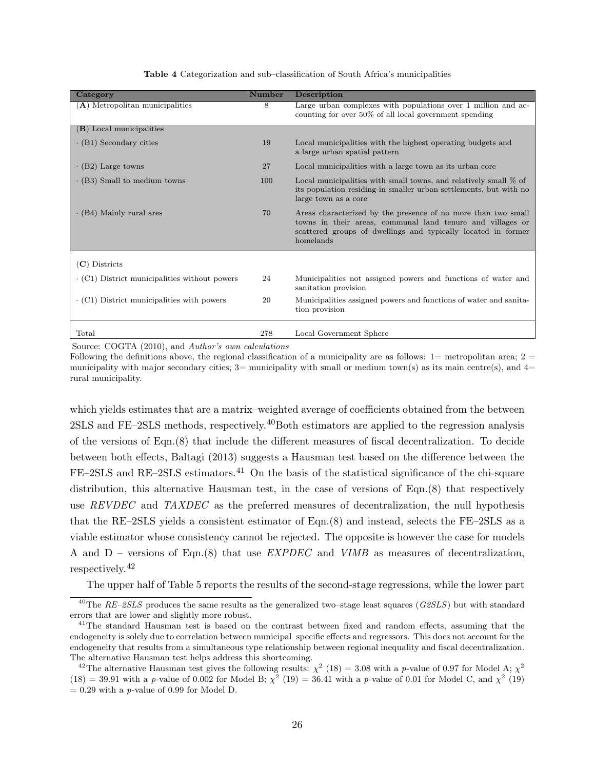**Table 4** Categorization and sub–classification of South Africa's municipalities

| Category | Number | Description |
|---|---|---|
| (**A**) Metropolitan municipalities | 8 | Large urban complexes with populations over 1 million and accounting for over 50% of all local government spending |
| (**B**) Local municipalities | | |
| · (B1) Secondary cities | 19 | Local municipalities with the highest operating budgets and a large urban spatial pattern |
| · (B2) Large towns | 27 | Local municipalities with a large town as its urban core |
| · (B3) Small to medium towns | 100 | Local municipalities with small towns, and relatively small % of its population residing in smaller urban settlements, but with no large town as a core |
| · (B4) Mainly rural ares | 70 | Areas characterized by the presence of no more than two small towns in their areas, communal land tenure and villages or scattered groups of dwellings and typically located in former homelands |
| (**C**) Districts | | |
| · (C1) District municipalities without powers | 24 | Municipalities not assigned powers and functions of water and sanitation provision |
| · (C1) District municipalities with powers | 20 | Municipalities assigned powers and functions of water and sanitation provision |
| Total | 278 | Local Government Sphere |

Source: COGTA (2010), and *Author's own calculations*

Following the definitions above, the regional classification of a municipality are as follows: 1= metropolitan area; 2 = municipality with major secondary cities; 3= municipality with small or medium town(s) as its main centre(s), and 4= rural municipality.

which yields estimates that are a matrix–weighted average of coefficients obtained from the between 2SLS and FE–2SLS methods, respectively.[40] Both estimators are applied to the regression analysis of the versions of Eqn.(8) that include the different measures of fiscal decentralization. To decide between both effects, Baltagi (2013) suggests a Hausman test based on the difference between the FE–2SLS and RE–2SLS estimators.[41] On the basis of the statistical significance of the chi-square distribution, this alternative Hausman test, in the case of versions of Eqn.(8) that respectively use *REVDEC* and *TAXDEC* as the preferred measures of decentralization, the null hypothesis that the RE–2SLS yields a consistent estimator of Eqn.(8) and instead, selects the FE–2SLS as a viable estimator whose consistency cannot be rejected. The opposite is however the case for models A and D – versions of Eqn.(8) that use *EXPDEC* and *VIMB* as measures of decentralization, respectively.[42]

The upper half of Table 5 reports the results of the second-stage regressions, while the lower part

[40] The *RE–2SLS* produces the same results as the generalized two–stage least squares (*G2SLS*) but with standard errors that are lower and slightly more robust.

[41] The standard Hausman test is based on the contrast between fixed and random effects, assuming that the endogeneity is solely due to correlation between municipal–specific effects and regressors. This does not account for the endogeneity that results from a simultaneous type relationship between regional inequality and fiscal decentralization. The alternative Hausman test helps address this shortcoming.

[42] The alternative Hausman test gives the following results: $\chi^2$ (18) = 3.08 with a $p$-value of 0.97 for Model A; $\chi^2$ (18) = 39.91 with a $p$-value of 0.002 for Model B; $\chi^2$ (19) = 36.41 with a $p$-value of 0.01 for Model C, and $\chi^2$ (19) = 0.29 with a $p$-value of 0.99 for Model D.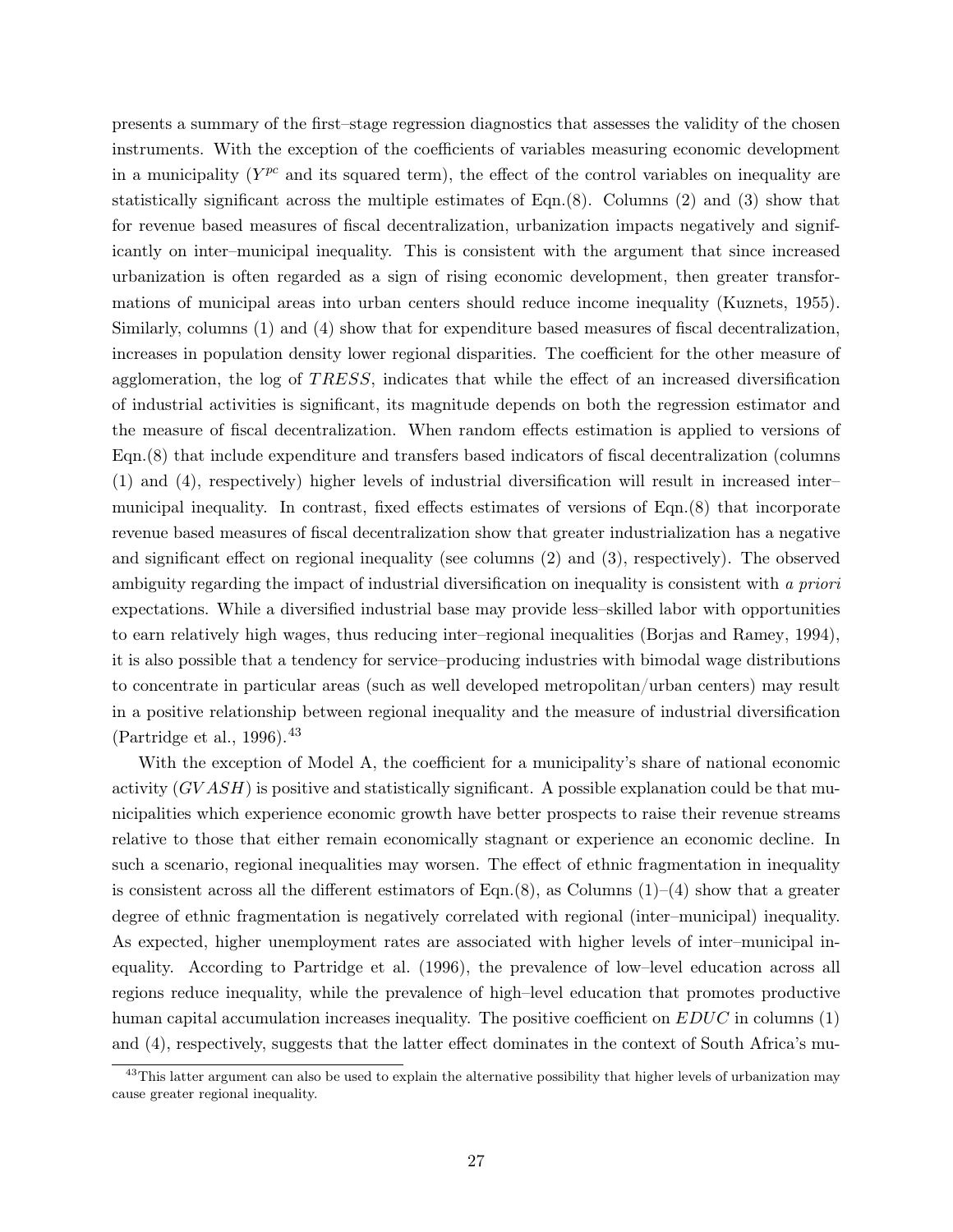presents a summary of the first–stage regression diagnostics that assesses the validity of the chosen instruments. With the exception of the coefficients of variables measuring economic development in a municipality ($Y^{pc}$ and its squared term), the effect of the control variables on inequality are statistically significant across the multiple estimates of Eqn.(8). Columns (2) and (3) show that for revenue based measures of fiscal decentralization, urbanization impacts negatively and significantly on inter–municipal inequality. This is consistent with the argument that since increased urbanization is often regarded as a sign of rising economic development, then greater transformations of municipal areas into urban centers should reduce income inequality (Kuznets, 1955). Similarly, columns (1) and (4) show that for expenditure based measures of fiscal decentralization, increases in population density lower regional disparities. The coefficient for the other measure of agglomeration, the log of $TRESS$, indicates that while the effect of an increased diversification of industrial activities is significant, its magnitude depends on both the regression estimator and the measure of fiscal decentralization. When random effects estimation is applied to versions of Eqn.(8) that include expenditure and transfers based indicators of fiscal decentralization (columns (1) and (4), respectively) higher levels of industrial diversification will result in increased inter–municipal inequality. In contrast, fixed effects estimates of versions of Eqn.(8) that incorporate revenue based measures of fiscal decentralization show that greater industrialization has a negative and significant effect on regional inequality (see columns (2) and (3), respectively). The observed ambiguity regarding the impact of industrial diversification on inequality is consistent with *a priori* expectations. While a diversified industrial base may provide less–skilled labor with opportunities to earn relatively high wages, thus reducing inter–regional inequalities (Borjas and Ramey, 1994), it is also possible that a tendency for service–producing industries with bimodal wage distributions to concentrate in particular areas (such as well developed metropolitan/urban centers) may result in a positive relationship between regional inequality and the measure of industrial diversification (Partridge et al., 1996).[43]

With the exception of Model A, the coefficient for a municipality's share of national economic activity ($GVASH$) is positive and statistically significant. A possible explanation could be that municipalities which experience economic growth have better prospects to raise their revenue streams relative to those that either remain economically stagnant or experience an economic decline. In such a scenario, regional inequalities may worsen. The effect of ethnic fragmentation in inequality is consistent across all the different estimators of Eqn.(8), as Columns (1)–(4) show that a greater degree of ethnic fragmentation is negatively correlated with regional (inter–municipal) inequality. As expected, higher unemployment rates are associated with higher levels of inter–municipal inequality. According to Partridge et al. (1996), the prevalence of low–level education across all regions reduce inequality, while the prevalence of high–level education that promotes productive human capital accumulation increases inequality. The positive coefficient on $EDUC$ in columns (1) and (4), respectively, suggests that the latter effect dominates in the context of South Africa's mu-

[43] This latter argument can also be used to explain the alternative possibility that higher levels of urbanization may cause greater regional inequality.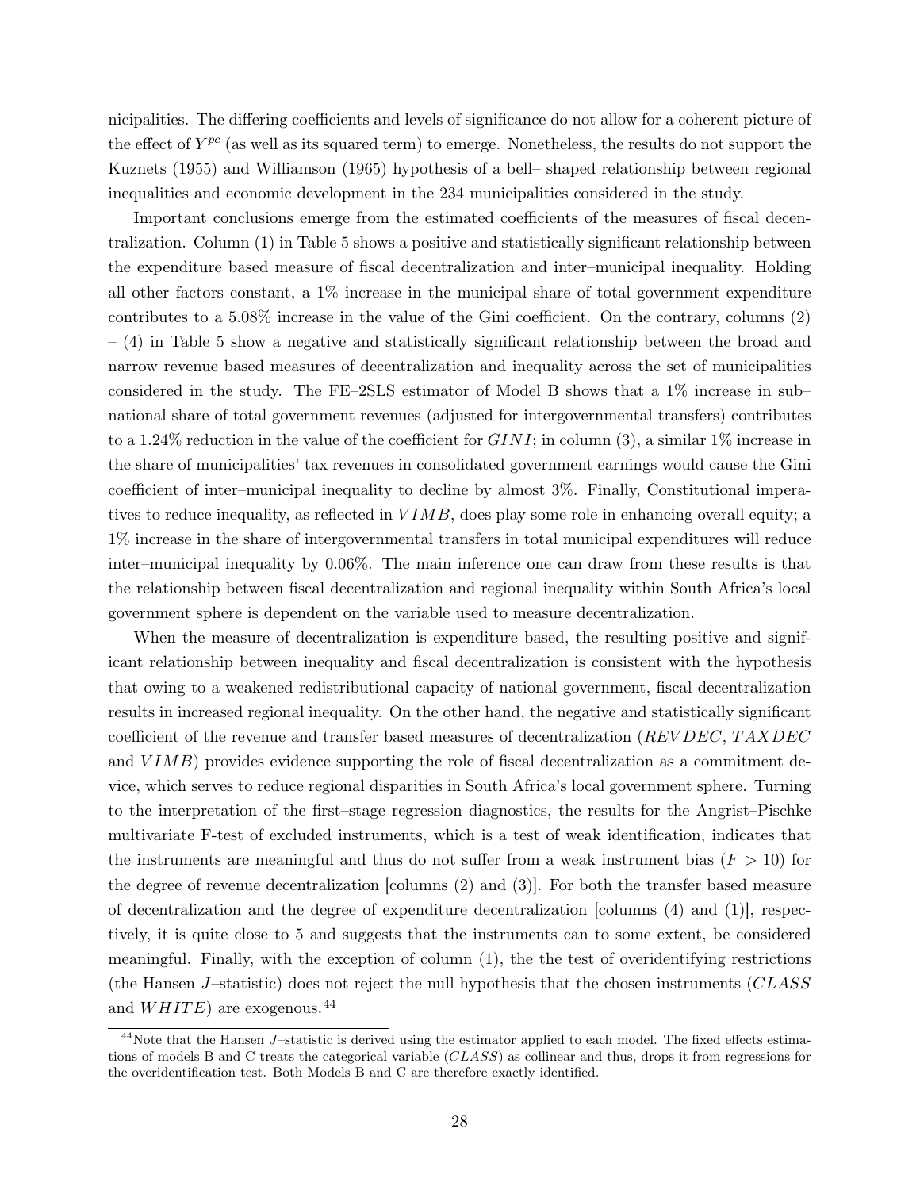nicipalities. The differing coefficients and levels of significance do not allow for a coherent picture of the effect of $Y^{pc}$ (as well as its squared term) to emerge. Nonetheless, the results do not support the Kuznets (1955) and Williamson (1965) hypothesis of a bell– shaped relationship between regional inequalities and economic development in the 234 municipalities considered in the study.

Important conclusions emerge from the estimated coefficients of the measures of fiscal decentralization. Column (1) in Table 5 shows a positive and statistically significant relationship between the expenditure based measure of fiscal decentralization and inter–municipal inequality. Holding all other factors constant, a 1% increase in the municipal share of total government expenditure contributes to a 5.08% increase in the value of the Gini coefficient. On the contrary, columns (2) – (4) in Table 5 show a negative and statistically significant relationship between the broad and narrow revenue based measures of decentralization and inequality across the set of municipalities considered in the study. The FE–2SLS estimator of Model B shows that a 1% increase in sub–national share of total government revenues (adjusted for intergovernmental transfers) contributes to a 1.24% reduction in the value of the coefficient for $GINI$; in column (3), a similar 1% increase in the share of municipalities' tax revenues in consolidated government earnings would cause the Gini coefficient of inter–municipal inequality to decline by almost 3%. Finally, Constitutional imperatives to reduce inequality, as reflected in $VIMB$, does play some role in enhancing overall equity; a 1% increase in the share of intergovernmental transfers in total municipal expenditures will reduce inter–municipal inequality by 0.06%. The main inference one can draw from these results is that the relationship between fiscal decentralization and regional inequality within South Africa's local government sphere is dependent on the variable used to measure decentralization.

When the measure of decentralization is expenditure based, the resulting positive and significant relationship between inequality and fiscal decentralization is consistent with the hypothesis that owing to a weakened redistributional capacity of national government, fiscal decentralization results in increased regional inequality. On the other hand, the negative and statistically significant coefficient of the revenue and transfer based measures of decentralization ($REVDEC$, $TAXDEC$ and $VIMB$) provides evidence supporting the role of fiscal decentralization as a commitment device, which serves to reduce regional disparities in South Africa's local government sphere. Turning to the interpretation of the first–stage regression diagnostics, the results for the Angrist–Pischke multivariate F-test of excluded instruments, which is a test of weak identification, indicates that the instruments are meaningful and thus do not suffer from a weak instrument bias ($F > 10$) for the degree of revenue decentralization [columns (2) and (3)]. For both the transfer based measure of decentralization and the degree of expenditure decentralization [columns (4) and (1)], respectively, it is quite close to 5 and suggests that the instruments can to some extent, be considered meaningful. Finally, with the exception of column (1), the the test of overidentifying restrictions (the Hansen $J$–statistic) does not reject the null hypothesis that the chosen instruments ($CLASS$ and $WHITE$) are exogenous.[44]

[44] Note that the Hansen $J$–statistic is derived using the estimator applied to each model. The fixed effects estimations of models B and C treats the categorical variable ($CLASS$) as collinear and thus, drops it from regressions for the overidentification test. Both Models B and C are therefore exactly identified.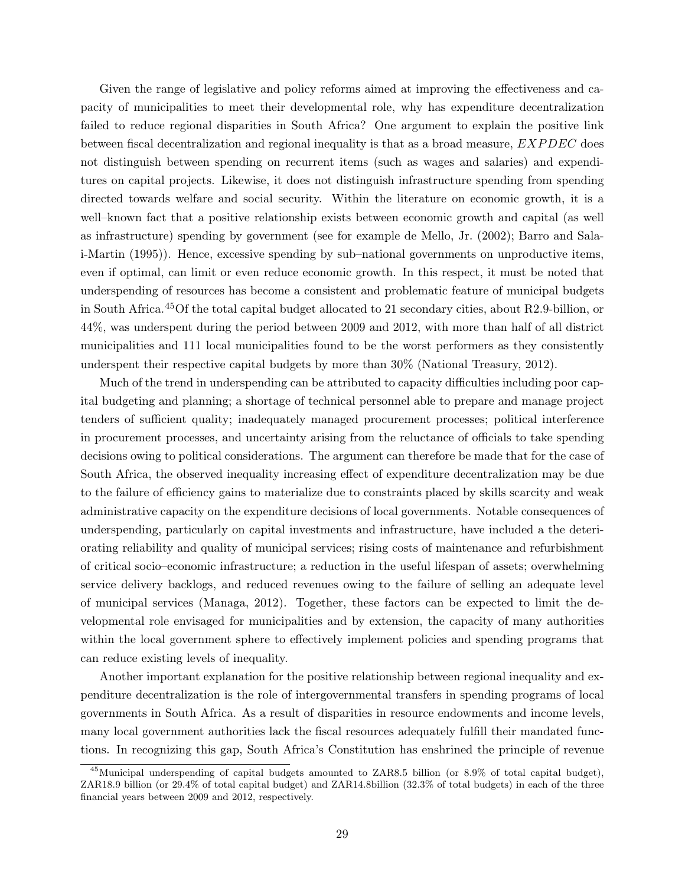Given the range of legislative and policy reforms aimed at improving the effectiveness and capacity of municipalities to meet their developmental role, why has expenditure decentralization failed to reduce regional disparities in South Africa? One argument to explain the positive link between fiscal decentralization and regional inequality is that as a broad measure, $EXPDEC$ does not distinguish between spending on recurrent items (such as wages and salaries) and expenditures on capital projects. Likewise, it does not distinguish infrastructure spending from spending directed towards welfare and social security. Within the literature on economic growth, it is a well–known fact that a positive relationship exists between economic growth and capital (as well as infrastructure) spending by government (see for example de Mello, Jr. (2002); Barro and Sala-i-Martin (1995)). Hence, excessive spending by sub–national governments on unproductive items, even if optimal, can limit or even reduce economic growth. In this respect, it must be noted that underspending of resources has become a consistent and problematic feature of municipal budgets in South Africa.[45] Of the total capital budget allocated to 21 secondary cities, about R2.9-billion, or 44%, was underspent during the period between 2009 and 2012, with more than half of all district municipalities and 111 local municipalities found to be the worst performers as they consistently underspent their respective capital budgets by more than 30% (National Treasury, 2012).

Much of the trend in underspending can be attributed to capacity difficulties including poor capital budgeting and planning; a shortage of technical personnel able to prepare and manage project tenders of sufficient quality; inadequately managed procurement processes; political interference in procurement processes, and uncertainty arising from the reluctance of officials to take spending decisions owing to political considerations. The argument can therefore be made that for the case of South Africa, the observed inequality increasing effect of expenditure decentralization may be due to the failure of efficiency gains to materialize due to constraints placed by skills scarcity and weak administrative capacity on the expenditure decisions of local governments. Notable consequences of underspending, particularly on capital investments and infrastructure, have included a the deteriorating reliability and quality of municipal services; rising costs of maintenance and refurbishment of critical socio–economic infrastructure; a reduction in the useful lifespan of assets; overwhelming service delivery backlogs, and reduced revenues owing to the failure of selling an adequate level of municipal services (Managa, 2012). Together, these factors can be expected to limit the developmental role envisaged for municipalities and by extension, the capacity of many authorities within the local government sphere to effectively implement policies and spending programs that can reduce existing levels of inequality.

Another important explanation for the positive relationship between regional inequality and expenditure decentralization is the role of intergovernmental transfers in spending programs of local governments in South Africa. As a result of disparities in resource endowments and income levels, many local government authorities lack the fiscal resources adequately fulfill their mandated functions. In recognizing this gap, South Africa's Constitution has enshrined the principle of revenue

[45] Municipal underspending of capital budgets amounted to ZAR8.5 billion (or 8.9% of total capital budget), ZAR18.9 billion (or 29.4% of total capital budget) and ZAR14.8billion (32.3% of total budgets) in each of the three financial years between 2009 and 2012, respectively.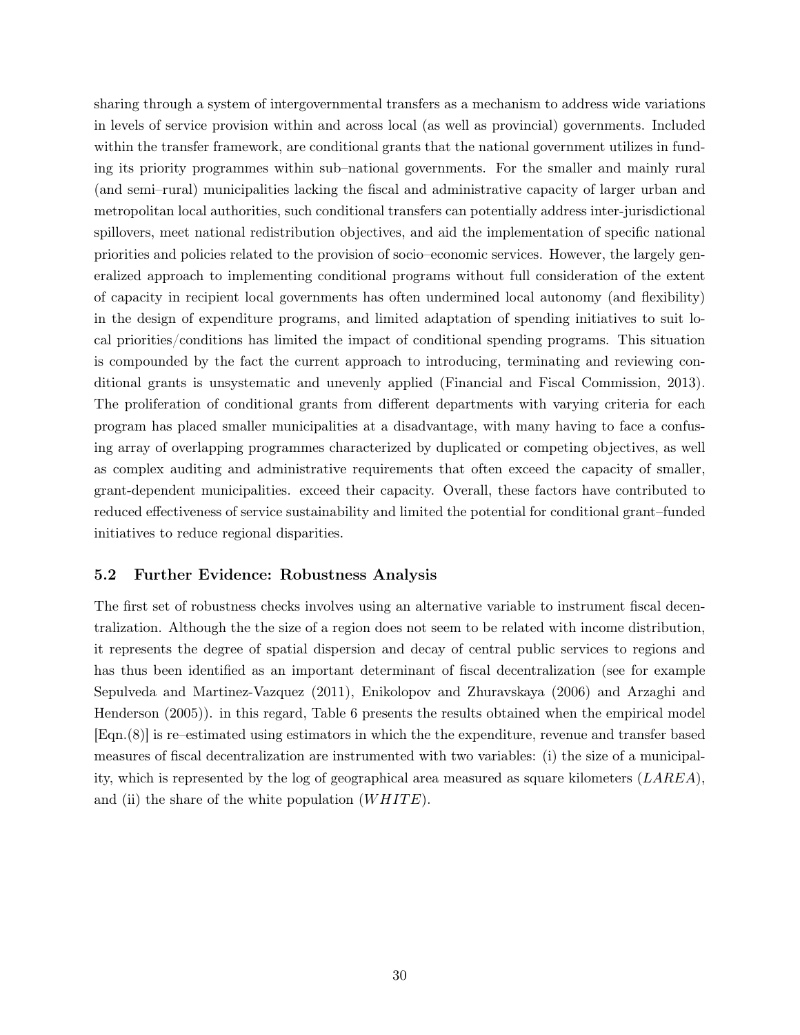sharing through a system of intergovernmental transfers as a mechanism to address wide variations in levels of service provision within and across local (as well as provincial) governments. Included within the transfer framework, are conditional grants that the national government utilizes in funding its priority programmes within sub–national governments. For the smaller and mainly rural (and semi–rural) municipalities lacking the fiscal and administrative capacity of larger urban and metropolitan local authorities, such conditional transfers can potentially address inter-jurisdictional spillovers, meet national redistribution objectives, and aid the implementation of specific national priorities and policies related to the provision of socio–economic services. However, the largely generalized approach to implementing conditional programs without full consideration of the extent of capacity in recipient local governments has often undermined local autonomy (and flexibility) in the design of expenditure programs, and limited adaptation of spending initiatives to suit local priorities/conditions has limited the impact of conditional spending programs. This situation is compounded by the fact the current approach to introducing, terminating and reviewing conditional grants is unsystematic and unevenly applied (Financial and Fiscal Commission, 2013). The proliferation of conditional grants from different departments with varying criteria for each program has placed smaller municipalities at a disadvantage, with many having to face a confusing array of overlapping programmes characterized by duplicated or competing objectives, as well as complex auditing and administrative requirements that often exceed the capacity of smaller, grant-dependent municipalities. exceed their capacity. Overall, these factors have contributed to reduced effectiveness of service sustainability and limited the potential for conditional grant–funded initiatives to reduce regional disparities.

### 5.2 Further Evidence: Robustness Analysis

The first set of robustness checks involves using an alternative variable to instrument fiscal decentralization. Although the the size of a region does not seem to be related with income distribution, it represents the degree of spatial dispersion and decay of central public services to regions and has thus been identified as an important determinant of fiscal decentralization (see for example Sepulveda and Martinez-Vazquez (2011), Enikolopov and Zhuravskaya (2006) and Arzaghi and Henderson (2005)). in this regard, Table 6 presents the results obtained when the empirical model [Eqn.(8)] is re–estimated using estimators in which the the expenditure, revenue and transfer based measures of fiscal decentralization are instrumented with two variables: (i) the size of a municipality, which is represented by the log of geographical area measured as square kilometers ($LAREA$), and (ii) the share of the white population ($WHITE$).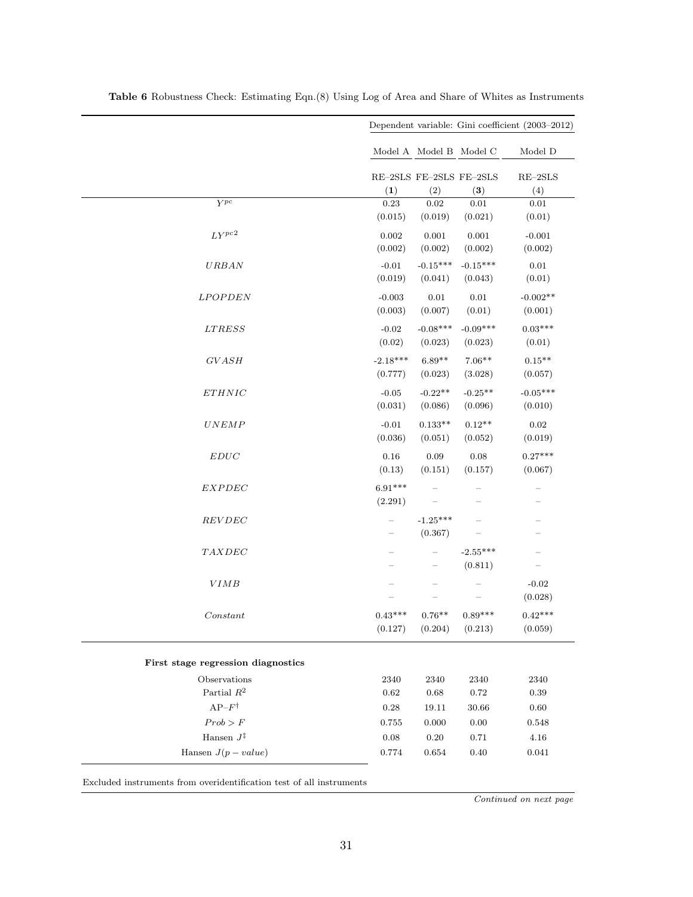**Table 6** Robustness Check: Estimating Eqn.(8) Using Log of Area and Share of Whites as Instruments

| | Dependent variable: Gini coefficient (2003–2012) | | | |
|---|---|---|---|---|
| | Model A | Model B | Model C | Model D |
| | RE–2SLS | FE–2SLS | FE–2SLS | RE–2SLS |
| | **(1)** | (2) | **(3)** | (4) |
| $Y^{pc}$ | 0.23 | 0.02 | 0.01 | 0.01 |
| | (0.015) | (0.019) | (0.021) | (0.01) |
| $LY^{pc2}$ | 0.002 | 0.001 | 0.001 | -0.001 |
| | (0.002) | (0.002) | (0.002) | (0.002) |
| $URBAN$ | -0.01 | -0.15*** | -0.15*** | 0.01 |
| | (0.019) | (0.041) | (0.043) | (0.01) |
| $LPOPDEN$ | -0.003 | 0.01 | 0.01 | -0.002** |
| | (0.003) | (0.007) | (0.01) | (0.001) |
| $LTRESS$ | -0.02 | -0.08*** | -0.09*** | 0.03*** |
| | (0.02) | (0.023) | (0.023) | (0.01) |
| $GVASH$ | -2.18*** | 6.89** | 7.06** | 0.15** |
| | (0.777) | (0.023) | (3.028) | (0.057) |
| $ETHNIC$ | -0.05 | -0.22** | -0.25** | -0.05*** |
| | (0.031) | (0.086) | (0.096) | (0.010) |
| $UNEMP$ | -0.01 | 0.133** | 0.12** | 0.02 |
| | (0.036) | (0.051) | (0.052) | (0.019) |
| $EDUC$ | 0.16 | 0.09 | 0.08 | 0.27*** |
| | (0.13) | (0.151) | (0.157) | (0.067) |
| $EXPDEC$ | 6.91*** | – | – | – |
| | (2.291) | – | – | – |
| $REVDEC$ | – | -1.25*** | – | – |
| | – | (0.367) | – | – |
| $TAXDEC$ | – | – | -2.55*** | – |
| | – | – | (0.811) | – |
| $VIMB$ | – | – | – | -0.02 |
| | – | – | – | (0.028) |
| $Constant$ | 0.43*** | 0.76** | 0.89*** | 0.42*** |
| | (0.127) | (0.204) | (0.213) | (0.059) |
| **First stage regression diagnostics** | | | | |
| Observations | 2340 | 2340 | 2340 | 2340 |
| Partial $R^2$ | 0.62 | 0.68 | 0.72 | 0.39 |
| AP–$F^{\dagger}$ | 0.28 | 19.11 | 30.66 | 0.60 |
| $Prob > F$ | 0.755 | 0.000 | 0.00 | 0.548 |
| Hansen $J^{\ddagger}$ | 0.08 | 0.20 | 0.71 | 4.16 |
| Hansen $J(p-value)$ | 0.774 | 0.654 | 0.40 | 0.041 |

Excluded instruments from overidentification test of all instruments

*Continued on next page*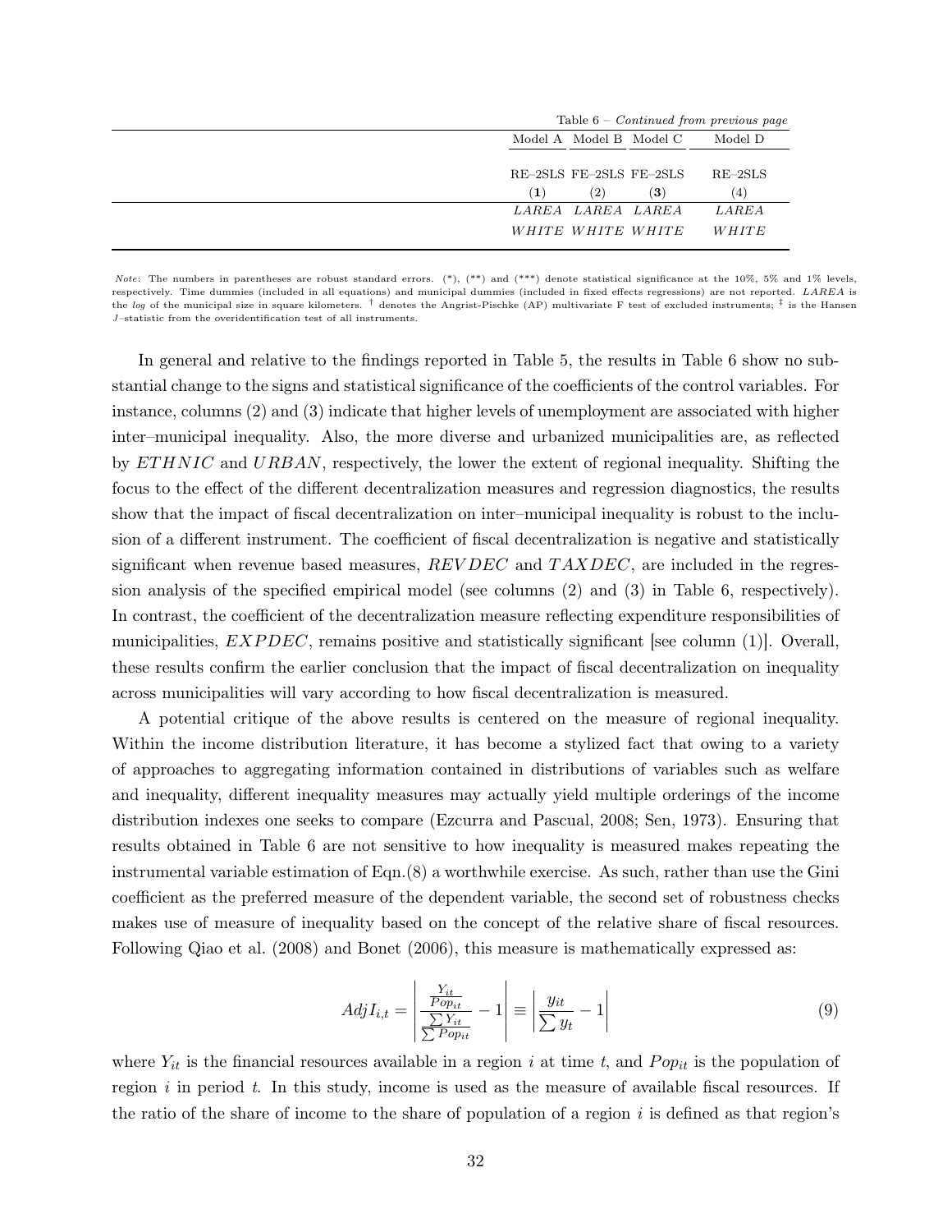Table 6 – *Continued from previous page*

| | Model A | Model B | Model C | Model D |
|---|---|---|---|---|
| | RE–2SLS | FE–2SLS | FE–2SLS | RE–2SLS |
| | (1) | (2) | (3) | (4) |
| | *LAREA* | *LAREA* | *LAREA* | *LAREA* |
| | *WHITE* | *WHITE* | *WHITE* | *WHITE* |

*Note*: The numbers in parentheses are robust standard errors. (*), (**) and (***) denote statistical significance at the 10%, 5% and 1% levels, respectively. Time dummies (included in all equations) and municipal dummies (included in fixed effects regressions) are not reported. *LAREA* is the *log* of the municipal size in square kilometers. † denotes the Angrist-Pischke (AP) multivariate F test of excluded instruments; ‡ is the Hansen *J*–statistic from the overidentification test of all instruments.

In general and relative to the findings reported in Table 5, the results in Table 6 show no substantial change to the signs and statistical significance of the coefficients of the control variables. For instance, columns (2) and (3) indicate that higher levels of unemployment are associated with higher inter–municipal inequality. Also, the more diverse and urbanized municipalities are, as reflected by *ETHNIC* and *URBAN*, respectively, the lower the extent of regional inequality. Shifting the focus to the effect of the different decentralization measures and regression diagnostics, the results show that the impact of fiscal decentralization on inter–municipal inequality is robust to the inclusion of a different instrument. The coefficient of fiscal decentralization is negative and statistically significant when revenue based measures, *REVDEC* and *TAXDEC*, are included in the regression analysis of the specified empirical model (see columns (2) and (3) in Table 6, respectively). In contrast, the coefficient of the decentralization measure reflecting expenditure responsibilities of municipalities, *EXPDEC*, remains positive and statistically significant [see column (1)]. Overall, these results confirm the earlier conclusion that the impact of fiscal decentralization on inequality across municipalities will vary according to how fiscal decentralization is measured.

A potential critique of the above results is centered on the measure of regional inequality. Within the income distribution literature, it has become a stylized fact that owing to a variety of approaches to aggregating information contained in distributions of variables such as welfare and inequality, different inequality measures may actually yield multiple orderings of the income distribution indexes one seeks to compare (Ezcurra and Pascual, 2008; Sen, 1973). Ensuring that results obtained in Table 6 are not sensitive to how inequality is measured makes repeating the instrumental variable estimation of Eqn.(8) a worthwhile exercise. As such, rather than use the Gini coefficient as the preferred measure of the dependent variable, the second set of robustness checks makes use of measure of inequality based on the concept of the relative share of fiscal resources. Following Qiao et al. (2008) and Bonet (2006), this measure is mathematically expressed as:

$$AdjI_{i,t} = \left| \frac{\frac{Y_{it}}{Pop_{it}}}{\frac{\sum Y_{it}}{\sum Pop_{it}}} - 1 \right| \equiv \left| \frac{y_{it}}{\sum y_t} - 1 \right| \tag{9}$$

where $Y_{it}$ is the financial resources available in a region $i$ at time $t$, and $Pop_{it}$ is the population of region $i$ in period $t$. In this study, income is used as the measure of available fiscal resources. If the ratio of the share of income to the share of population of a region $i$ is defined as that region's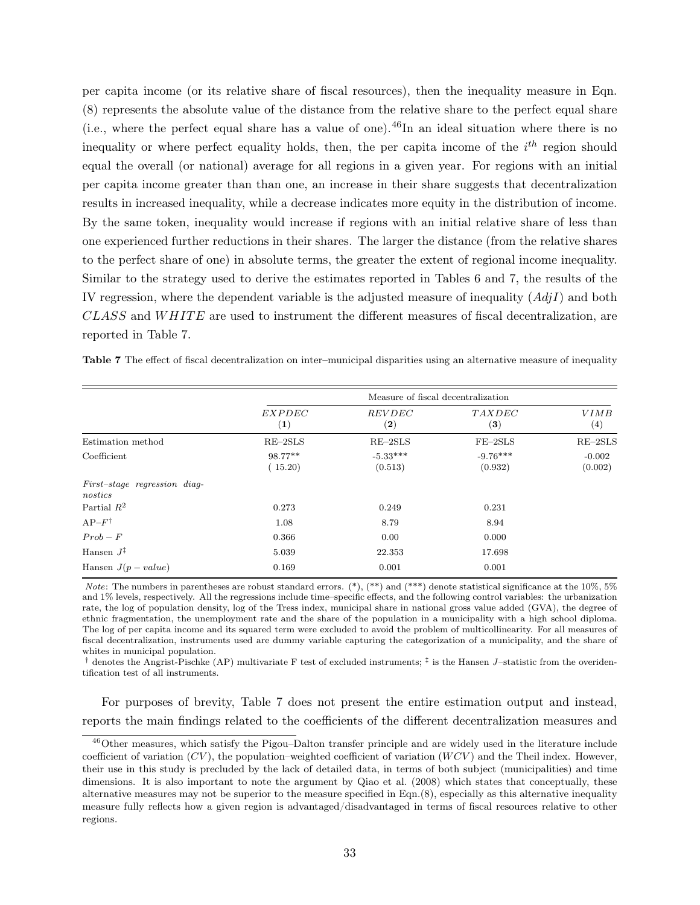per capita income (or its relative share of fiscal resources), then the inequality measure in Eqn. (8) represents the absolute value of the distance from the relative share to the perfect equal share (i.e., where the perfect equal share has a value of one).[46] In an ideal situation where there is no inequality or where perfect equality holds, then, the per capita income of the $i^{th}$ region should equal the overall (or national) average for all regions in a given year. For regions with an initial per capita income greater than than one, an increase in their share suggests that decentralization results in increased inequality, while a decrease indicates more equity in the distribution of income. By the same token, inequality would increase if regions with an initial relative share of less than one experienced further reductions in their shares. The larger the distance (from the relative shares to the perfect share of one) in absolute terms, the greater the extent of regional income inequality. Similar to the strategy used to derive the estimates reported in Tables 6 and 7, the results of the IV regression, where the dependent variable is the adjusted measure of inequality ($AdjI$) and both $CLASS$ and $WHITE$ are used to instrument the different measures of fiscal decentralization, are reported in Table 7.

**Table 7** The effect of fiscal decentralization on inter–municipal disparities using an alternative measure of inequality

| | Measure of fiscal decentralization | | | |
|---|---|---|---|---|
| | $EXPDEC$ (1) | $REVDEC$ (2) | $TAXDEC$ (3) | $VIMB$ (4) |
| Estimation method | RE–2SLS | RE–2SLS | FE–2SLS | RE–2SLS |
| Coefficient | 98.77** | -5.33*** | -9.76*** | -0.002 |
| | (15.20) | (0.513) | (0.932) | (0.002) |
| *First–stage regression diagnostics* | | | | |
| Partial $R^2$ | 0.273 | 0.249 | 0.231 | |
| AP–$F^{\dagger}$ | 1.08 | 8.79 | 8.94 | |
| $Prob-F$ | 0.366 | 0.00 | 0.000 | |
| Hansen $J^{\ddagger}$ | 5.039 | 22.353 | 17.698 | |
| Hansen $J(p-value)$ | 0.169 | 0.001 | 0.001 | |

*Note*: The numbers in parentheses are robust standard errors. (*), (**) and (***) denote statistical significance at the 10%, 5% and 1% levels, respectively. All the regressions include time–specific effects, and the following control variables: the urbanization rate, the log of population density, log of the Tress index, municipal share in national gross value added (GVA), the degree of ethnic fragmentation, the unemployment rate and the share of the population in a municipality with a high school diploma. The log of per capita income and its squared term were excluded to avoid the problem of multicollinearity. For all measures of fiscal decentralization, instruments used are dummy variable capturing the categorization of a municipality, and the share of whites in municipal population.

$^{\dagger}$ denotes the Angrist-Pischke (AP) multivariate F test of excluded instruments; $^{\ddagger}$ is the Hansen $J$–statistic from the overidentification test of all instruments.

For purposes of brevity, Table 7 does not present the entire estimation output and instead, reports the main findings related to the coefficients of the different decentralization measures and

[46] Other measures, which satisfy the Pigou–Dalton transfer principle and are widely used in the literature include coefficient of variation ($CV$), the population–weighted coefficient of variation ($WCV$) and the Theil index. However, their use in this study is precluded by the lack of detailed data, in terms of both subject (municipalities) and time dimensions. It is also important to note the argument by Qiao et al. (2008) which states that conceptually, these alternative measures may not be superior to the measure specified in Eqn.(8), especially as this alternative inequality measure fully reflects how a given region is advantaged/disadvantaged in terms of fiscal resources relative to other regions.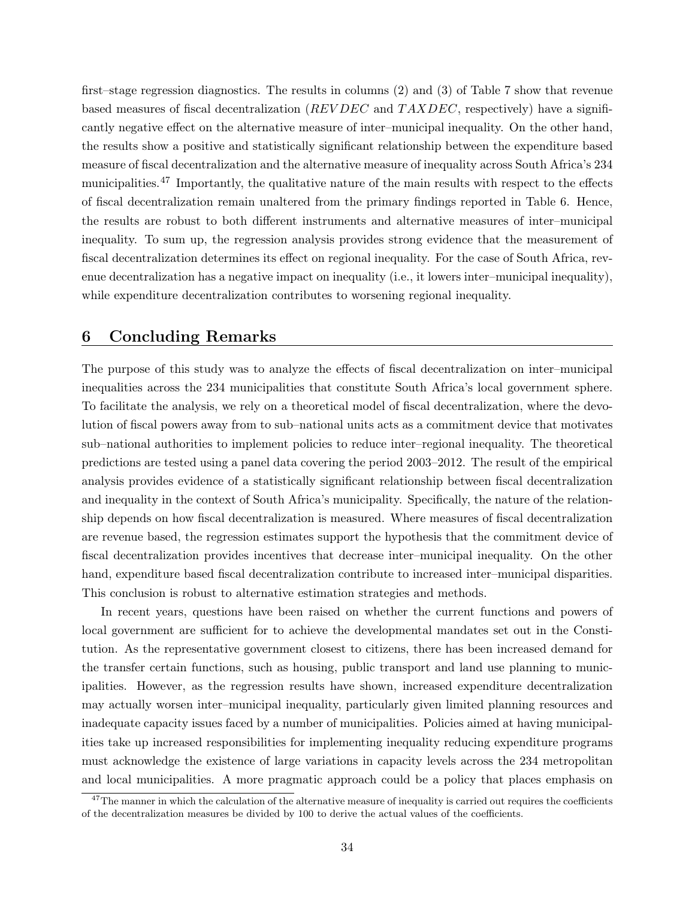first–stage regression diagnostics. The results in columns (2) and (3) of Table 7 show that revenue based measures of fiscal decentralization ($REVDEC$ and $TAXDEC$, respectively) have a significantly negative effect on the alternative measure of inter–municipal inequality. On the other hand, the results show a positive and statistically significant relationship between the expenditure based measure of fiscal decentralization and the alternative measure of inequality across South Africa's 234 municipalities.[47] Importantly, the qualitative nature of the main results with respect to the effects of fiscal decentralization remain unaltered from the primary findings reported in Table 6. Hence, the results are robust to both different instruments and alternative measures of inter–municipal inequality. To sum up, the regression analysis provides strong evidence that the measurement of fiscal decentralization determines its effect on regional inequality. For the case of South Africa, revenue decentralization has a negative impact on inequality (i.e., it lowers inter–municipal inequality), while expenditure decentralization contributes to worsening regional inequality.

## 6 Concluding Remarks

The purpose of this study was to analyze the effects of fiscal decentralization on inter–municipal inequalities across the 234 municipalities that constitute South Africa's local government sphere. To facilitate the analysis, we rely on a theoretical model of fiscal decentralization, where the devolution of fiscal powers away from to sub–national units acts as a commitment device that motivates sub–national authorities to implement policies to reduce inter–regional inequality. The theoretical predictions are tested using a panel data covering the period 2003–2012. The result of the empirical analysis provides evidence of a statistically significant relationship between fiscal decentralization and inequality in the context of South Africa's municipality. Specifically, the nature of the relationship depends on how fiscal decentralization is measured. Where measures of fiscal decentralization are revenue based, the regression estimates support the hypothesis that the commitment device of fiscal decentralization provides incentives that decrease inter–municipal inequality. On the other hand, expenditure based fiscal decentralization contribute to increased inter–municipal disparities. This conclusion is robust to alternative estimation strategies and methods.

In recent years, questions have been raised on whether the current functions and powers of local government are sufficient for to achieve the developmental mandates set out in the Constitution. As the representative government closest to citizens, there has been increased demand for the transfer certain functions, such as housing, public transport and land use planning to municipalities. However, as the regression results have shown, increased expenditure decentralization may actually worsen inter–municipal inequality, particularly given limited planning resources and inadequate capacity issues faced by a number of municipalities. Policies aimed at having municipalities take up increased responsibilities for implementing inequality reducing expenditure programs must acknowledge the existence of large variations in capacity levels across the 234 metropolitan and local municipalities. A more pragmatic approach could be a policy that places emphasis on

[47] The manner in which the calculation of the alternative measure of inequality is carried out requires the coefficients of the decentralization measures be divided by 100 to derive the actual values of the coefficients.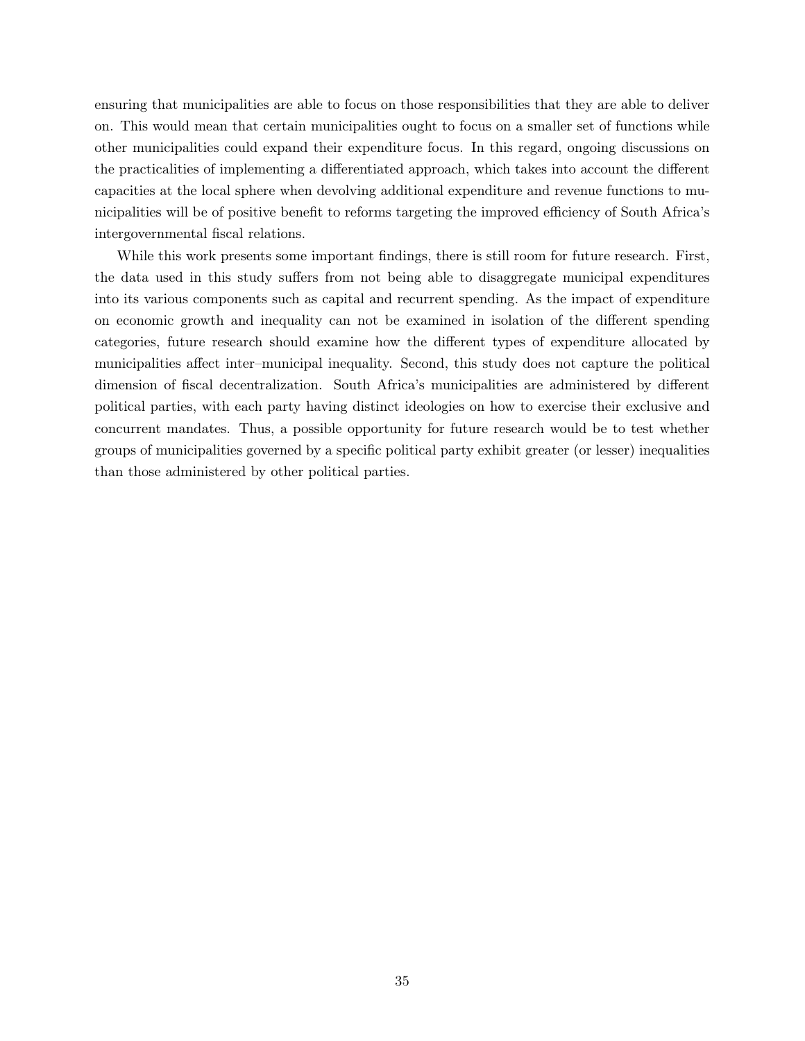ensuring that municipalities are able to focus on those responsibilities that they are able to deliver on. This would mean that certain municipalities ought to focus on a smaller set of functions while other municipalities could expand their expenditure focus. In this regard, ongoing discussions on the practicalities of implementing a differentiated approach, which takes into account the different capacities at the local sphere when devolving additional expenditure and revenue functions to municipalities will be of positive benefit to reforms targeting the improved efficiency of South Africa's intergovernmental fiscal relations.

While this work presents some important findings, there is still room for future research. First, the data used in this study suffers from not being able to disaggregate municipal expenditures into its various components such as capital and recurrent spending. As the impact of expenditure on economic growth and inequality can not be examined in isolation of the different spending categories, future research should examine how the different types of expenditure allocated by municipalities affect inter–municipal inequality. Second, this study does not capture the political dimension of fiscal decentralization. South Africa's municipalities are administered by different political parties, with each party having distinct ideologies on how to exercise their exclusive and concurrent mandates. Thus, a possible opportunity for future research would be to test whether groups of municipalities governed by a specific political party exhibit greater (or lesser) inequalities than those administered by other political parties.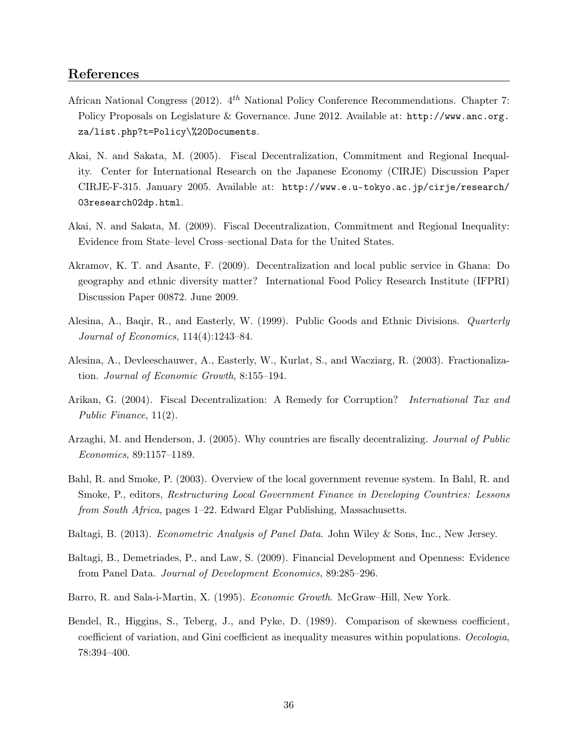## References

African National Congress (2012). $4^{th}$ National Policy Conference Recommendations. Chapter 7: Policy Proposals on Legislature & Governance. June 2012. Available at: `http://www.anc.org.za/list.php?t=Policy\%20Documents`.

Akai, N. and Sakata, M. (2005). Fiscal Decentralization, Commitment and Regional Inequality. Center for International Research on the Japanese Economy (CIRJE) Discussion Paper CIRJE-F-315. January 2005. Available at: `http://www.e.u-tokyo.ac.jp/cirje/research/03research02dp.html`.

Akai, N. and Sakata, M. (2009). Fiscal Decentralization, Commitment and Regional Inequality: Evidence from State–level Cross–sectional Data for the United States.

Akramov, K. T. and Asante, F. (2009). Decentralization and local public service in Ghana: Do geography and ethnic diversity matter? International Food Policy Research Institute (IFPRI) Discussion Paper 00872. June 2009.

Alesina, A., Baqir, R., and Easterly, W. (1999). Public Goods and Ethnic Divisions. *Quarterly Journal of Economics*, 114(4):1243–84.

Alesina, A., Devleeschauwer, A., Easterly, W., Kurlat, S., and Wacziarg, R. (2003). Fractionalization. *Journal of Economic Growth*, 8:155–194.

Arikan, G. (2004). Fiscal Decentralization: A Remedy for Corruption? *International Tax and Public Finance*, 11(2).

Arzaghi, M. and Henderson, J. (2005). Why countries are fiscally decentralizing. *Journal of Public Economics*, 89:1157–1189.

Bahl, R. and Smoke, P. (2003). Overview of the local government revenue system. In Bahl, R. and Smoke, P., editors, *Restructuring Local Government Finance in Developing Countries: Lessons from South Africa*, pages 1–22. Edward Elgar Publishing, Massachusetts.

Baltagi, B. (2013). *Econometric Analysis of Panel Data*. John Wiley & Sons, Inc., New Jersey.

Baltagi, B., Demetriades, P., and Law, S. (2009). Financial Development and Openness: Evidence from Panel Data. *Journal of Development Economics*, 89:285–296.

Barro, R. and Sala-i-Martin, X. (1995). *Economic Growth*. McGraw–Hill, New York.

Bendel, R., Higgins, S., Teberg, J., and Pyke, D. (1989). Comparison of skewness coefficient, coefficient of variation, and Gini coefficient as inequality measures within populations. *Oecologia*, 78:394–400.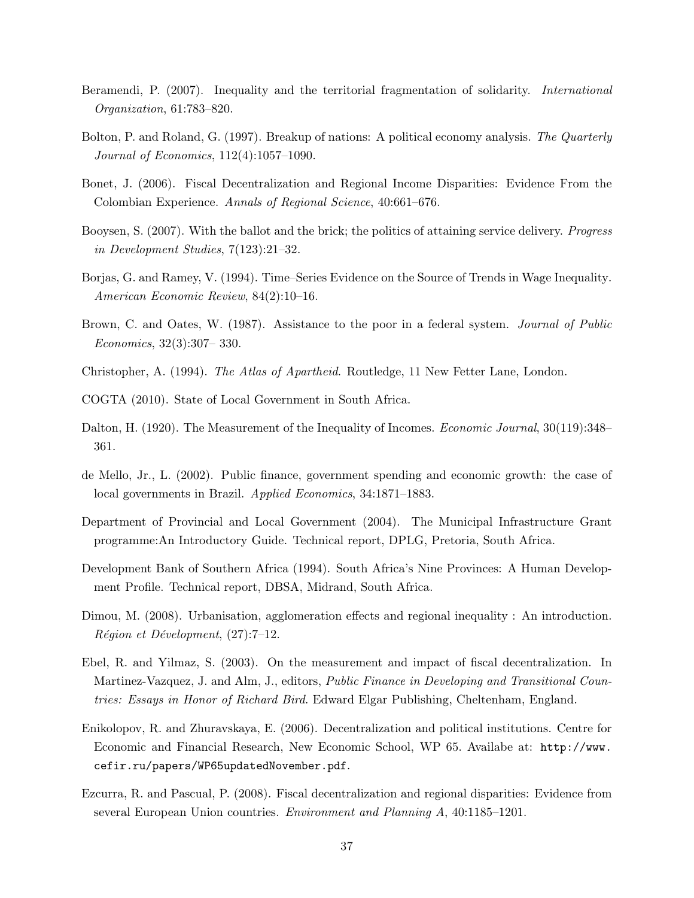Beramendi, P. (2007). Inequality and the territorial fragmentation of solidarity. *International Organization*, 61:783–820.

Bolton, P. and Roland, G. (1997). Breakup of nations: A political economy analysis. *The Quarterly Journal of Economics*, 112(4):1057–1090.

Bonet, J. (2006). Fiscal Decentralization and Regional Income Disparities: Evidence From the Colombian Experience. *Annals of Regional Science*, 40:661–676.

Booysen, S. (2007). With the ballot and the brick; the politics of attaining service delivery. *Progress in Development Studies*, 7(123):21–32.

Borjas, G. and Ramey, V. (1994). Time–Series Evidence on the Source of Trends in Wage Inequality. *American Economic Review*, 84(2):10–16.

Brown, C. and Oates, W. (1987). Assistance to the poor in a federal system. *Journal of Public Economics*, 32(3):307– 330.

Christopher, A. (1994). *The Atlas of Apartheid*. Routledge, 11 New Fetter Lane, London.

COGTA (2010). State of Local Government in South Africa.

Dalton, H. (1920). The Measurement of the Inequality of Incomes. *Economic Journal*, 30(119):348–361.

de Mello, Jr., L. (2002). Public finance, government spending and economic growth: the case of local governments in Brazil. *Applied Economics*, 34:1871–1883.

Department of Provincial and Local Government (2004). The Municipal Infrastructure Grant programme:An Introductory Guide. Technical report, DPLG, Pretoria, South Africa.

Development Bank of Southern Africa (1994). South Africa's Nine Provinces: A Human Development Profile. Technical report, DBSA, Midrand, South Africa.

Dimou, M. (2008). Urbanisation, agglomeration effects and regional inequality : An introduction. *Région et Développement*, (27):7–12.

Ebel, R. and Yilmaz, S. (2003). On the measurement and impact of fiscal decentralization. In Martinez-Vazquez, J. and Alm, J., editors, *Public Finance in Developing and Transitional Countries: Essays in Honor of Richard Bird*. Edward Elgar Publishing, Cheltenham, England.

Enikolopov, R. and Zhuravskaya, E. (2006). Decentralization and political institutions. Centre for Economic and Financial Research, New Economic School, WP 65. Availabe at: `http://www.cefir.ru/papers/WP65updatedNovember.pdf`.

Ezcurra, R. and Pascual, P. (2008). Fiscal decentralization and regional disparities: Evidence from several European Union countries. *Environment and Planning A*, 40:1185–1201.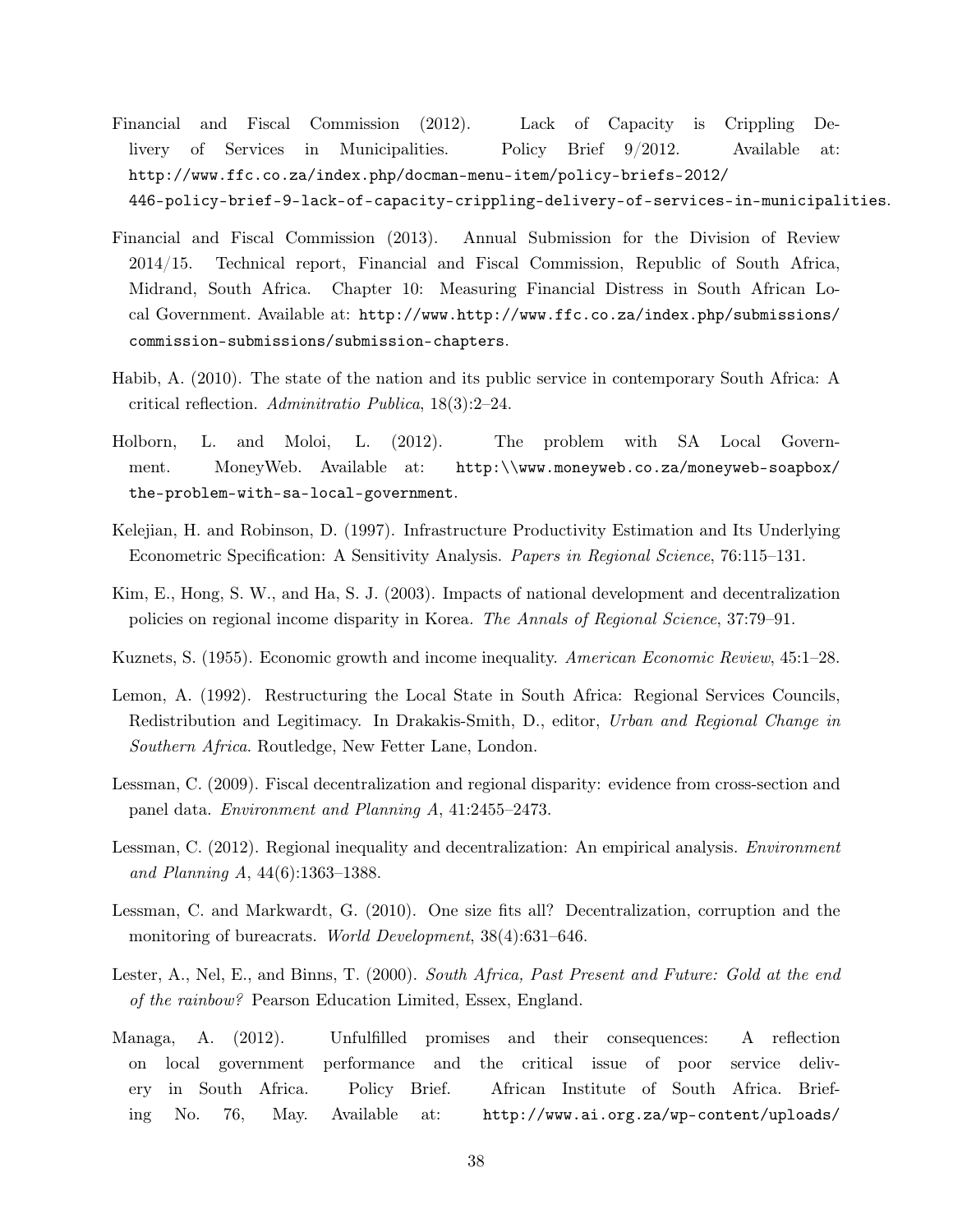Financial and Fiscal Commission (2012). Lack of Capacity is Crippling Delivery of Services in Municipalities. Policy Brief 9/2012. Available at: http://www.ffc.co.za/index.php/docman-menu-item/policy-briefs-2012/446-policy-brief-9-lack-of-capacity-crippling-delivery-of-services-in-municipalities.

Financial and Fiscal Commission (2013). Annual Submission for the Division of Review 2014/15. Technical report, Financial and Fiscal Commission, Republic of South Africa, Midrand, South Africa. Chapter 10: Measuring Financial Distress in South African Local Government. Available at: http://www.http://www.ffc.co.za/index.php/submissions/commission-submissions/submission-chapters.

Habib, A. (2010). The state of the nation and its public service in contemporary South Africa: A critical reflection. *Adminitratio Publica*, 18(3):2–24.

Holborn, L. and Moloi, L. (2012). The problem with SA Local Government. MoneyWeb. Available at: http:\\www.moneyweb.co.za/moneyweb-soapbox/the-problem-with-sa-local-government.

Kelejian, H. and Robinson, D. (1997). Infrastructure Productivity Estimation and Its Underlying Econometric Specification: A Sensitivity Analysis. *Papers in Regional Science*, 76:115–131.

Kim, E., Hong, S. W., and Ha, S. J. (2003). Impacts of national development and decentralization policies on regional income disparity in Korea. *The Annals of Regional Science*, 37:79–91.

Kuznets, S. (1955). Economic growth and income inequality. *American Economic Review*, 45:1–28.

Lemon, A. (1992). Restructuring the Local State in South Africa: Regional Services Councils, Redistribution and Legitimacy. In Drakakis-Smith, D., editor, *Urban and Regional Change in Southern Africa*. Routledge, New Fetter Lane, London.

Lessman, C. (2009). Fiscal decentralization and regional disparity: evidence from cross-section and panel data. *Environment and Planning A*, 41:2455–2473.

Lessman, C. (2012). Regional inequality and decentralization: An empirical analysis. *Environment and Planning A*, 44(6):1363–1388.

Lessman, C. and Markwardt, G. (2010). One size fits all? Decentralization, corruption and the monitoring of bureacrats. *World Development*, 38(4):631–646.

Lester, A., Nel, E., and Binns, T. (2000). *South Africa, Past Present and Future: Gold at the end of the rainbow?* Pearson Education Limited, Essex, England.

Managa, A. (2012). Unfulfilled promises and their consequences: A reflection on local government performance and the critical issue of poor service delivery in South Africa. Policy Brief. African Institute of South Africa. Briefing No. 76, May. Available at: http://www.ai.org.za/wp-content/uploads/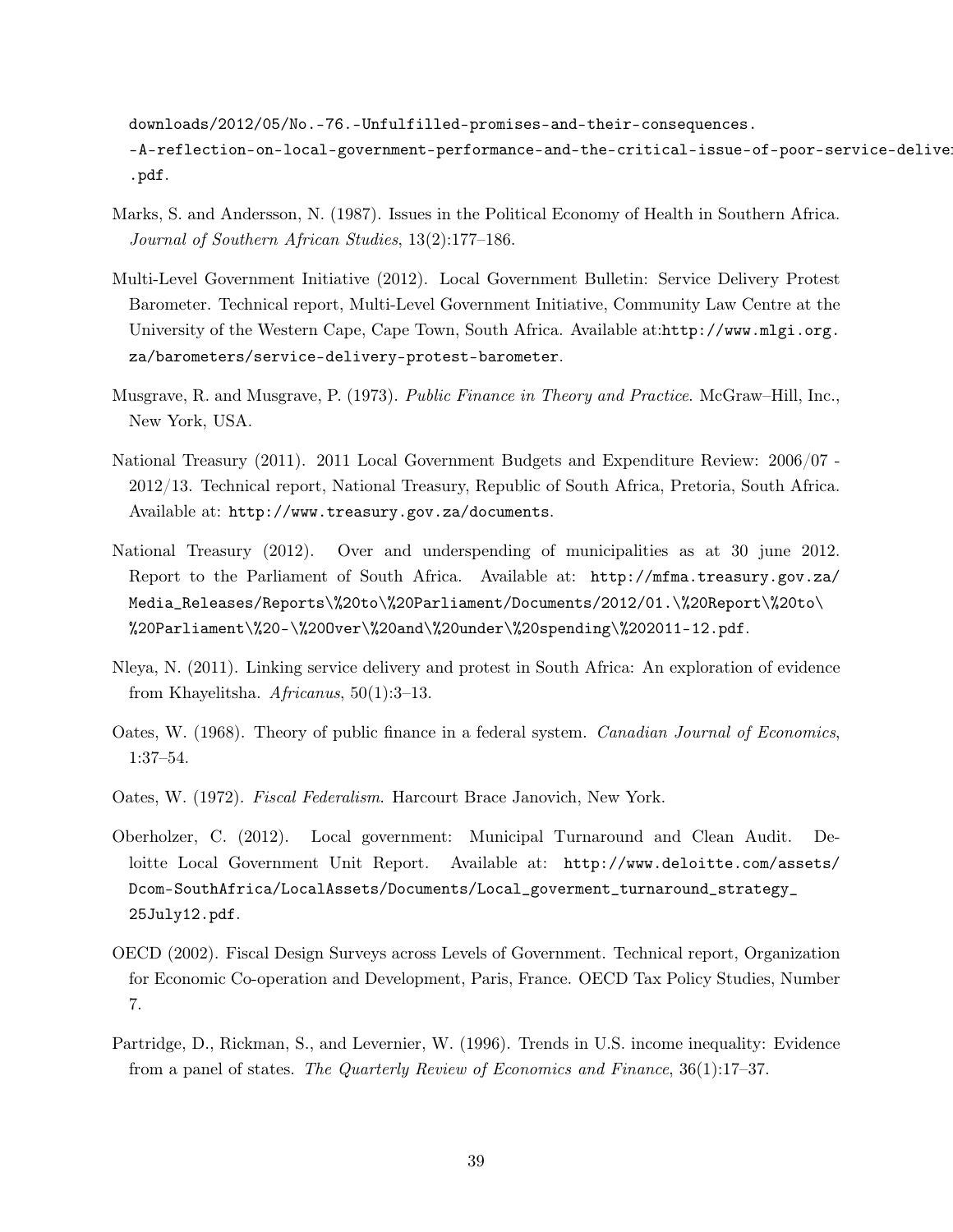downloads/2012/05/No.-76.-Unfulfilled-promises-and-their-consequences.-A-reflection-on-local-government-performance-and-the-critical-issue-of-poor-service-delivery.pdf.

Marks, S. and Andersson, N. (1987). Issues in the Political Economy of Health in Southern Africa. *Journal of Southern African Studies*, 13(2):177–186.

Multi-Level Government Initiative (2012). Local Government Bulletin: Service Delivery Protest Barometer. Technical report, Multi-Level Government Initiative, Community Law Centre at the University of the Western Cape, Cape Town, South Africa. Available at:http://www.mlgi.org.za/barometers/service-delivery-protest-barometer.

Musgrave, R. and Musgrave, P. (1973). *Public Finance in Theory and Practice*. McGraw–Hill, Inc., New York, USA.

National Treasury (2011). 2011 Local Government Budgets and Expenditure Review: 2006/07 - 2012/13. Technical report, National Treasury, Republic of South Africa, Pretoria, South Africa. Available at: http://www.treasury.gov.za/documents.

National Treasury (2012). Over and underspending of municipalities as at 30 june 2012. Report to the Parliament of South Africa. Available at: http://mfma.treasury.gov.za/Media_Releases/Reports\%20to\%20Parliament/Documents/2012/01.\%20Report\%20to\%20Parliament\%20-\%20Over\%20and\%20under\%20spending\%202011-12.pdf.

Nleya, N. (2011). Linking service delivery and protest in South Africa: An exploration of evidence from Khayelitsha. *Africanus*, 50(1):3–13.

Oates, W. (1968). Theory of public finance in a federal system. *Canadian Journal of Economics*, 1:37–54.

Oates, W. (1972). *Fiscal Federalism*. Harcourt Brace Janovich, New York.

Oberholzer, C. (2012). Local government: Municipal Turnaround and Clean Audit. Deloitte Local Government Unit Report. Available at: http://www.deloitte.com/assets/Dcom-SouthAfrica/LocalAssets/Documents/Local_goverment_turnaround_strategy_25July12.pdf.

OECD (2002). Fiscal Design Surveys across Levels of Government. Technical report, Organization for Economic Co-operation and Development, Paris, France. OECD Tax Policy Studies, Number 7.

Partridge, D., Rickman, S., and Levernier, W. (1996). Trends in U.S. income inequality: Evidence from a panel of states. *The Quarterly Review of Economics and Finance*, 36(1):17–37.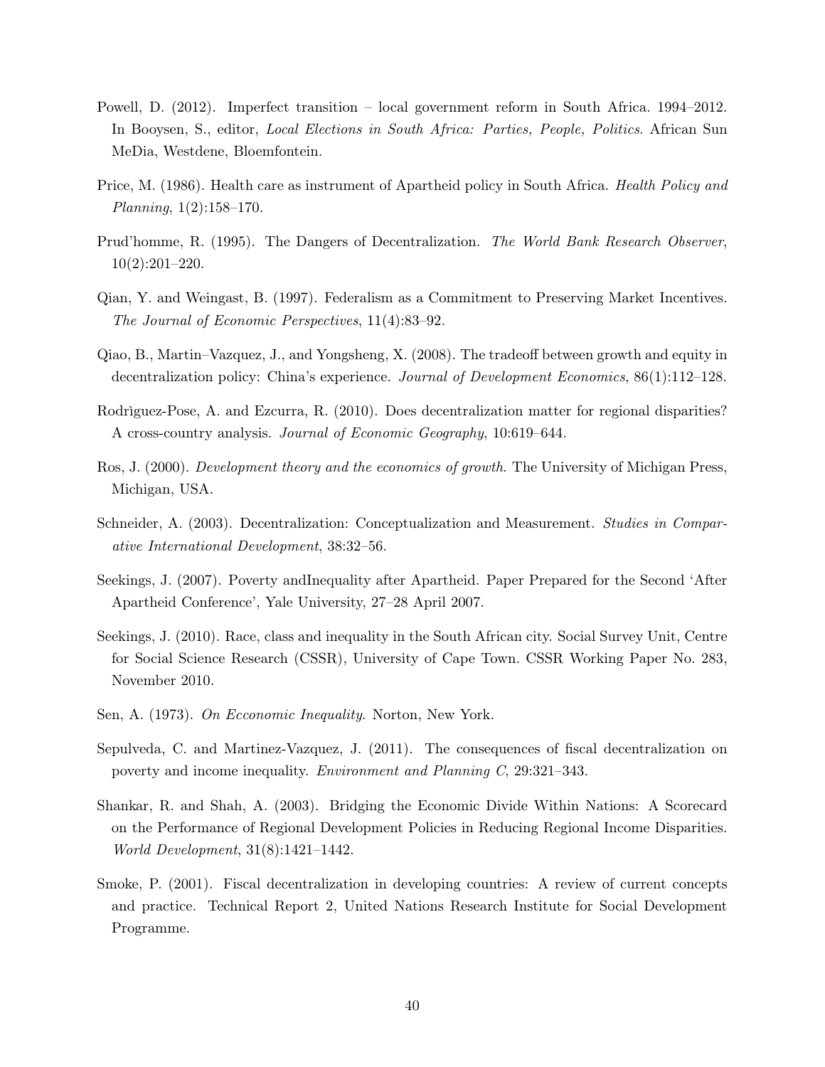Powell, D. (2012). Imperfect transition – local government reform in South Africa. 1994–2012. In Booysen, S., editor, *Local Elections in South Africa: Parties, People, Politics*. African Sun MeDia, Westdene, Bloemfontein.

Price, M. (1986). Health care as instrument of Apartheid policy in South Africa. *Health Policy and Planning*, 1(2):158–170.

Prud'homme, R. (1995). The Dangers of Decentralization. *The World Bank Research Observer*, 10(2):201–220.

Qian, Y. and Weingast, B. (1997). Federalism as a Commitment to Preserving Market Incentives. *The Journal of Economic Perspectives*, 11(4):83–92.

Qiao, B., Martin–Vazquez, J., and Yongsheng, X. (2008). The tradeoff between growth and equity in decentralization policy: China's experience. *Journal of Development Economics*, 86(1):112–128.

Rodrìguez-Pose, A. and Ezcurra, R. (2010). Does decentralization matter for regional disparities? A cross-country analysis. *Journal of Economic Geography*, 10:619–644.

Ros, J. (2000). *Development theory and the economics of growth*. The University of Michigan Press, Michigan, USA.

Schneider, A. (2003). Decentralization: Conceptualization and Measurement. *Studies in Comparative International Development*, 38:32–56.

Seekings, J. (2007). Poverty andInequality after Apartheid. Paper Prepared for the Second 'After Apartheid Conference', Yale University, 27–28 April 2007.

Seekings, J. (2010). Race, class and inequality in the South African city. Social Survey Unit, Centre for Social Science Research (CSSR), University of Cape Town. CSSR Working Paper No. 283, November 2010.

Sen, A. (1973). *On Ecconomic Inequality*. Norton, New York.

Sepulveda, C. and Martinez-Vazquez, J. (2011). The consequences of fiscal decentralization on poverty and income inequality. *Environment and Planning C*, 29:321–343.

Shankar, R. and Shah, A. (2003). Bridging the Economic Divide Within Nations: A Scorecard on the Performance of Regional Development Policies in Reducing Regional Income Disparities. *World Development*, 31(8):1421–1442.

Smoke, P. (2001). Fiscal decentralization in developing countries: A review of current concepts and practice. Technical Report 2, United Nations Research Institute for Social Development Programme.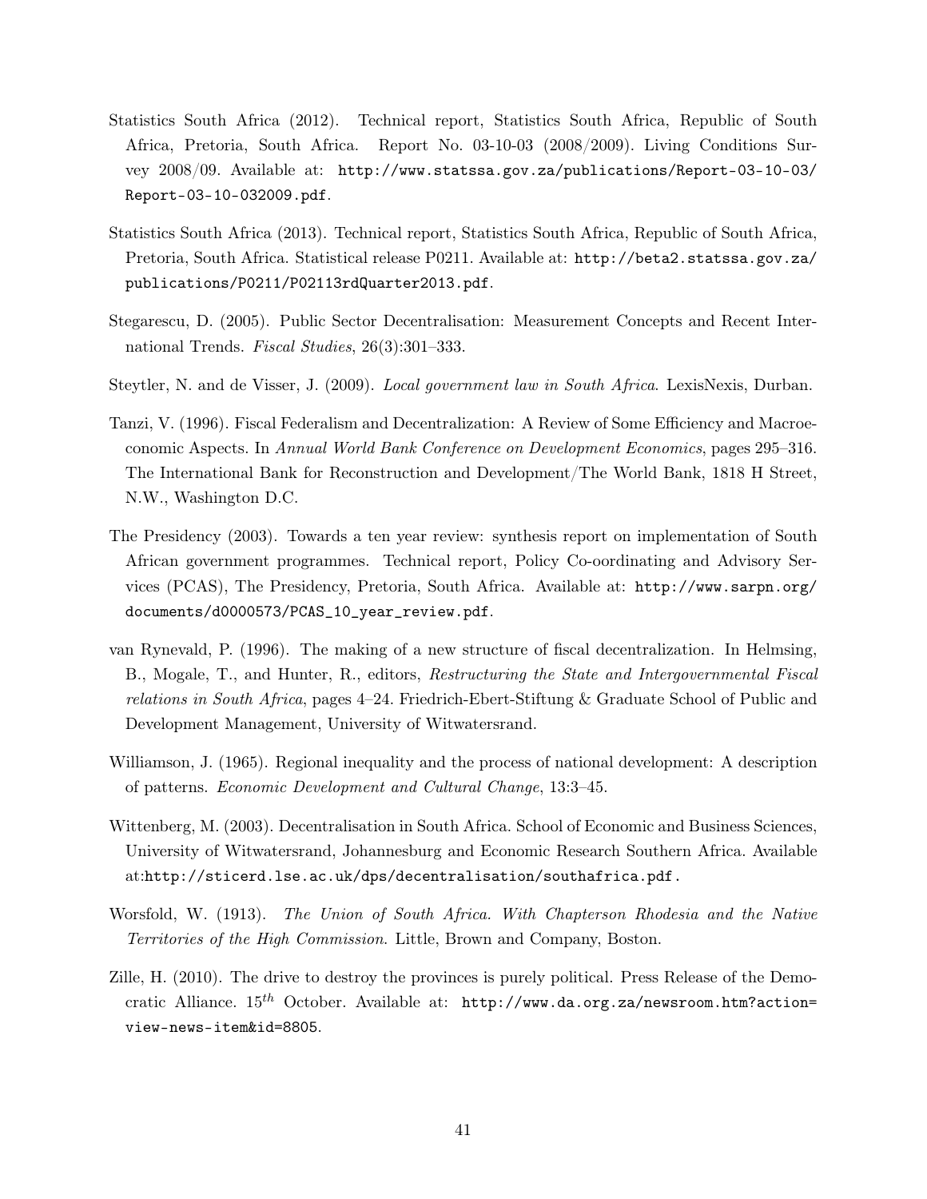Statistics South Africa (2012). Technical report, Statistics South Africa, Republic of South Africa, Pretoria, South Africa. Report No. 03-10-03 (2008/2009). Living Conditions Survey 2008/09. Available at: http://www.statssa.gov.za/publications/Report-03-10-03/Report-03-10-032009.pdf.

Statistics South Africa (2013). Technical report, Statistics South Africa, Republic of South Africa, Pretoria, South Africa. Statistical release P0211. Available at: http://beta2.statssa.gov.za/publications/P0211/P02113rdQuarter2013.pdf.

Stegarescu, D. (2005). Public Sector Decentralisation: Measurement Concepts and Recent International Trends. *Fiscal Studies*, 26(3):301–333.

Steytler, N. and de Visser, J. (2009). *Local government law in South Africa*. LexisNexis, Durban.

Tanzi, V. (1996). Fiscal Federalism and Decentralization: A Review of Some Efficiency and Macroeconomic Aspects. In *Annual World Bank Conference on Development Economics*, pages 295–316. The International Bank for Reconstruction and Development/The World Bank, 1818 H Street, N.W., Washington D.C.

The Presidency (2003). Towards a ten year review: synthesis report on implementation of South African government programmes. Technical report, Policy Co-oordinating and Advisory Services (PCAS), The Presidency, Pretoria, South Africa. Available at: http://www.sarpn.org/documents/d0000573/PCAS_10_year_review.pdf.

van Ryneveld, P. (1996). The making of a new structure of fiscal decentralization. In Helmsing, B., Mogale, T., and Hunter, R., editors, *Restructuring the State and Intergovernmental Fiscal relations in South Africa*, pages 4–24. Friedrich-Ebert-Stiftung & Graduate School of Public and Development Management, University of Witwatersrand.

Williamson, J. (1965). Regional inequality and the process of national development: A description of patterns. *Economic Development and Cultural Change*, 13:3–45.

Wittenberg, M. (2003). Decentralisation in South Africa. School of Economic and Business Sciences, University of Witwatersrand, Johannesburg and Economic Research Southern Africa. Available at:http://sticerd.lse.ac.uk/dps/decentralisation/southafrica.pdf.

Worsfold, W. (1913). *The Union of South Africa. With Chapterson Rhodesia and the Native Territories of the High Commission*. Little, Brown and Company, Boston.

Zille, H. (2010). The drive to destroy the provinces is purely political. Press Release of the Democratic Alliance. $15^{th}$ October. Available at: http://www.da.org.za/newsroom.htm?action=view-news-item&id=8805.